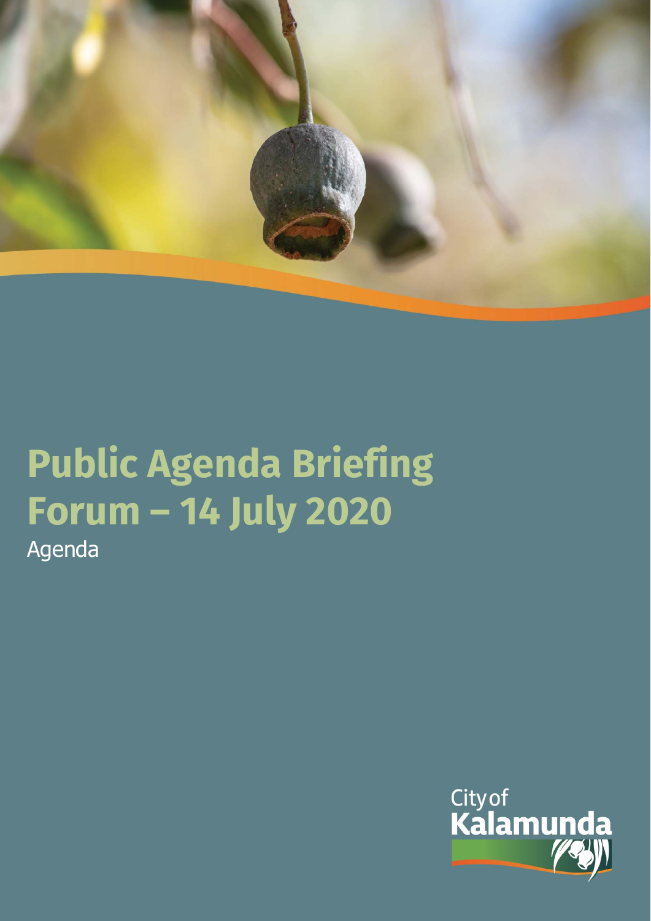# Public Agenda Briefing Forum – 14 July 2020

Agenda

City of Kalamunda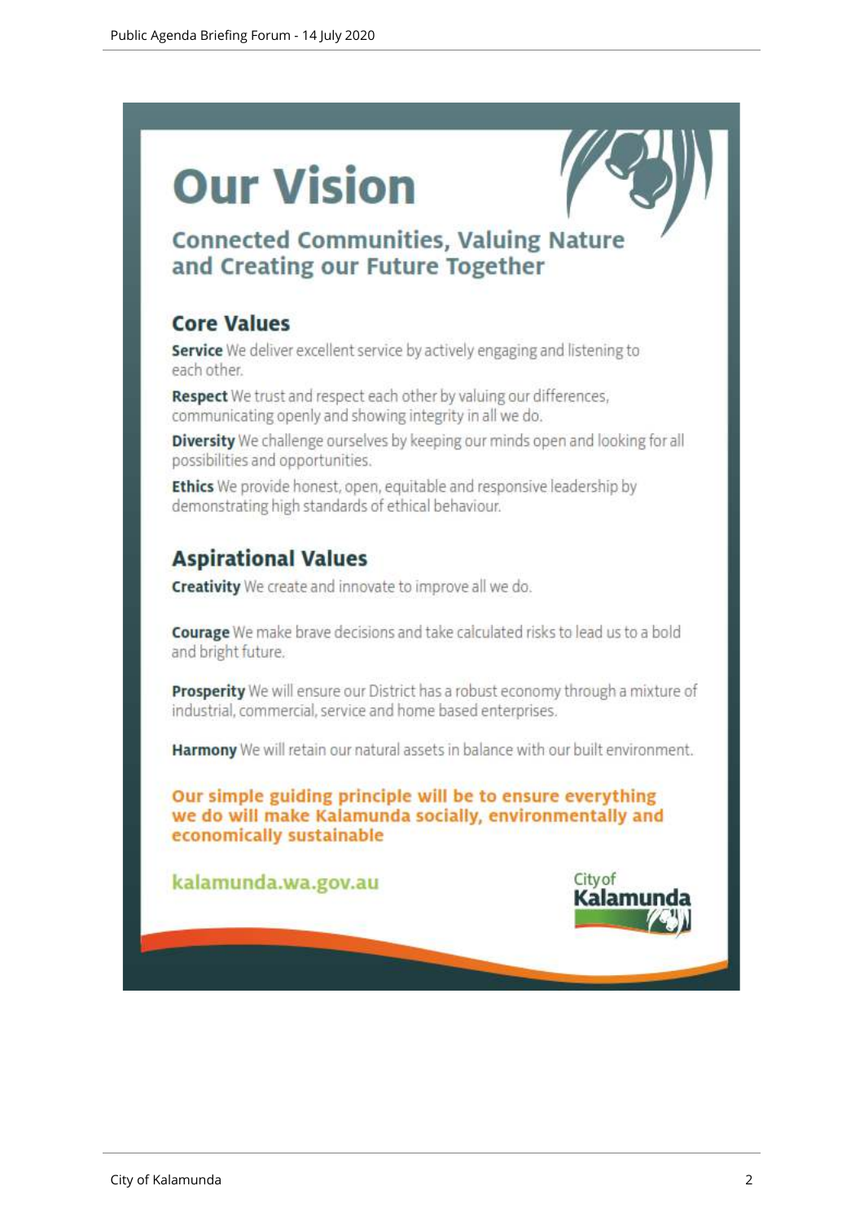# Our Vision

## Connected Communities, Valuing Nature and Creating our Future Together

### Core Values

**Service** We deliver excellent service by actively engaging and listening to each other.

**Respect** We trust and respect each other by valuing our differences, communicating openly and showing integrity in all we do.

**Diversity** We challenge ourselves by keeping our minds open and looking for all possibilities and opportunities.

**Ethics** We provide honest, open, equitable and responsive leadership by demonstrating high standards of ethical behaviour.

### Aspirational Values

**Creativity** We create and innovate to improve all we do.

**Courage** We make brave decisions and take calculated risks to lead us to a bold and bright future.

**Prosperity** We will ensure our District has a robust economy through a mixture of industrial, commercial, service and home based enterprises.

**Harmony** We will retain our natural assets in balance with our built environment.

**Our simple guiding principle will be to ensure everything we do will make Kalamunda socially, environmentally and economically sustainable**

kalamunda.wa.gov.au

City of Kalamunda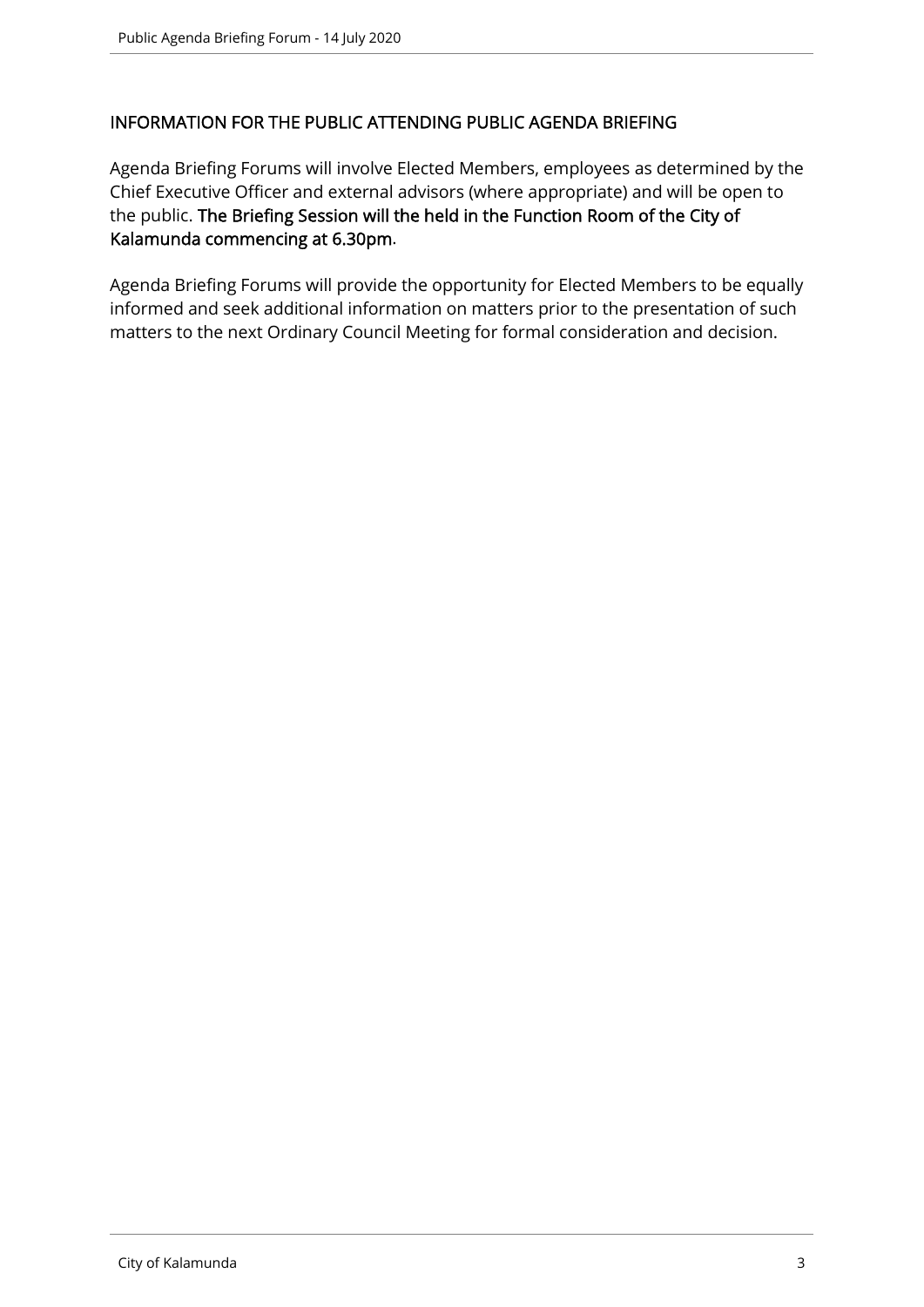## INFORMATION FOR THE PUBLIC ATTENDING PUBLIC AGENDA BRIEFING

Agenda Briefing Forums will involve Elected Members, employees as determined by the Chief Executive Officer and external advisors (where appropriate) and will be open to the public. **The Briefing Session will the held in the Function Room of the City of Kalamunda commencing at 6.30pm**.

Agenda Briefing Forums will provide the opportunity for Elected Members to be equally informed and seek additional information on matters prior to the presentation of such matters to the next Ordinary Council Meeting for formal consideration and decision.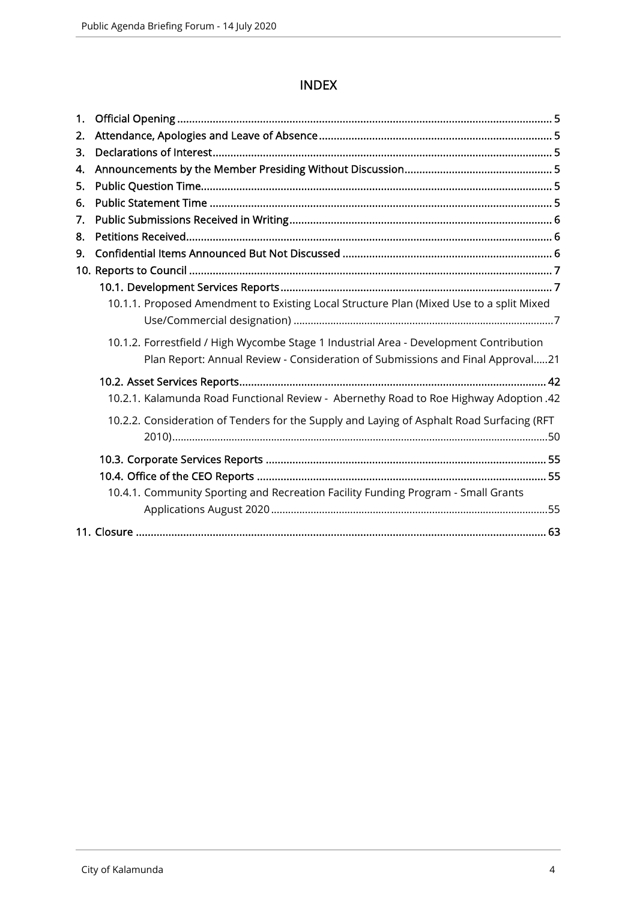# INDEX

1. Official Opening ... 5
2. Attendance, Apologies and Leave of Absence ... 5
3. Declarations of Interest ... 5
4. Announcements by the Member Presiding Without Discussion ... 5
5. Public Question Time ... 5
6. Public Statement Time ... 5
7. Public Submissions Received in Writing ... 6
8. Petitions Received ... 6
9. Confidential Items Announced But Not Discussed ... 6
10. Reports to Council ... 7
    - 10.1. Development Services Reports ... 7
        - 10.1.1. Proposed Amendment to Existing Local Structure Plan (Mixed Use to a split Mixed Use/Commercial designation) ... 7
        - 10.1.2. Forrestfield / High Wycombe Stage 1 Industrial Area - Development Contribution Plan Report: Annual Review - Consideration of Submissions and Final Approval ... 21
    - 10.2. Asset Services Reports ... 42
        - 10.2.1. Kalamunda Road Functional Review - Abernethy Road to Roe Highway Adoption ... 42
        - 10.2.2. Consideration of Tenders for the Supply and Laying of Asphalt Road Surfacing (RFT 2010) ... 50
    - 10.3. Corporate Services Reports ... 55
    - 10.4. Office of the CEO Reports ... 55
        - 10.4.1. Community Sporting and Recreation Facility Funding Program - Small Grants Applications August 2020 ... 55
11. Closure ... 63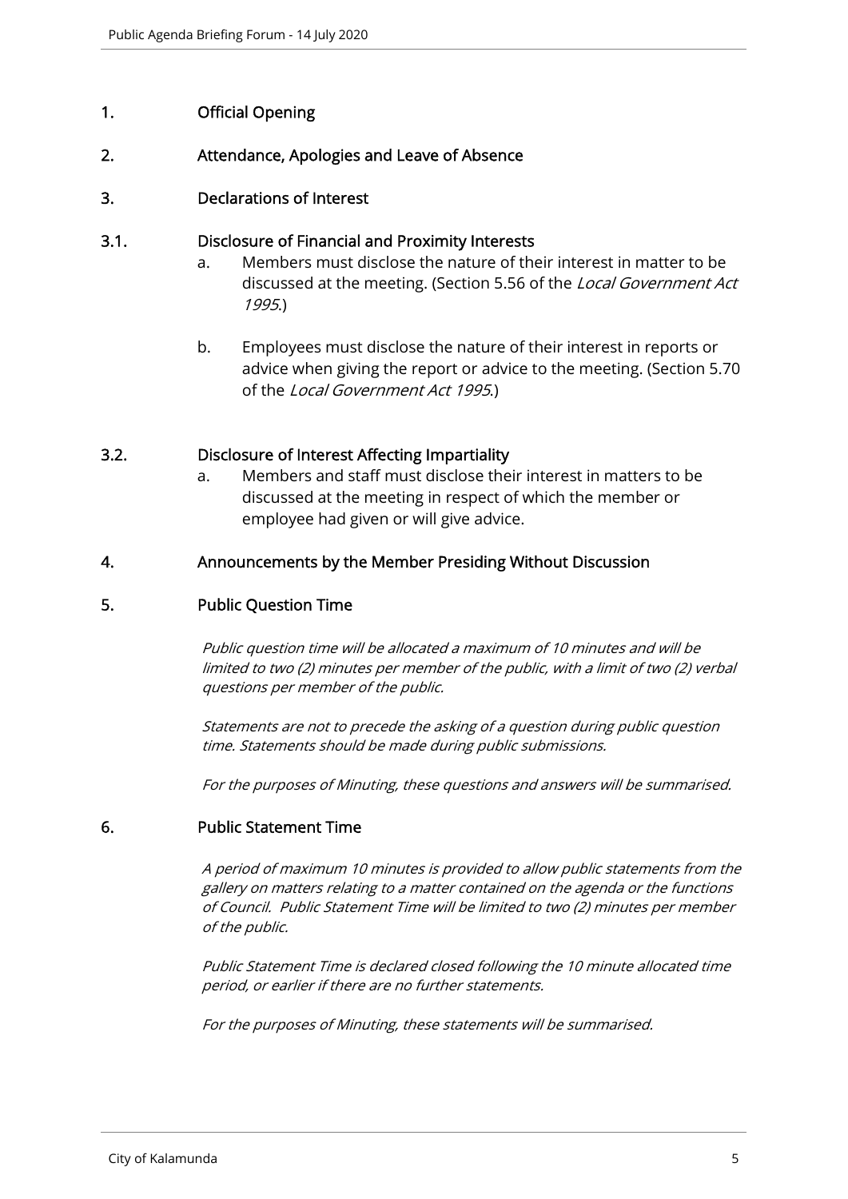## 1. Official Opening

## 2. Attendance, Apologies and Leave of Absence

## 3. Declarations of Interest

### 3.1. Disclosure of Financial and Proximity Interests

a. Members must disclose the nature of their interest in matter to be discussed at the meeting. (Section 5.56 of the *Local Government Act 1995*.)

b. Employees must disclose the nature of their interest in reports or advice when giving the report or advice to the meeting. (Section 5.70 of the *Local Government Act 1995*.)

### 3.2. Disclosure of Interest Affecting Impartiality

a. Members and staff must disclose their interest in matters to be discussed at the meeting in respect of which the member or employee had given or will give advice.

## 4. Announcements by the Member Presiding Without Discussion

## 5. Public Question Time

*Public question time will be allocated a maximum of 10 minutes and will be limited to two (2) minutes per member of the public, with a limit of two (2) verbal questions per member of the public.*

*Statements are not to precede the asking of a question during public question time. Statements should be made during public submissions.*

*For the purposes of Minuting, these questions and answers will be summarised.*

## 6. Public Statement Time

*A period of maximum 10 minutes is provided to allow public statements from the gallery on matters relating to a matter contained on the agenda or the functions of Council. Public Statement Time will be limited to two (2) minutes per member of the public.*

*Public Statement Time is declared closed following the 10 minute allocated time period, or earlier if there are no further statements.*

*For the purposes of Minuting, these statements will be summarised.*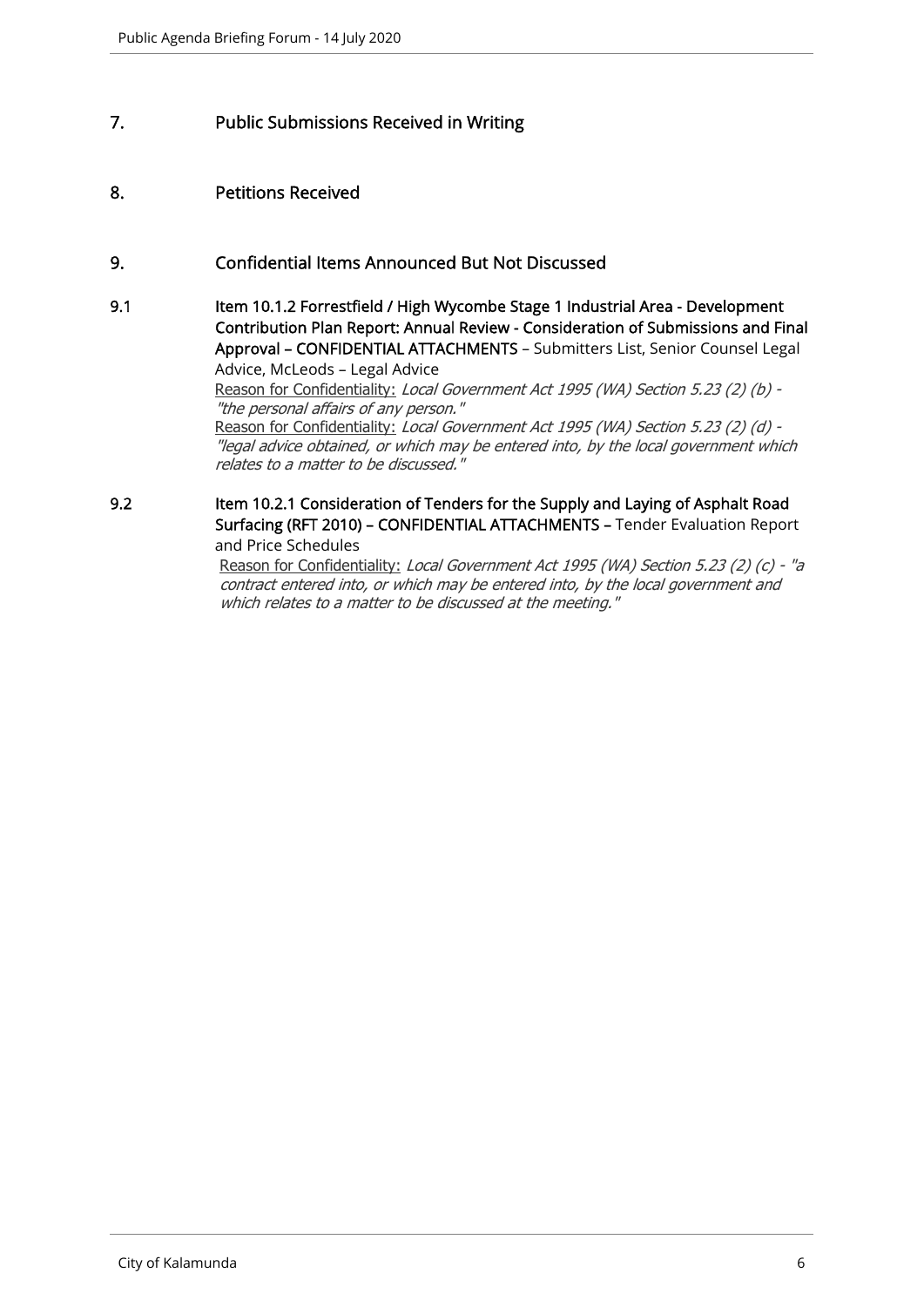## 7. Public Submissions Received in Writing

## 8. Petitions Received

## 9. Confidential Items Announced But Not Discussed

9.1 **Item 10.1.2 Forrestfield / High Wycombe Stage 1 Industrial Area - Development Contribution Plan Report: Annual Review - Consideration of Submissions and Final Approval – CONFIDENTIAL ATTACHMENTS** – Submitters List, Senior Counsel Legal Advice, McLeods – Legal Advice

Reason for Confidentiality: *Local Government Act 1995 (WA) Section 5.23 (2) (b) - "the personal affairs of any person."*

Reason for Confidentiality: *Local Government Act 1995 (WA) Section 5.23 (2) (d) - "legal advice obtained, or which may be entered into, by the local government which relates to a matter to be discussed."*

9.2 **Item 10.2.1 Consideration of Tenders for the Supply and Laying of Asphalt Road Surfacing (RFT 2010) – CONFIDENTIAL ATTACHMENTS –** Tender Evaluation Report and Price Schedules

Reason for Confidentiality: *Local Government Act 1995 (WA) Section 5.23 (2) (c) - "a contract entered into, or which may be entered into, by the local government and which relates to a matter to be discussed at the meeting."*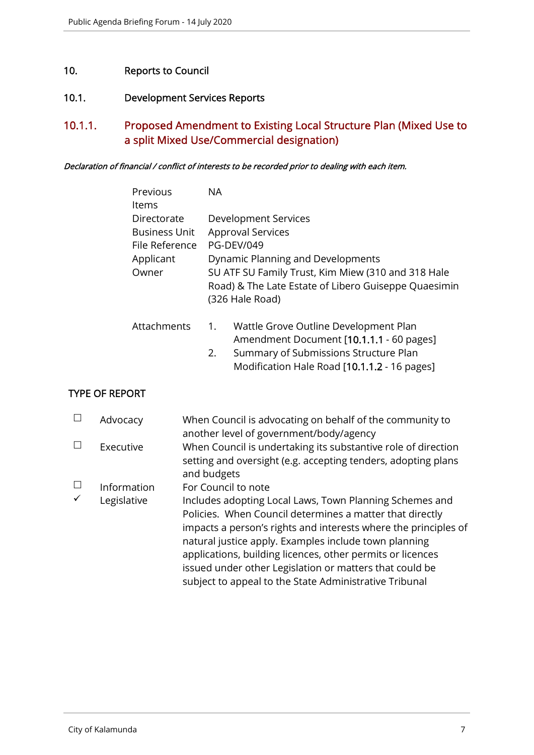# 10. Reports to Council

## 10.1. Development Services Reports

### 10.1.1. Proposed Amendment to Existing Local Structure Plan (Mixed Use to a split Mixed Use/Commercial designation)

***Declaration of financial / conflict of interests to be recorded prior to dealing with each item.***

| | |
|---|---|
| Previous Items | NA |
| Directorate | Development Services |
| Business Unit | Approval Services |
| File Reference | PG-DEV/049 |
| Applicant | Dynamic Planning and Developments |
| Owner | SU ATF SU Family Trust, Kim Miew (310 and 318 Hale Road) & The Late Estate of Libero Guiseppe Quaesimin (326 Hale Road) |
| Attachments | 1. Wattle Grove Outline Development Plan Amendment Document [10.1.1.1 - 60 pages]<br>2. Summary of Submissions Structure Plan Modification Hale Road [10.1.1.2 - 16 pages] |

## TYPE OF REPORT

| | | |
|---|---|---|
| ☐ | Advocacy | When Council is advocating on behalf of the community to another level of government/body/agency |
| ☐ | Executive | When Council is undertaking its substantive role of direction setting and oversight (e.g. accepting tenders, adopting plans and budgets |
| ☐ | Information | For Council to note |
| ✓ | Legislative | Includes adopting Local Laws, Town Planning Schemes and Policies. When Council determines a matter that directly impacts a person's rights and interests where the principles of natural justice apply. Examples include town planning applications, building licences, other permits or licences issued under other Legislation or matters that could be subject to appeal to the State Administrative Tribunal |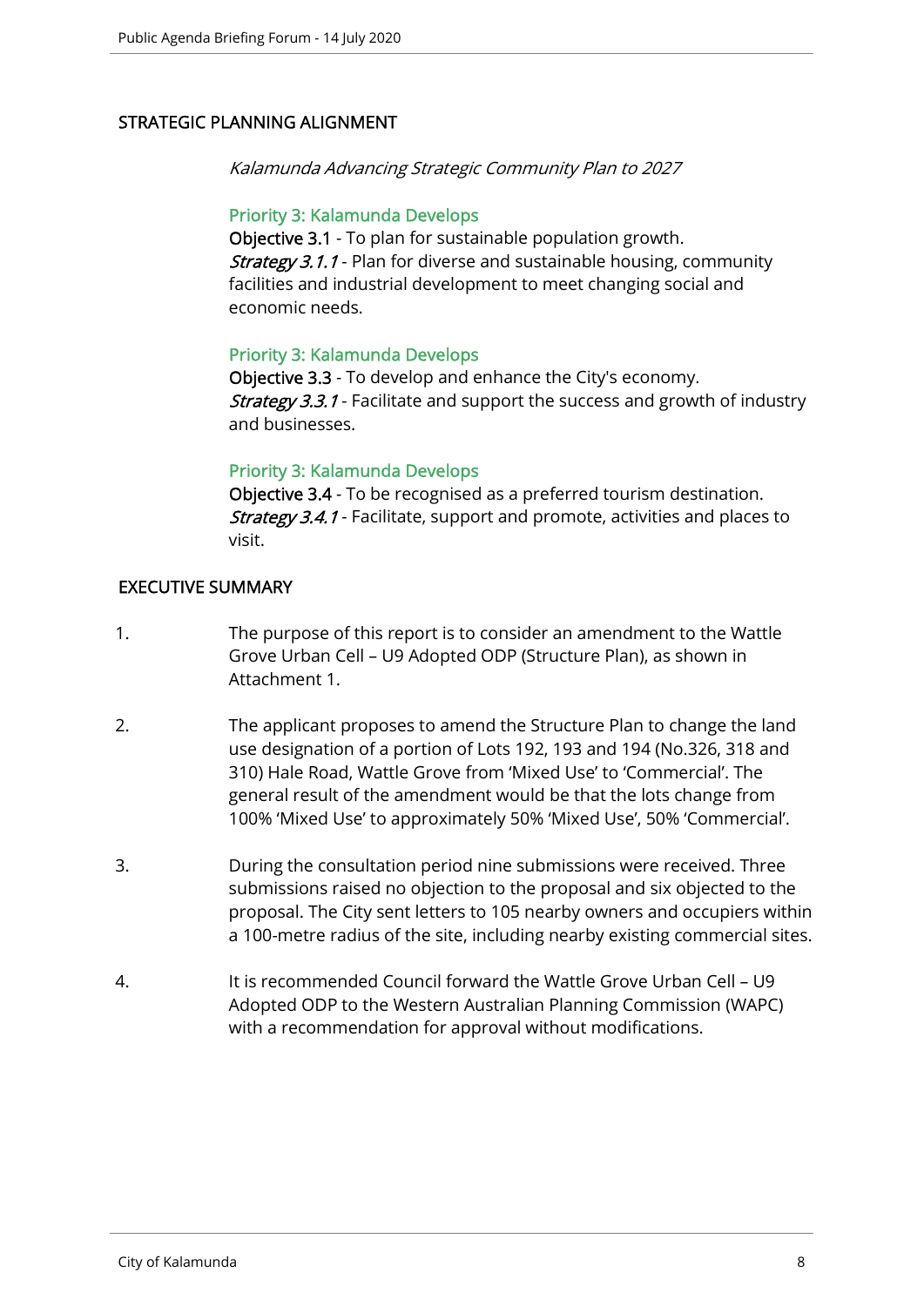## STRATEGIC PLANNING ALIGNMENT

*Kalamunda Advancing Strategic Community Plan to 2027*

Priority 3: Kalamunda Develops
**Objective 3.1** - To plan for sustainable population growth.
***Strategy 3.1.1*** - Plan for diverse and sustainable housing, community facilities and industrial development to meet changing social and economic needs.

Priority 3: Kalamunda Develops
**Objective 3.3** - To develop and enhance the City's economy.
***Strategy 3.3.1*** - Facilitate and support the success and growth of industry and businesses.

Priority 3: Kalamunda Develops
**Objective 3.4** - To be recognised as a preferred tourism destination.
***Strategy 3.4.1*** - Facilitate, support and promote, activities and places to visit.

## EXECUTIVE SUMMARY

1. The purpose of this report is to consider an amendment to the Wattle Grove Urban Cell – U9 Adopted ODP (Structure Plan), as shown in Attachment 1.

2. The applicant proposes to amend the Structure Plan to change the land use designation of a portion of Lots 192, 193 and 194 (No.326, 318 and 310) Hale Road, Wattle Grove from 'Mixed Use' to 'Commercial'. The general result of the amendment would be that the lots change from 100% 'Mixed Use' to approximately 50% 'Mixed Use', 50% 'Commercial'.

3. During the consultation period nine submissions were received. Three submissions raised no objection to the proposal and six objected to the proposal. The City sent letters to 105 nearby owners and occupiers within a 100-metre radius of the site, including nearby existing commercial sites.

4. It is recommended Council forward the Wattle Grove Urban Cell – U9 Adopted ODP to the Western Australian Planning Commission (WAPC) with a recommendation for approval without modifications.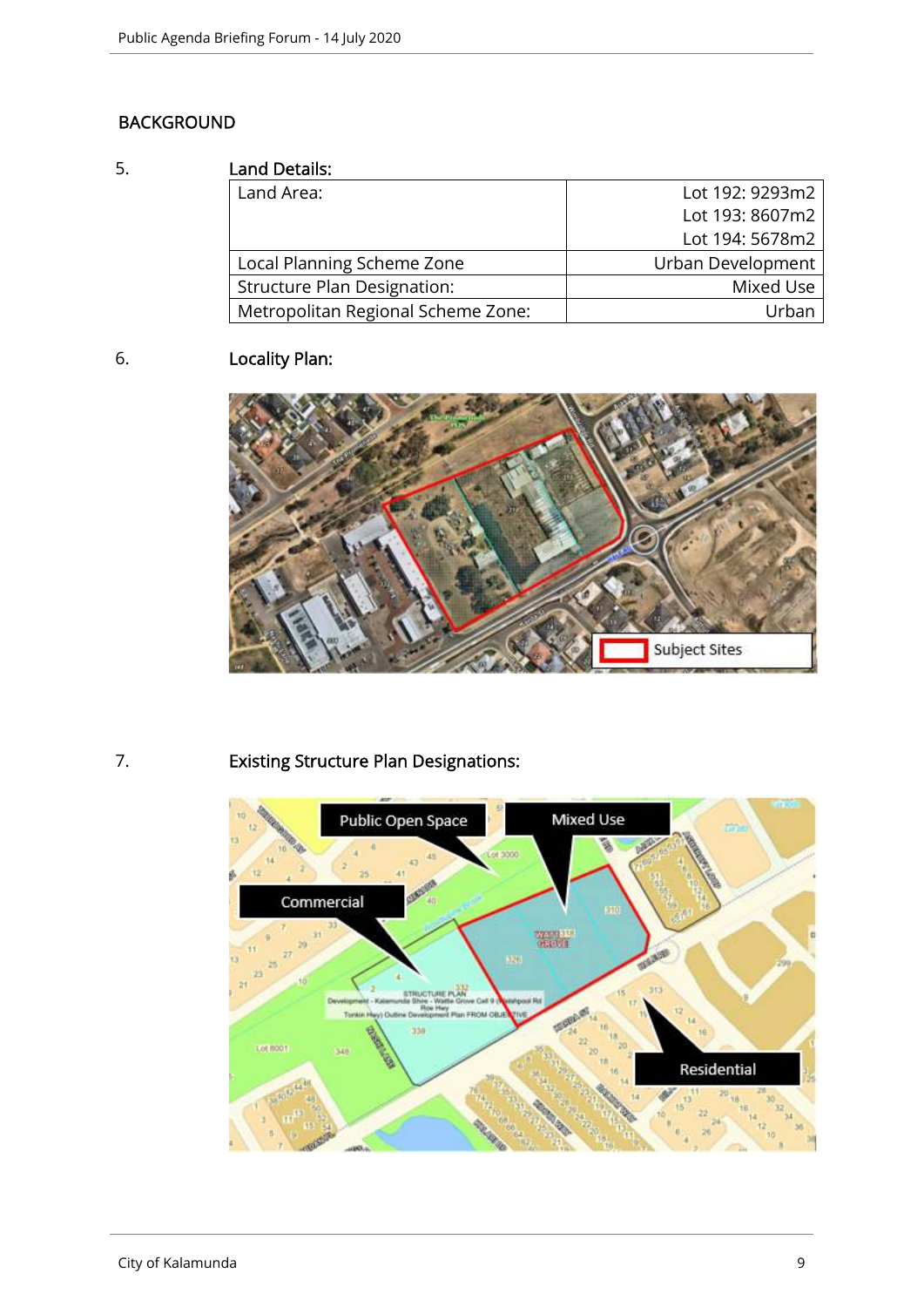## BACKGROUND

5. **Land Details:**

| | |
|---|---|
| Land Area: | Lot 192: 9293m2<br>Lot 193: 8607m2<br>Lot 194: 5678m2 |
| Local Planning Scheme Zone | Urban Development |
| Structure Plan Designation: | Mixed Use |
| Metropolitan Regional Scheme Zone: | Urban |

6. **Locality Plan:**

7. **Existing Structure Plan Designations:**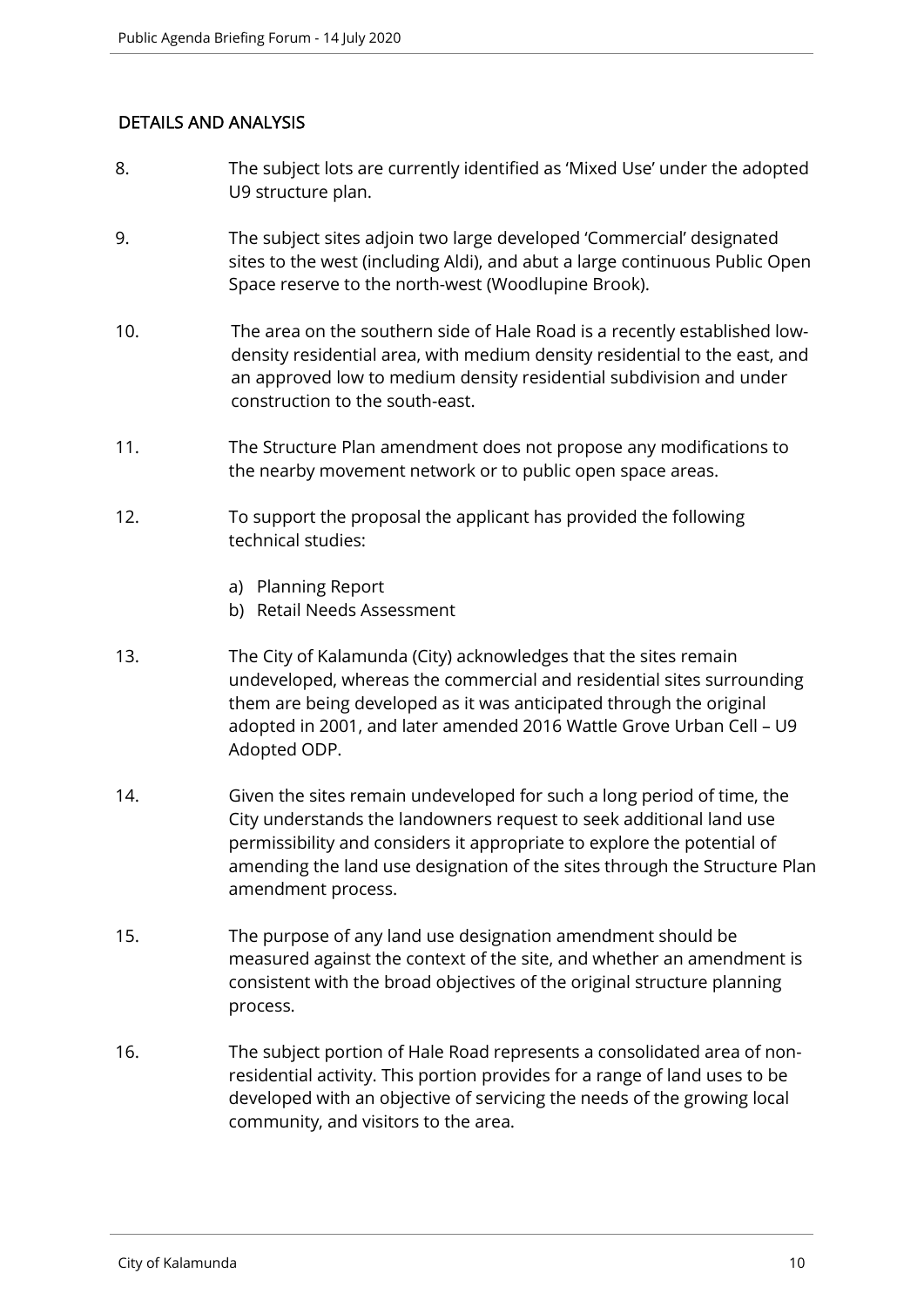## DETAILS AND ANALYSIS

8. The subject lots are currently identified as 'Mixed Use' under the adopted U9 structure plan.

9. The subject sites adjoin two large developed 'Commercial' designated sites to the west (including Aldi), and abut a large continuous Public Open Space reserve to the north-west (Woodlupine Brook).

10. The area on the southern side of Hale Road is a recently established low-density residential area, with medium density residential to the east, and an approved low to medium density residential subdivision and under construction to the south-east.

11. The Structure Plan amendment does not propose any modifications to the nearby movement network or to public open space areas.

12. To support the proposal the applicant has provided the following technical studies:

    a) Planning Report
    b) Retail Needs Assessment

13. The City of Kalamunda (City) acknowledges that the sites remain undeveloped, whereas the commercial and residential sites surrounding them are being developed as it was anticipated through the original adopted in 2001, and later amended 2016 Wattle Grove Urban Cell – U9 Adopted ODP.

14. Given the sites remain undeveloped for such a long period of time, the City understands the landowners request to seek additional land use permissibility and considers it appropriate to explore the potential of amending the land use designation of the sites through the Structure Plan amendment process.

15. The purpose of any land use designation amendment should be measured against the context of the site, and whether an amendment is consistent with the broad objectives of the original structure planning process.

16. The subject portion of Hale Road represents a consolidated area of non-residential activity. This portion provides for a range of land uses to be developed with an objective of servicing the needs of the growing local community, and visitors to the area.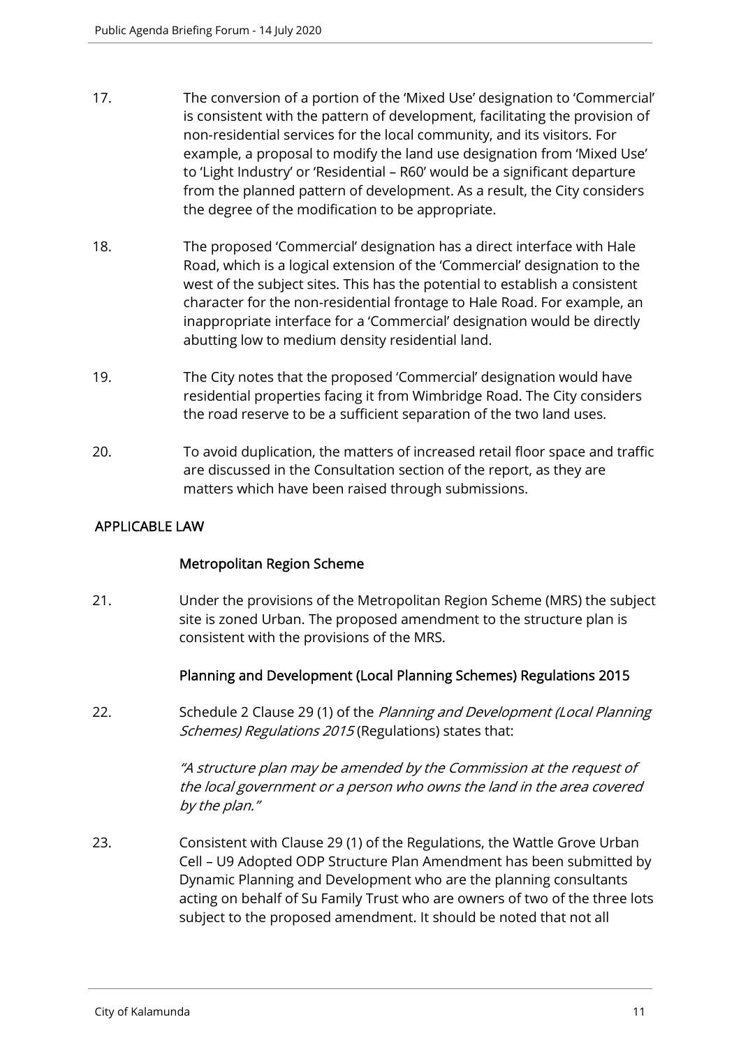17. The conversion of a portion of the 'Mixed Use' designation to 'Commercial' is consistent with the pattern of development, facilitating the provision of non-residential services for the local community, and its visitors. For example, a proposal to modify the land use designation from 'Mixed Use' to 'Light Industry' or 'Residential – R60' would be a significant departure from the planned pattern of development. As a result, the City considers the degree of the modification to be appropriate.

18. The proposed 'Commercial' designation has a direct interface with Hale Road, which is a logical extension of the 'Commercial' designation to the west of the subject sites. This has the potential to establish a consistent character for the non-residential frontage to Hale Road. For example, an inappropriate interface for a 'Commercial' designation would be directly abutting low to medium density residential land.

19. The City notes that the proposed 'Commercial' designation would have residential properties facing it from Wimbridge Road. The City considers the road reserve to be a sufficient separation of the two land uses.

20. To avoid duplication, the matters of increased retail floor space and traffic are discussed in the Consultation section of the report, as they are matters which have been raised through submissions.

## APPLICABLE LAW

### Metropolitan Region Scheme

21. Under the provisions of the Metropolitan Region Scheme (MRS) the subject site is zoned Urban. The proposed amendment to the structure plan is consistent with the provisions of the MRS.

### Planning and Development (Local Planning Schemes) Regulations 2015

22. Schedule 2 Clause 29 (1) of the *Planning and Development (Local Planning Schemes) Regulations 2015* (Regulations) states that:

    *"A structure plan may be amended by the Commission at the request of the local government or a person who owns the land in the area covered by the plan."*

23. Consistent with Clause 29 (1) of the Regulations, the Wattle Grove Urban Cell – U9 Adopted ODP Structure Plan Amendment has been submitted by Dynamic Planning and Development who are the planning consultants acting on behalf of Su Family Trust who are owners of two of the three lots subject to the proposed amendment. It should be noted that not all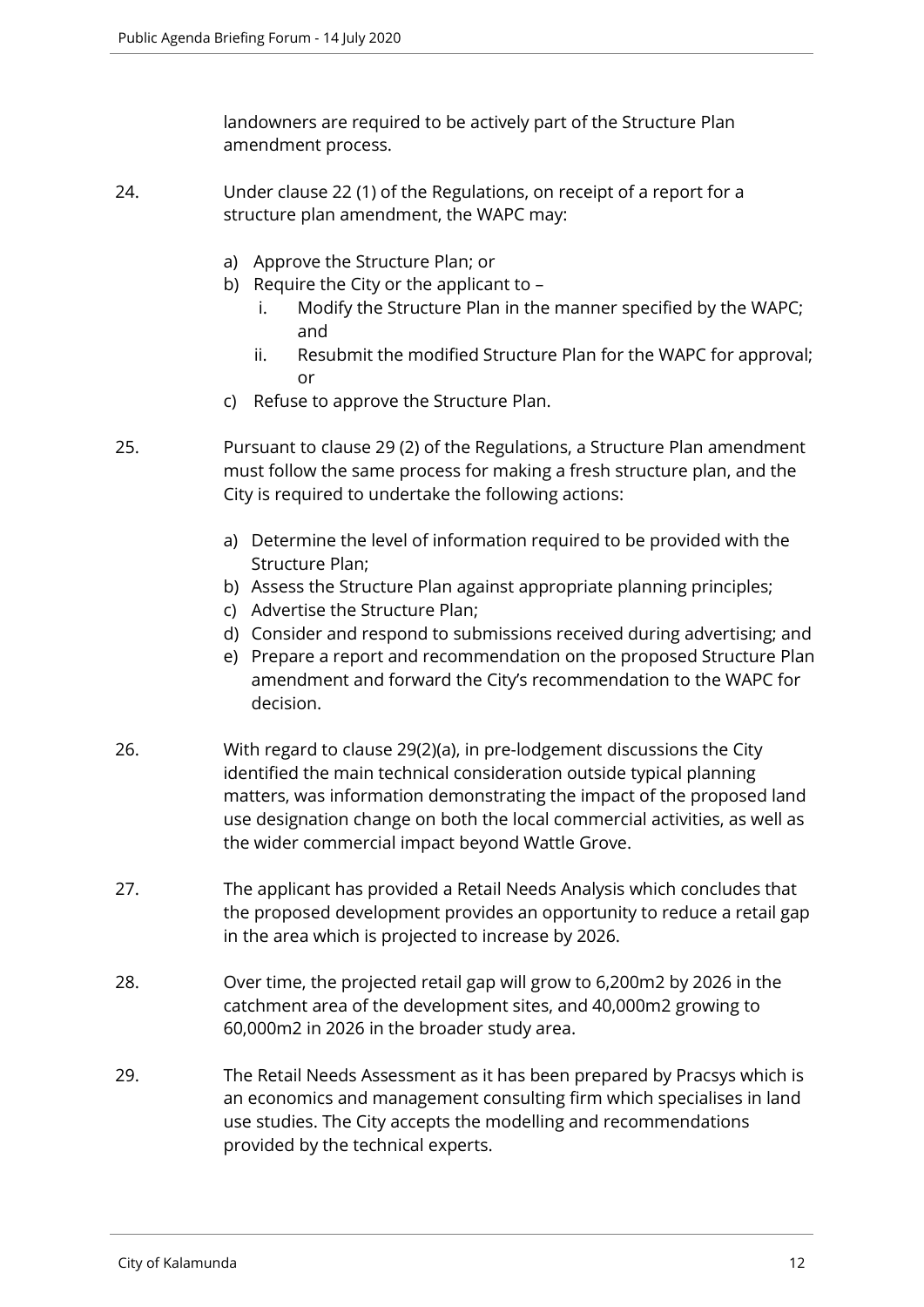landowners are required to be actively part of the Structure Plan amendment process.

24. Under clause 22 (1) of the Regulations, on receipt of a report for a structure plan amendment, the WAPC may:

    a) Approve the Structure Plan; or
    b) Require the City or the applicant to –
        i. Modify the Structure Plan in the manner specified by the WAPC; and
        ii. Resubmit the modified Structure Plan for the WAPC for approval; or
    c) Refuse to approve the Structure Plan.

25. Pursuant to clause 29 (2) of the Regulations, a Structure Plan amendment must follow the same process for making a fresh structure plan, and the City is required to undertake the following actions:

    a) Determine the level of information required to be provided with the Structure Plan;
    b) Assess the Structure Plan against appropriate planning principles;
    c) Advertise the Structure Plan;
    d) Consider and respond to submissions received during advertising; and
    e) Prepare a report and recommendation on the proposed Structure Plan amendment and forward the City's recommendation to the WAPC for decision.

26. With regard to clause 29(2)(a), in pre-lodgement discussions the City identified the main technical consideration outside typical planning matters, was information demonstrating the impact of the proposed land use designation change on both the local commercial activities, as well as the wider commercial impact beyond Wattle Grove.

27. The applicant has provided a Retail Needs Analysis which concludes that the proposed development provides an opportunity to reduce a retail gap in the area which is projected to increase by 2026.

28. Over time, the projected retail gap will grow to 6,200m2 by 2026 in the catchment area of the development sites, and 40,000m2 growing to 60,000m2 in 2026 in the broader study area.

29. The Retail Needs Assessment as it has been prepared by Pracsys which is an economics and management consulting firm which specialises in land use studies. The City accepts the modelling and recommendations provided by the technical experts.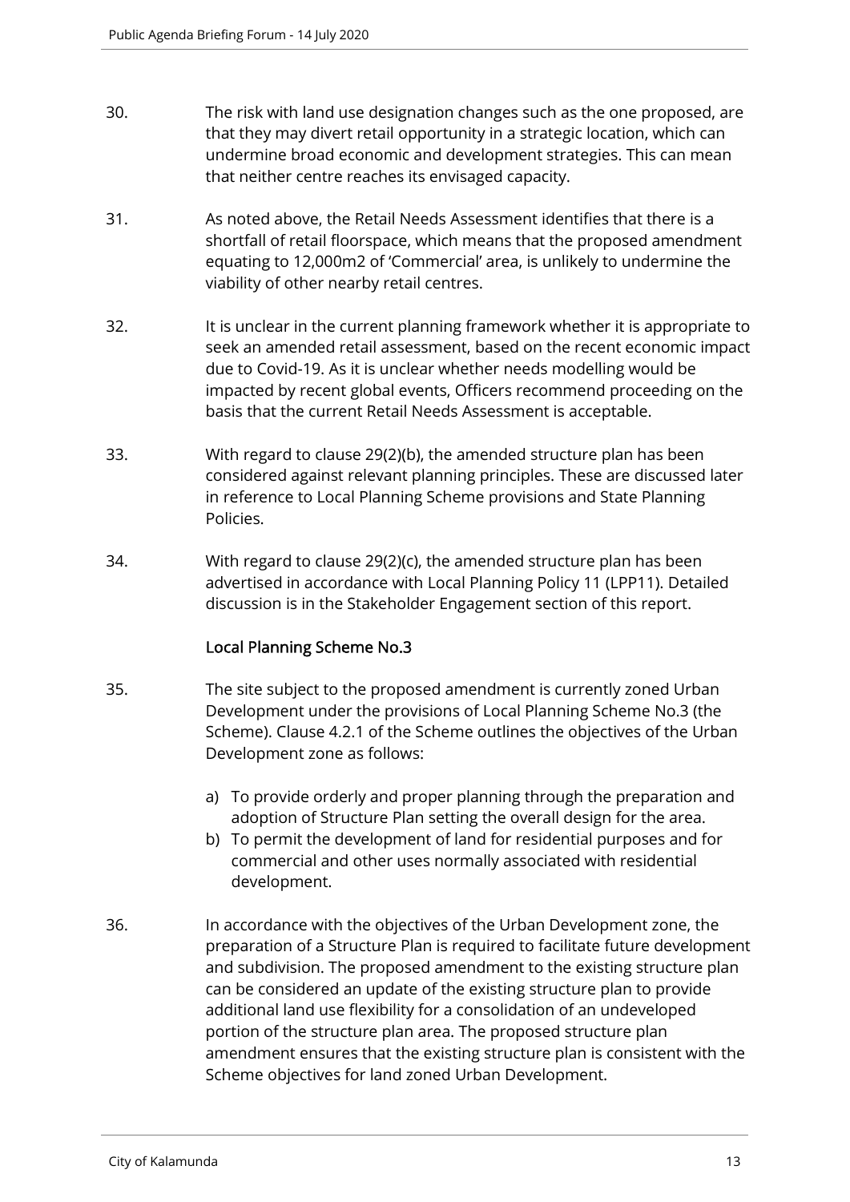30. The risk with land use designation changes such as the one proposed, are that they may divert retail opportunity in a strategic location, which can undermine broad economic and development strategies. This can mean that neither centre reaches its envisaged capacity.

31. As noted above, the Retail Needs Assessment identifies that there is a shortfall of retail floorspace, which means that the proposed amendment equating to 12,000m2 of 'Commercial' area, is unlikely to undermine the viability of other nearby retail centres.

32. It is unclear in the current planning framework whether it is appropriate to seek an amended retail assessment, based on the recent economic impact due to Covid-19. As it is unclear whether needs modelling would be impacted by recent global events, Officers recommend proceeding on the basis that the current Retail Needs Assessment is acceptable.

33. With regard to clause 29(2)(b), the amended structure plan has been considered against relevant planning principles. These are discussed later in reference to Local Planning Scheme provisions and State Planning Policies.

34. With regard to clause 29(2)(c), the amended structure plan has been advertised in accordance with Local Planning Policy 11 (LPP11). Detailed discussion is in the Stakeholder Engagement section of this report.

### Local Planning Scheme No.3

35. The site subject to the proposed amendment is currently zoned Urban Development under the provisions of Local Planning Scheme No.3 (the Scheme). Clause 4.2.1 of the Scheme outlines the objectives of the Urban Development zone as follows:

    a) To provide orderly and proper planning through the preparation and adoption of Structure Plan setting the overall design for the area.
    b) To permit the development of land for residential purposes and for commercial and other uses normally associated with residential development.

36. In accordance with the objectives of the Urban Development zone, the preparation of a Structure Plan is required to facilitate future development and subdivision. The proposed amendment to the existing structure plan can be considered an update of the existing structure plan to provide additional land use flexibility for a consolidation of an undeveloped portion of the structure plan area. The proposed structure plan amendment ensures that the existing structure plan is consistent with the Scheme objectives for land zoned Urban Development.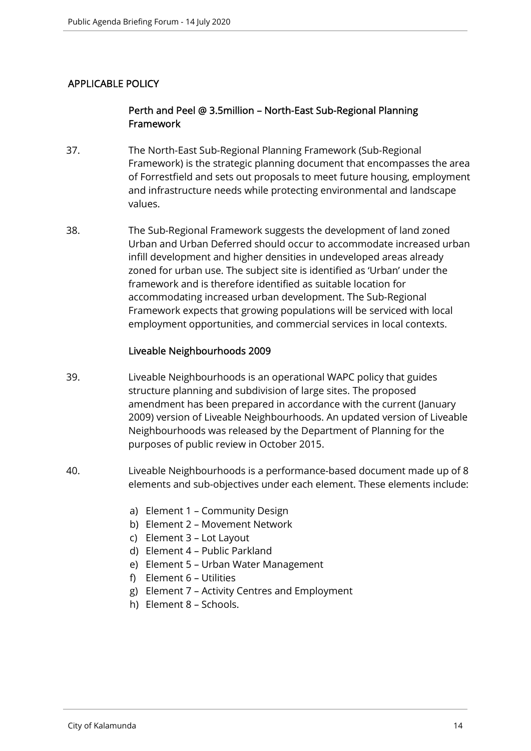## APPLICABLE POLICY

### Perth and Peel @ 3.5million – North-East Sub-Regional Planning Framework

37. The North-East Sub-Regional Planning Framework (Sub-Regional Framework) is the strategic planning document that encompasses the area of Forrestfield and sets out proposals to meet future housing, employment and infrastructure needs while protecting environmental and landscape values.

38. The Sub-Regional Framework suggests the development of land zoned Urban and Urban Deferred should occur to accommodate increased urban infill development and higher densities in undeveloped areas already zoned for urban use. The subject site is identified as 'Urban' under the framework and is therefore identified as suitable location for accommodating increased urban development. The Sub-Regional Framework expects that growing populations will be serviced with local employment opportunities, and commercial services in local contexts.

### Liveable Neighbourhoods 2009

39. Liveable Neighbourhoods is an operational WAPC policy that guides structure planning and subdivision of large sites. The proposed amendment has been prepared in accordance with the current (January 2009) version of Liveable Neighbourhoods. An updated version of Liveable Neighbourhoods was released by the Department of Planning for the purposes of public review in October 2015.

40. Liveable Neighbourhoods is a performance-based document made up of 8 elements and sub-objectives under each element. These elements include:

    a) Element 1 – Community Design
    b) Element 2 – Movement Network
    c) Element 3 – Lot Layout
    d) Element 4 – Public Parkland
    e) Element 5 – Urban Water Management
    f) Element 6 – Utilities
    g) Element 7 – Activity Centres and Employment
    h) Element 8 – Schools.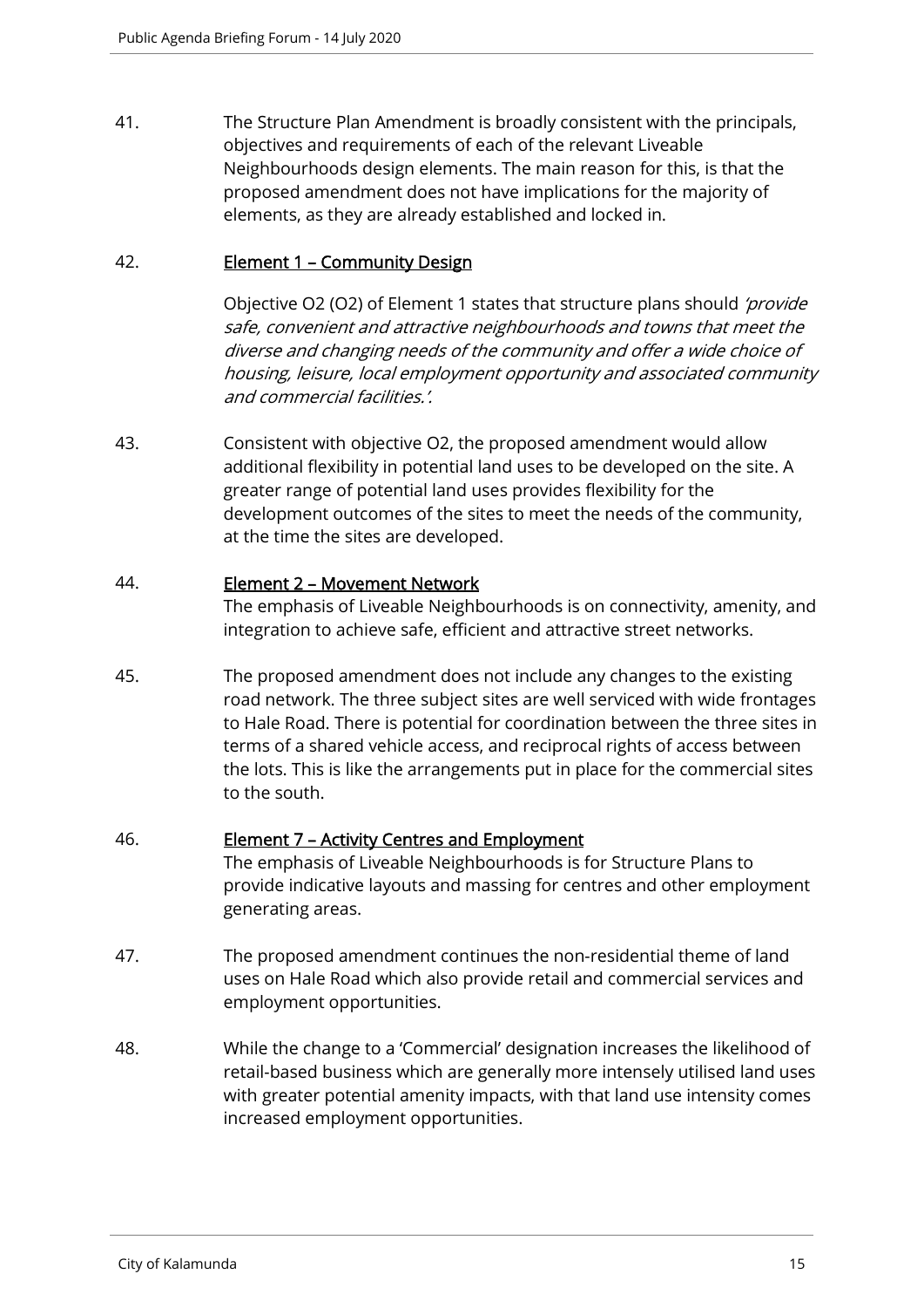41. The Structure Plan Amendment is broadly consistent with the principals, objectives and requirements of each of the relevant Liveable Neighbourhoods design elements. The main reason for this, is that the proposed amendment does not have implications for the majority of elements, as they are already established and locked in.

42. **Element 1 – Community Design**

Objective O2 (O2) of Element 1 states that structure plans should *'provide safe, convenient and attractive neighbourhoods and towns that meet the diverse and changing needs of the community and offer a wide choice of housing, leisure, local employment opportunity and associated community and commercial facilities.'.*

43. Consistent with objective O2, the proposed amendment would allow additional flexibility in potential land uses to be developed on the site. A greater range of potential land uses provides flexibility for the development outcomes of the sites to meet the needs of the community, at the time the sites are developed.

44. **Element 2 – Movement Network**

The emphasis of Liveable Neighbourhoods is on connectivity, amenity, and integration to achieve safe, efficient and attractive street networks.

45. The proposed amendment does not include any changes to the existing road network. The three subject sites are well serviced with wide frontages to Hale Road. There is potential for coordination between the three sites in terms of a shared vehicle access, and reciprocal rights of access between the lots. This is like the arrangements put in place for the commercial sites to the south.

46. **Element 7 – Activity Centres and Employment**

The emphasis of Liveable Neighbourhoods is for Structure Plans to provide indicative layouts and massing for centres and other employment generating areas.

47. The proposed amendment continues the non-residential theme of land uses on Hale Road which also provide retail and commercial services and employment opportunities.

48. While the change to a 'Commercial' designation increases the likelihood of retail-based business which are generally more intensely utilised land uses with greater potential amenity impacts, with that land use intensity comes increased employment opportunities.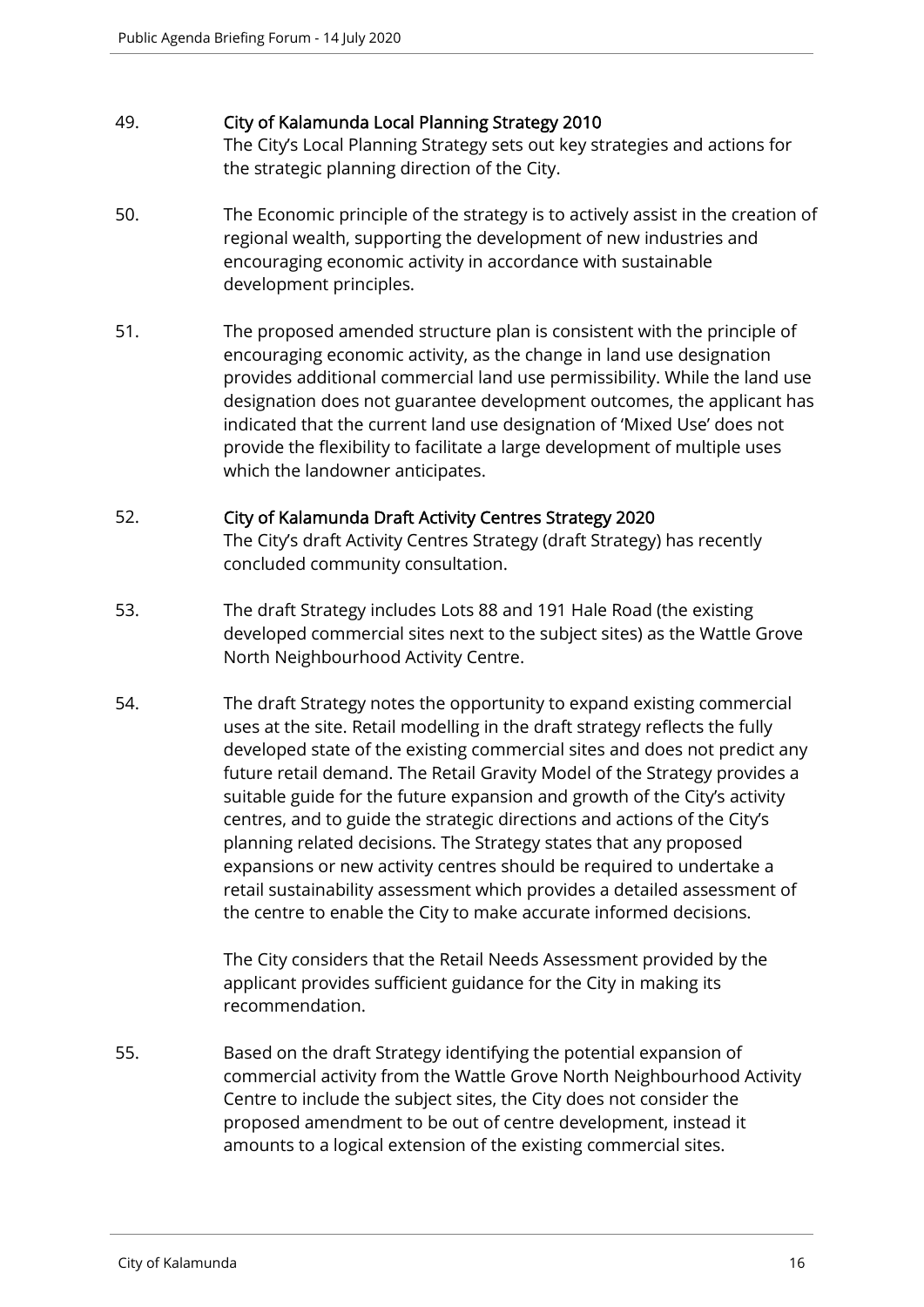49. **City of Kalamunda Local Planning Strategy 2010**
    The City's Local Planning Strategy sets out key strategies and actions for the strategic planning direction of the City.

50. The Economic principle of the strategy is to actively assist in the creation of regional wealth, supporting the development of new industries and encouraging economic activity in accordance with sustainable development principles.

51. The proposed amended structure plan is consistent with the principle of encouraging economic activity, as the change in land use designation provides additional commercial land use permissibility. While the land use designation does not guarantee development outcomes, the applicant has indicated that the current land use designation of 'Mixed Use' does not provide the flexibility to facilitate a large development of multiple uses which the landowner anticipates.

52. **City of Kalamunda Draft Activity Centres Strategy 2020**
    The City's draft Activity Centres Strategy (draft Strategy) has recently concluded community consultation.

53. The draft Strategy includes Lots 88 and 191 Hale Road (the existing developed commercial sites next to the subject sites) as the Wattle Grove North Neighbourhood Activity Centre.

54. The draft Strategy notes the opportunity to expand existing commercial uses at the site. Retail modelling in the draft strategy reflects the fully developed state of the existing commercial sites and does not predict any future retail demand. The Retail Gravity Model of the Strategy provides a suitable guide for the future expansion and growth of the City's activity centres, and to guide the strategic directions and actions of the City's planning related decisions. The Strategy states that any proposed expansions or new activity centres should be required to undertake a retail sustainability assessment which provides a detailed assessment of the centre to enable the City to make accurate informed decisions.

    The City considers that the Retail Needs Assessment provided by the applicant provides sufficient guidance for the City in making its recommendation.

55. Based on the draft Strategy identifying the potential expansion of commercial activity from the Wattle Grove North Neighbourhood Activity Centre to include the subject sites, the City does not consider the proposed amendment to be out of centre development, instead it amounts to a logical extension of the existing commercial sites.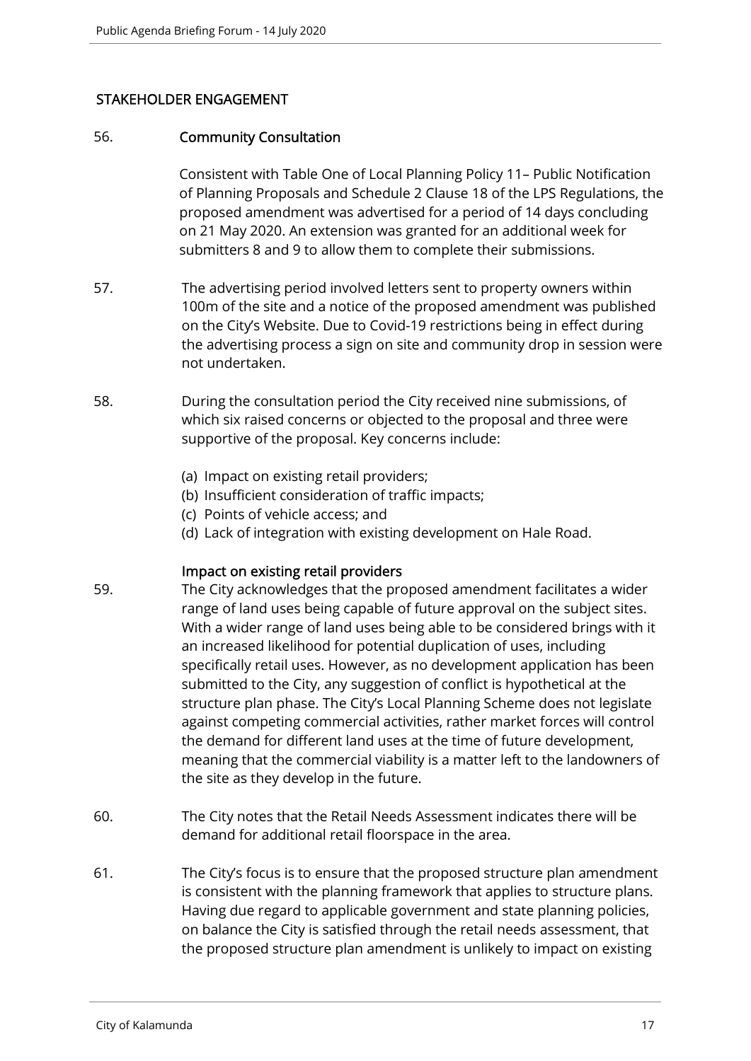## STAKEHOLDER ENGAGEMENT

56. **Community Consultation**

    Consistent with Table One of Local Planning Policy 11– Public Notification of Planning Proposals and Schedule 2 Clause 18 of the LPS Regulations, the proposed amendment was advertised for a period of 14 days concluding on 21 May 2020. An extension was granted for an additional week for submitters 8 and 9 to allow them to complete their submissions.

57. The advertising period involved letters sent to property owners within 100m of the site and a notice of the proposed amendment was published on the City's Website. Due to Covid-19 restrictions being in effect during the advertising process a sign on site and community drop in session were not undertaken.

58. During the consultation period the City received nine submissions, of which six raised concerns or objected to the proposal and three were supportive of the proposal. Key concerns include:

    (a) Impact on existing retail providers;
    (b) Insufficient consideration of traffic impacts;
    (c) Points of vehicle access; and
    (d) Lack of integration with existing development on Hale Road.

**Impact on existing retail providers**

59. The City acknowledges that the proposed amendment facilitates a wider range of land uses being capable of future approval on the subject sites. With a wider range of land uses being able to be considered brings with it an increased likelihood for potential duplication of uses, including specifically retail uses. However, as no development application has been submitted to the City, any suggestion of conflict is hypothetical at the structure plan phase. The City's Local Planning Scheme does not legislate against competing commercial activities, rather market forces will control the demand for different land uses at the time of future development, meaning that the commercial viability is a matter left to the landowners of the site as they develop in the future.

60. The City notes that the Retail Needs Assessment indicates there will be demand for additional retail floorspace in the area.

61. The City's focus is to ensure that the proposed structure plan amendment is consistent with the planning framework that applies to structure plans. Having due regard to applicable government and state planning policies, on balance the City is satisfied through the retail needs assessment, that the proposed structure plan amendment is unlikely to impact on existing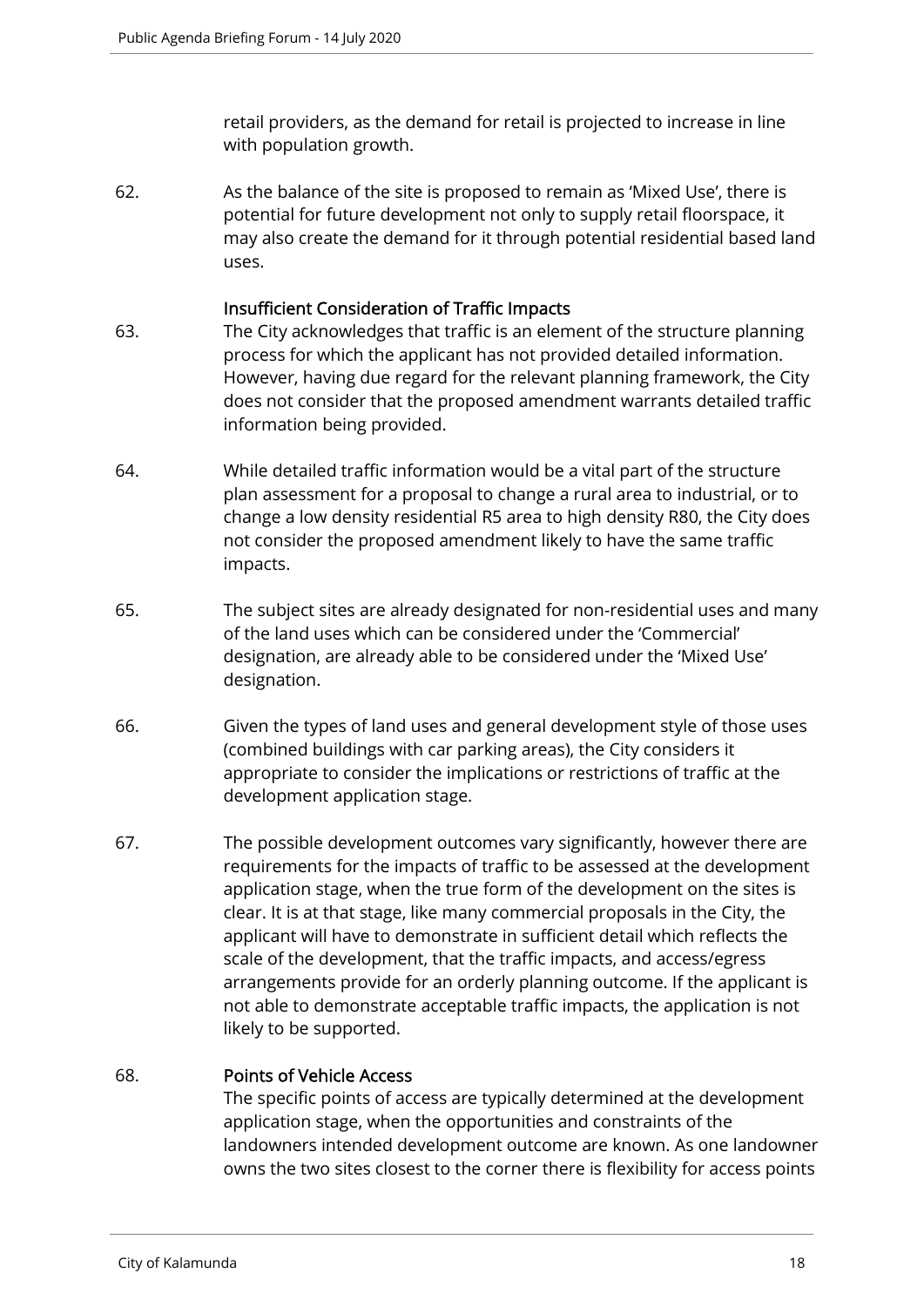retail providers, as the demand for retail is projected to increase in line with population growth.

62. As the balance of the site is proposed to remain as 'Mixed Use', there is potential for future development not only to supply retail floorspace, it may also create the demand for it through potential residential based land uses.

### Insufficient Consideration of Traffic Impacts

63. The City acknowledges that traffic is an element of the structure planning process for which the applicant has not provided detailed information. However, having due regard for the relevant planning framework, the City does not consider that the proposed amendment warrants detailed traffic information being provided.

64. While detailed traffic information would be a vital part of the structure plan assessment for a proposal to change a rural area to industrial, or to change a low density residential R5 area to high density R80, the City does not consider the proposed amendment likely to have the same traffic impacts.

65. The subject sites are already designated for non-residential uses and many of the land uses which can be considered under the 'Commercial' designation, are already able to be considered under the 'Mixed Use' designation.

66. Given the types of land uses and general development style of those uses (combined buildings with car parking areas), the City considers it appropriate to consider the implications or restrictions of traffic at the development application stage.

67. The possible development outcomes vary significantly, however there are requirements for the impacts of traffic to be assessed at the development application stage, when the true form of the development on the sites is clear. It is at that stage, like many commercial proposals in the City, the applicant will have to demonstrate in sufficient detail which reflects the scale of the development, that the traffic impacts, and access/egress arrangements provide for an orderly planning outcome. If the applicant is not able to demonstrate acceptable traffic impacts, the application is not likely to be supported.

68. **Points of Vehicle Access**

The specific points of access are typically determined at the development application stage, when the opportunities and constraints of the landowners intended development outcome are known. As one landowner owns the two sites closest to the corner there is flexibility for access points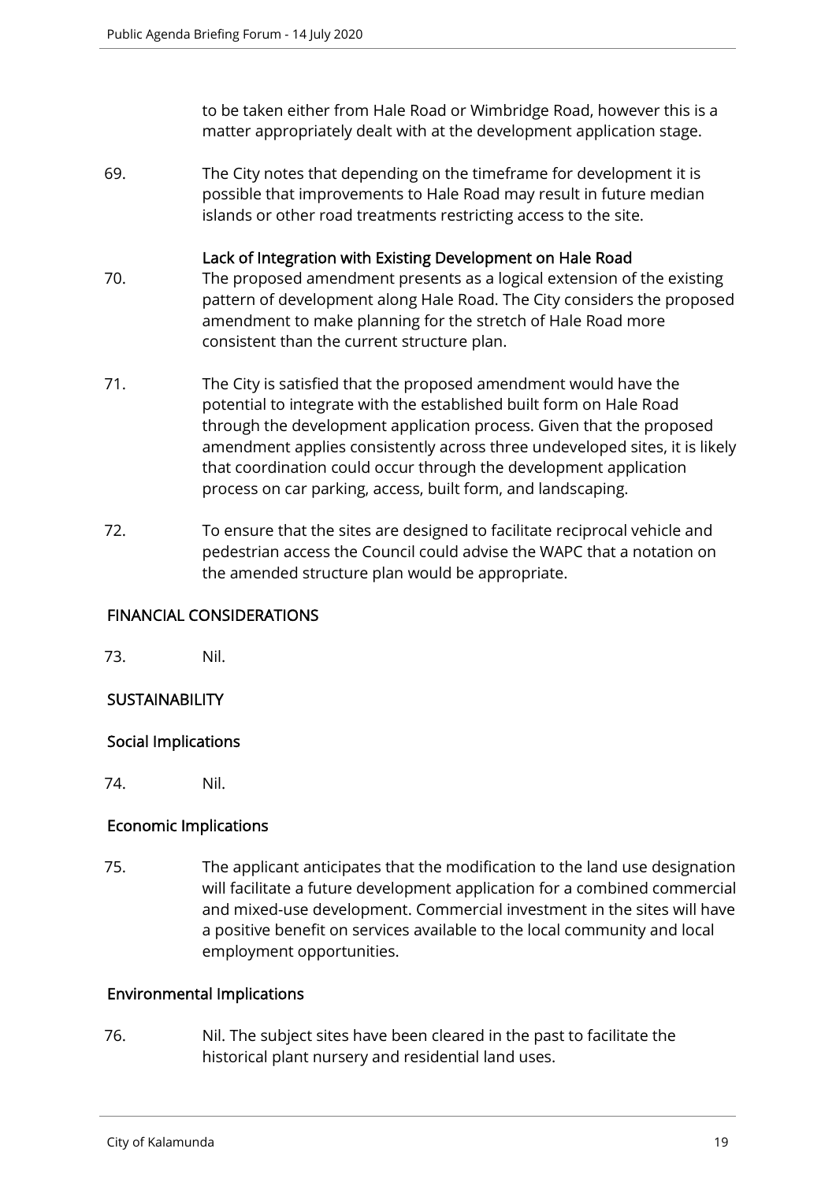to be taken either from Hale Road or Wimbridge Road, however this is a matter appropriately dealt with at the development application stage.

69. The City notes that depending on the timeframe for development it is possible that improvements to Hale Road may result in future median islands or other road treatments restricting access to the site.

Lack of Integration with Existing Development on Hale Road

70. The proposed amendment presents as a logical extension of the existing pattern of development along Hale Road. The City considers the proposed amendment to make planning for the stretch of Hale Road more consistent than the current structure plan.

71. The City is satisfied that the proposed amendment would have the potential to integrate with the established built form on Hale Road through the development application process. Given that the proposed amendment applies consistently across three undeveloped sites, it is likely that coordination could occur through the development application process on car parking, access, built form, and landscaping.

72. To ensure that the sites are designed to facilitate reciprocal vehicle and pedestrian access the Council could advise the WAPC that a notation on the amended structure plan would be appropriate.

## FINANCIAL CONSIDERATIONS

73. Nil.

## SUSTAINABILITY

### Social Implications

74. Nil.

### Economic Implications

75. The applicant anticipates that the modification to the land use designation will facilitate a future development application for a combined commercial and mixed-use development. Commercial investment in the sites will have a positive benefit on services available to the local community and local employment opportunities.

### Environmental Implications

76. Nil. The subject sites have been cleared in the past to facilitate the historical plant nursery and residential land uses.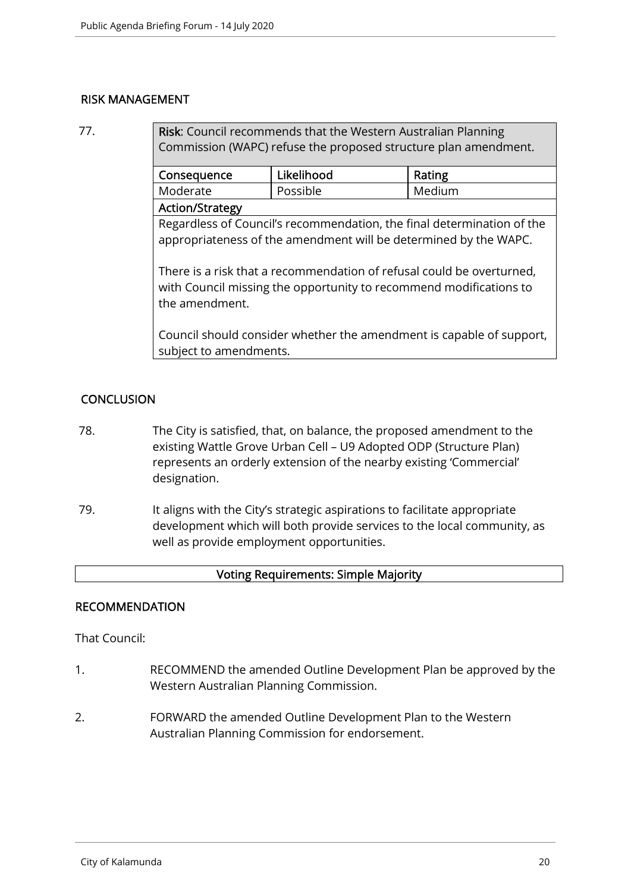## RISK MANAGEMENT

77.

| **Risk**: Council recommends that the Western Australian Planning Commission (WAPC) refuse the proposed structure plan amendment. | | |
|---|---|---|
| **Consequence** | **Likelihood** | **Rating** |
| Moderate | Possible | Medium |
| **Action/Strategy** | | |
| Regardless of Council's recommendation, the final determination of the appropriateness of the amendment will be determined by the WAPC.<br><br>There is a risk that a recommendation of refusal could be overturned, with Council missing the opportunity to recommend modifications to the amendment.<br><br>Council should consider whether the amendment is capable of support, subject to amendments. | | |

## CONCLUSION

78. The City is satisfied, that, on balance, the proposed amendment to the existing Wattle Grove Urban Cell – U9 Adopted ODP (Structure Plan) represents an orderly extension of the nearby existing 'Commercial' designation.

79. It aligns with the City's strategic aspirations to facilitate appropriate development which will both provide services to the local community, as well as provide employment opportunities.

**Voting Requirements: Simple Majority**

## RECOMMENDATION

That Council:

1. RECOMMEND the amended Outline Development Plan be approved by the Western Australian Planning Commission.

2. FORWARD the amended Outline Development Plan to the Western Australian Planning Commission for endorsement.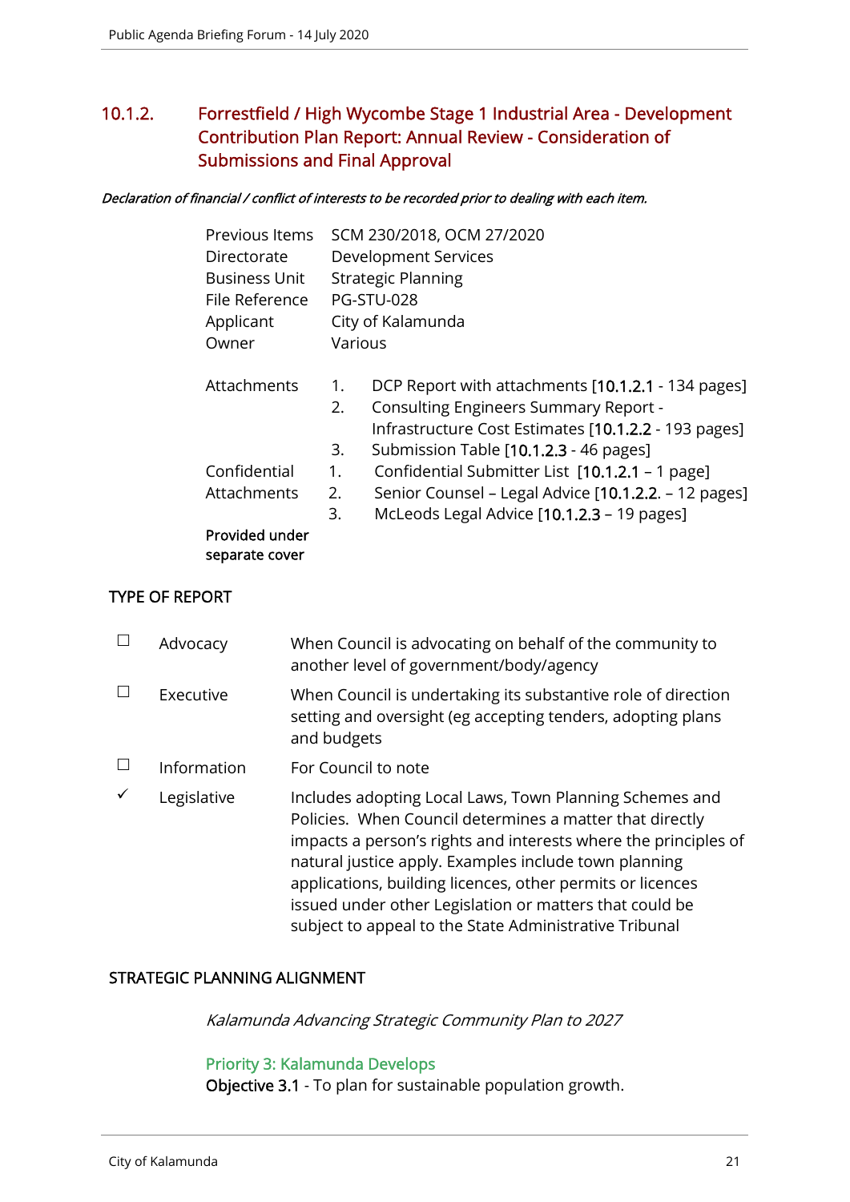## 10.1.2. Forrestfield / High Wycombe Stage 1 Industrial Area - Development Contribution Plan Report: Annual Review - Consideration of Submissions and Final Approval

***Declaration of financial / conflict of interests to be recorded prior to dealing with each item.***

| | |
|---|---|
| Previous Items | SCM 230/2018, OCM 27/2020 |
| Directorate | Development Services |
| Business Unit | Strategic Planning |
| File Reference | PG-STU-028 |
| Applicant | City of Kalamunda |
| Owner | Various |

| | | |
|---|---|---|
| Attachments | 1. | DCP Report with attachments [10.1.2.1 - 134 pages] |
| | 2. | Consulting Engineers Summary Report - Infrastructure Cost Estimates [10.1.2.2 - 193 pages] |
| | 3. | Submission Table [10.1.2.3 - 46 pages] |
| Confidential Attachments | 1. | Confidential Submitter List [10.1.2.1 – 1 page] |
| | 2. | Senior Counsel – Legal Advice [10.1.2.2. – 12 pages] |
| | 3. | McLeods Legal Advice [10.1.2.3 – 19 pages] |
| **Provided under separate cover** | | |

### TYPE OF REPORT

| | | |
|---|---|---|
| ☐ | Advocacy | When Council is advocating on behalf of the community to another level of government/body/agency |
| ☐ | Executive | When Council is undertaking its substantive role of direction setting and oversight (eg accepting tenders, adopting plans and budgets |
| ☐ | Information | For Council to note |
| ✓ | Legislative | Includes adopting Local Laws, Town Planning Schemes and Policies. When Council determines a matter that directly impacts a person's rights and interests where the principles of natural justice apply. Examples include town planning applications, building licences, other permits or licences issued under other Legislation or matters that could be subject to appeal to the State Administrative Tribunal |

### STRATEGIC PLANNING ALIGNMENT

*Kalamunda Advancing Strategic Community Plan to 2027*

Priority 3: Kalamunda Develops

Objective 3.1 - To plan for sustainable population growth.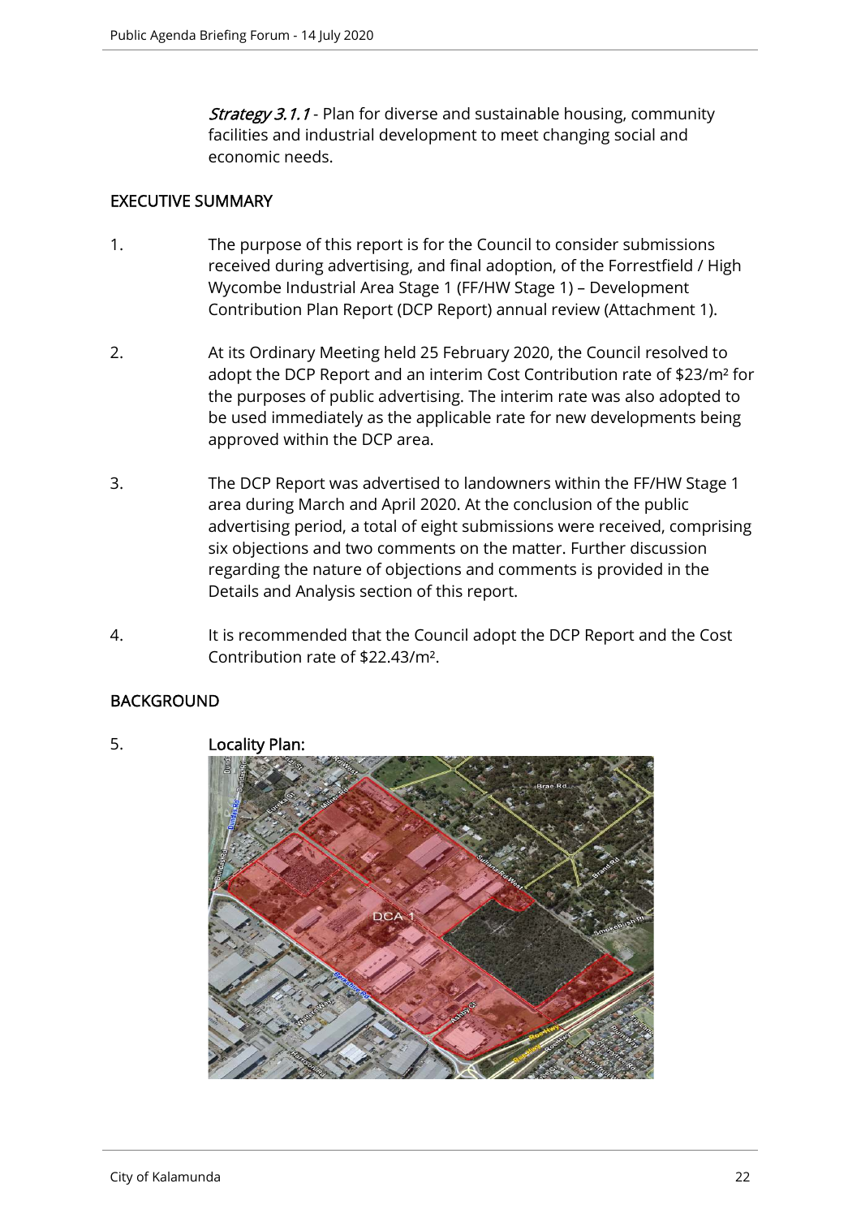*Strategy 3.1.1* - Plan for diverse and sustainable housing, community facilities and industrial development to meet changing social and economic needs.

## EXECUTIVE SUMMARY

1. The purpose of this report is for the Council to consider submissions received during advertising, and final adoption, of the Forrestfield / High Wycombe Industrial Area Stage 1 (FF/HW Stage 1) – Development Contribution Plan Report (DCP Report) annual review (Attachment 1).

2. At its Ordinary Meeting held 25 February 2020, the Council resolved to adopt the DCP Report and an interim Cost Contribution rate of $23/m² for the purposes of public advertising. The interim rate was also adopted to be used immediately as the applicable rate for new developments being approved within the DCP area.

3. The DCP Report was advertised to landowners within the FF/HW Stage 1 area during March and April 2020. At the conclusion of the public advertising period, a total of eight submissions were received, comprising six objections and two comments on the matter. Further discussion regarding the nature of objections and comments is provided in the Details and Analysis section of this report.

4. It is recommended that the Council adopt the DCP Report and the Cost Contribution rate of $22.43/m².

## BACKGROUND

5. **Locality Plan:**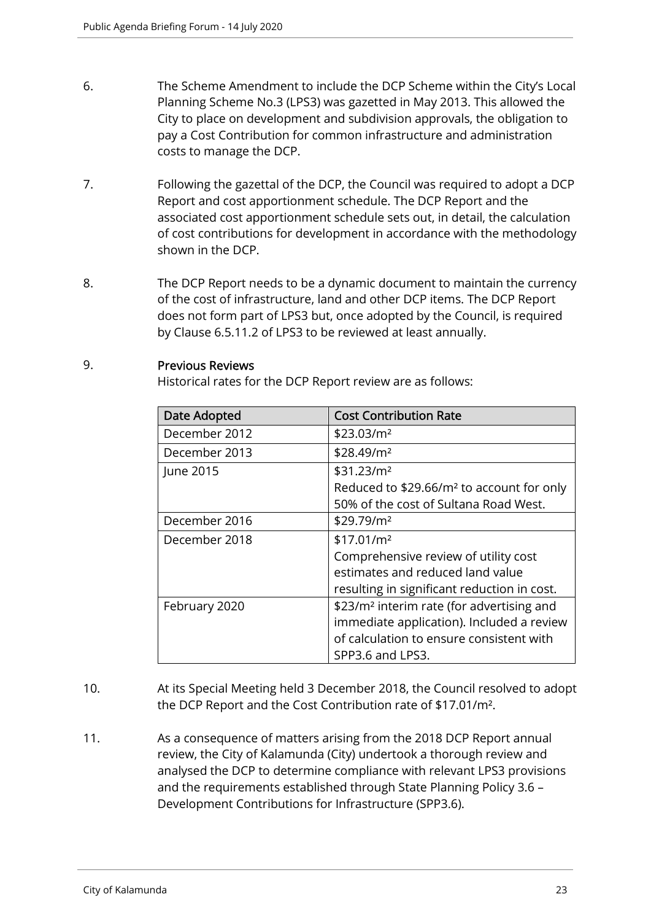6. The Scheme Amendment to include the DCP Scheme within the City's Local Planning Scheme No.3 (LPS3) was gazetted in May 2013. This allowed the City to place on development and subdivision approvals, the obligation to pay a Cost Contribution for common infrastructure and administration costs to manage the DCP.

7. Following the gazettal of the DCP, the Council was required to adopt a DCP Report and cost apportionment schedule. The DCP Report and the associated cost apportionment schedule sets out, in detail, the calculation of cost contributions for development in accordance with the methodology shown in the DCP.

8. The DCP Report needs to be a dynamic document to maintain the currency of the cost of infrastructure, land and other DCP items. The DCP Report does not form part of LPS3 but, once adopted by the Council, is required by Clause 6.5.11.2 of LPS3 to be reviewed at least annually.

9. **Previous Reviews**

   Historical rates for the DCP Report review are as follows:

| Date Adopted | Cost Contribution Rate |
|---|---|
| December 2012 | \$23.03/m² |
| December 2013 | \$28.49/m² |
| June 2015 | \$31.23/m² Reduced to \$29.66/m² to account for only 50% of the cost of Sultana Road West. |
| December 2016 | \$29.79/m² |
| December 2018 | \$17.01/m² Comprehensive review of utility cost estimates and reduced land value resulting in significant reduction in cost. |
| February 2020 | \$23/m² interim rate (for advertising and immediate application). Included a review of calculation to ensure consistent with SPP3.6 and LPS3. |

10. At its Special Meeting held 3 December 2018, the Council resolved to adopt the DCP Report and the Cost Contribution rate of \$17.01/m².

11. As a consequence of matters arising from the 2018 DCP Report annual review, the City of Kalamunda (City) undertook a thorough review and analysed the DCP to determine compliance with relevant LPS3 provisions and the requirements established through State Planning Policy 3.6 – Development Contributions for Infrastructure (SPP3.6).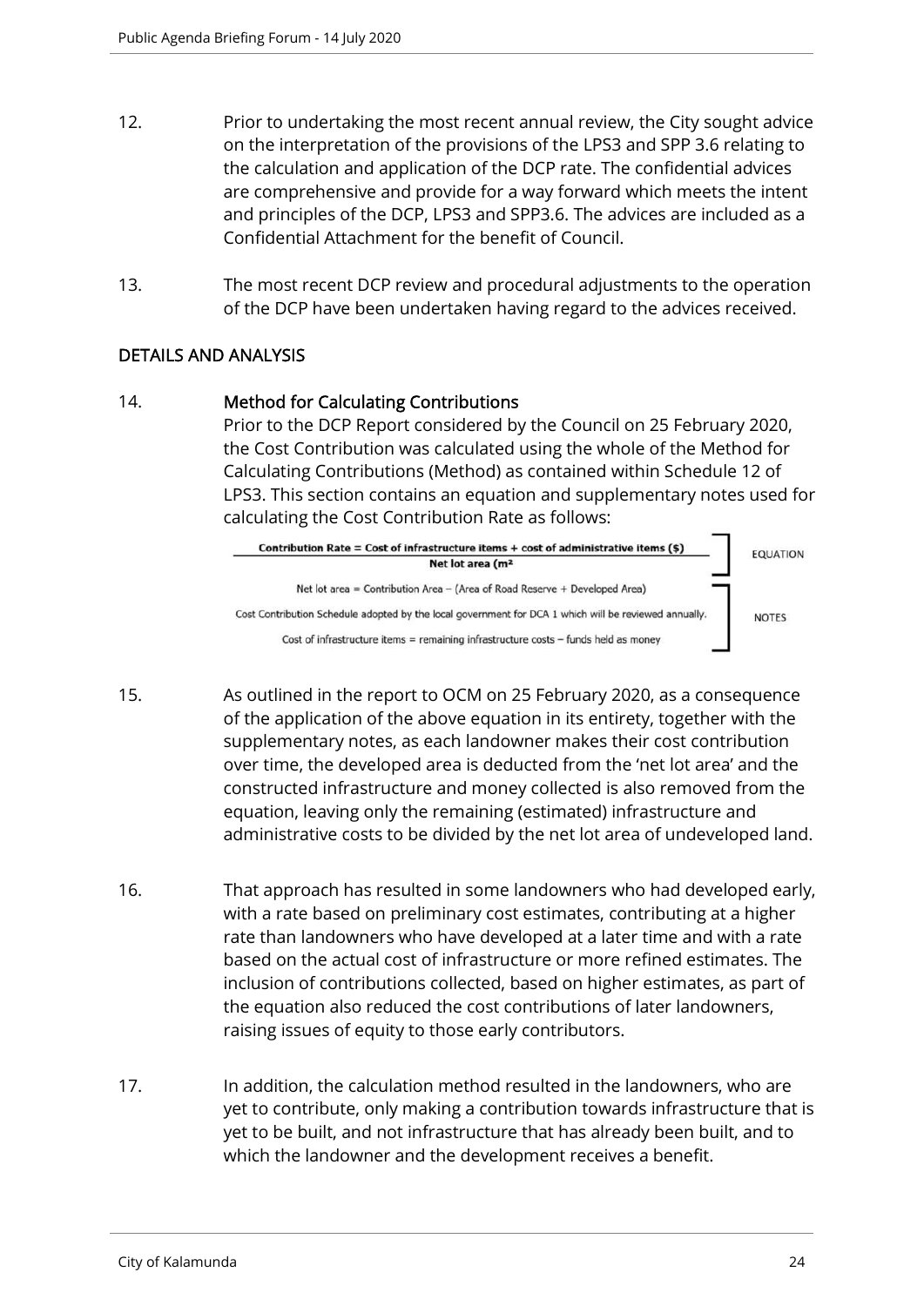12. Prior to undertaking the most recent annual review, the City sought advice on the interpretation of the provisions of the LPS3 and SPP 3.6 relating to the calculation and application of the DCP rate. The confidential advices are comprehensive and provide for a way forward which meets the intent and principles of the DCP, LPS3 and SPP3.6. The advices are included as a Confidential Attachment for the benefit of Council.

13. The most recent DCP review and procedural adjustments to the operation of the DCP have been undertaken having regard to the advices received.

## DETAILS AND ANALYSIS

14. **Method for Calculating Contributions**

    Prior to the DCP Report considered by the Council on 25 February 2020, the Cost Contribution was calculated using the whole of the Method for Calculating Contributions (Method) as contained within Schedule 12 of LPS3. This section contains an equation and supplementary notes used for calculating the Cost Contribution Rate as follows:

$$\text{Contribution Rate} = \frac{\text{Cost of infrastructure items} + \text{cost of administrative items (\$)}}{\text{Net lot area (m}^2\text{)}}$$

EQUATION

Net lot area = Contribution Area – (Area of Road Reserve + Developed Area)

Cost Contribution Schedule adopted by the local government for DCA 1 which will be reviewed annually.

Cost of infrastructure items = remaining infrastructure costs – funds held as money

NOTES

15. As outlined in the report to OCM on 25 February 2020, as a consequence of the application of the above equation in its entirety, together with the supplementary notes, as each landowner makes their cost contribution over time, the developed area is deducted from the 'net lot area' and the constructed infrastructure and money collected is also removed from the equation, leaving only the remaining (estimated) infrastructure and administrative costs to be divided by the net lot area of undeveloped land.

16. That approach has resulted in some landowners who had developed early, with a rate based on preliminary cost estimates, contributing at a higher rate than landowners who have developed at a later time and with a rate based on the actual cost of infrastructure or more refined estimates. The inclusion of contributions collected, based on higher estimates, as part of the equation also reduced the cost contributions of later landowners, raising issues of equity to those early contributors.

17. In addition, the calculation method resulted in the landowners, who are yet to contribute, only making a contribution towards infrastructure that is yet to be built, and not infrastructure that has already been built, and to which the landowner and the development receives a benefit.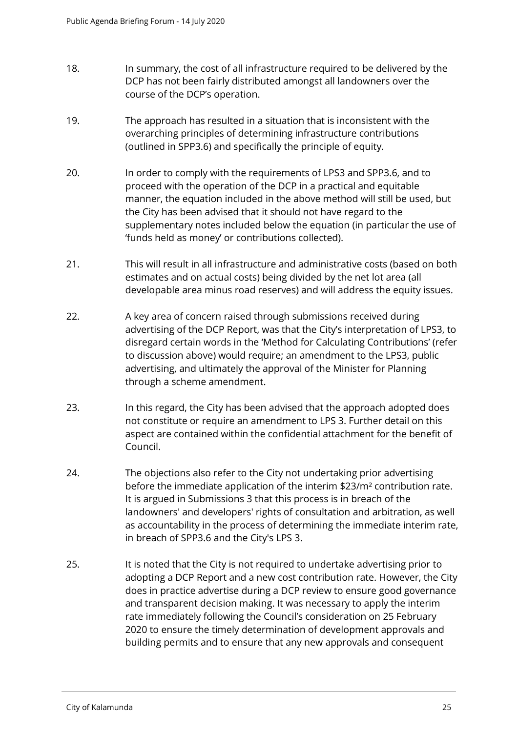18. In summary, the cost of all infrastructure required to be delivered by the DCP has not been fairly distributed amongst all landowners over the course of the DCP's operation.

19. The approach has resulted in a situation that is inconsistent with the overarching principles of determining infrastructure contributions (outlined in SPP3.6) and specifically the principle of equity.

20. In order to comply with the requirements of LPS3 and SPP3.6, and to proceed with the operation of the DCP in a practical and equitable manner, the equation included in the above method will still be used, but the City has been advised that it should not have regard to the supplementary notes included below the equation (in particular the use of 'funds held as money' or contributions collected).

21. This will result in all infrastructure and administrative costs (based on both estimates and on actual costs) being divided by the net lot area (all developable area minus road reserves) and will address the equity issues.

22. A key area of concern raised through submissions received during advertising of the DCP Report, was that the City's interpretation of LPS3, to disregard certain words in the 'Method for Calculating Contributions' (refer to discussion above) would require; an amendment to the LPS3, public advertising, and ultimately the approval of the Minister for Planning through a scheme amendment.

23. In this regard, the City has been advised that the approach adopted does not constitute or require an amendment to LPS 3. Further detail on this aspect are contained within the confidential attachment for the benefit of Council.

24. The objections also refer to the City not undertaking prior advertising before the immediate application of the interim $23/m² contribution rate. It is argued in Submissions 3 that this process is in breach of the landowners' and developers' rights of consultation and arbitration, as well as accountability in the process of determining the immediate interim rate, in breach of SPP3.6 and the City's LPS 3.

25. It is noted that the City is not required to undertake advertising prior to adopting a DCP Report and a new cost contribution rate. However, the City does in practice advertise during a DCP review to ensure good governance and transparent decision making. It was necessary to apply the interim rate immediately following the Council's consideration on 25 February 2020 to ensure the timely determination of development approvals and building permits and to ensure that any new approvals and consequent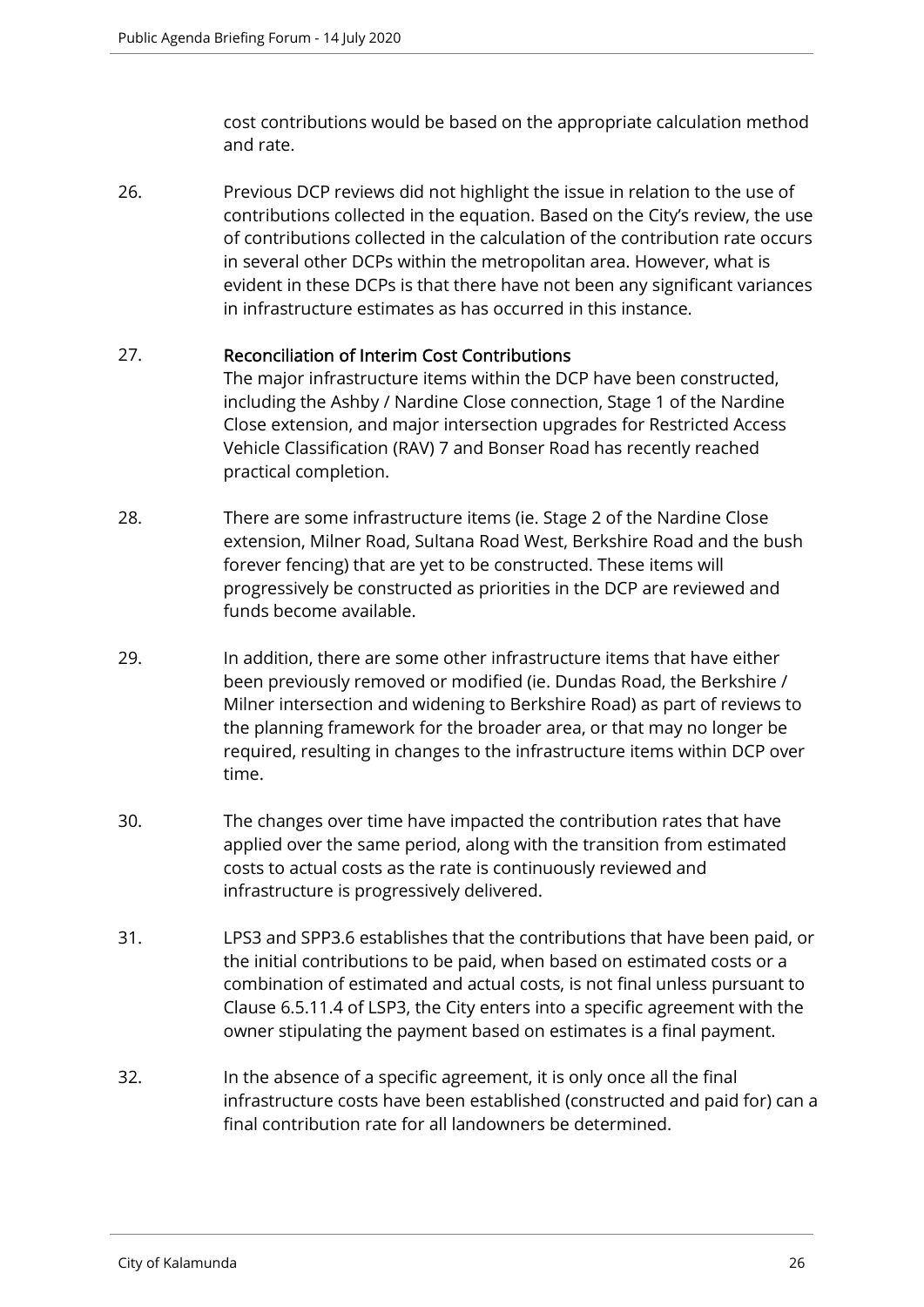cost contributions would be based on the appropriate calculation method and rate.

26. Previous DCP reviews did not highlight the issue in relation to the use of contributions collected in the equation. Based on the City's review, the use of contributions collected in the calculation of the contribution rate occurs in several other DCPs within the metropolitan area. However, what is evident in these DCPs is that there have not been any significant variances in infrastructure estimates as has occurred in this instance.

27. **Reconciliation of Interim Cost Contributions**
The major infrastructure items within the DCP have been constructed, including the Ashby / Nardine Close connection, Stage 1 of the Nardine Close extension, and major intersection upgrades for Restricted Access Vehicle Classification (RAV) 7 and Bonser Road has recently reached practical completion.

28. There are some infrastructure items (ie. Stage 2 of the Nardine Close extension, Milner Road, Sultana Road West, Berkshire Road and the bush forever fencing) that are yet to be constructed. These items will progressively be constructed as priorities in the DCP are reviewed and funds become available.

29. In addition, there are some other infrastructure items that have either been previously removed or modified (ie. Dundas Road, the Berkshire / Milner intersection and widening to Berkshire Road) as part of reviews to the planning framework for the broader area, or that may no longer be required, resulting in changes to the infrastructure items within DCP over time.

30. The changes over time have impacted the contribution rates that have applied over the same period, along with the transition from estimated costs to actual costs as the rate is continuously reviewed and infrastructure is progressively delivered.

31. LPS3 and SPP3.6 establishes that the contributions that have been paid, or the initial contributions to be paid, when based on estimated costs or a combination of estimated and actual costs, is not final unless pursuant to Clause 6.5.11.4 of LSP3, the City enters into a specific agreement with the owner stipulating the payment based on estimates is a final payment.

32. In the absence of a specific agreement, it is only once all the final infrastructure costs have been established (constructed and paid for) can a final contribution rate for all landowners be determined.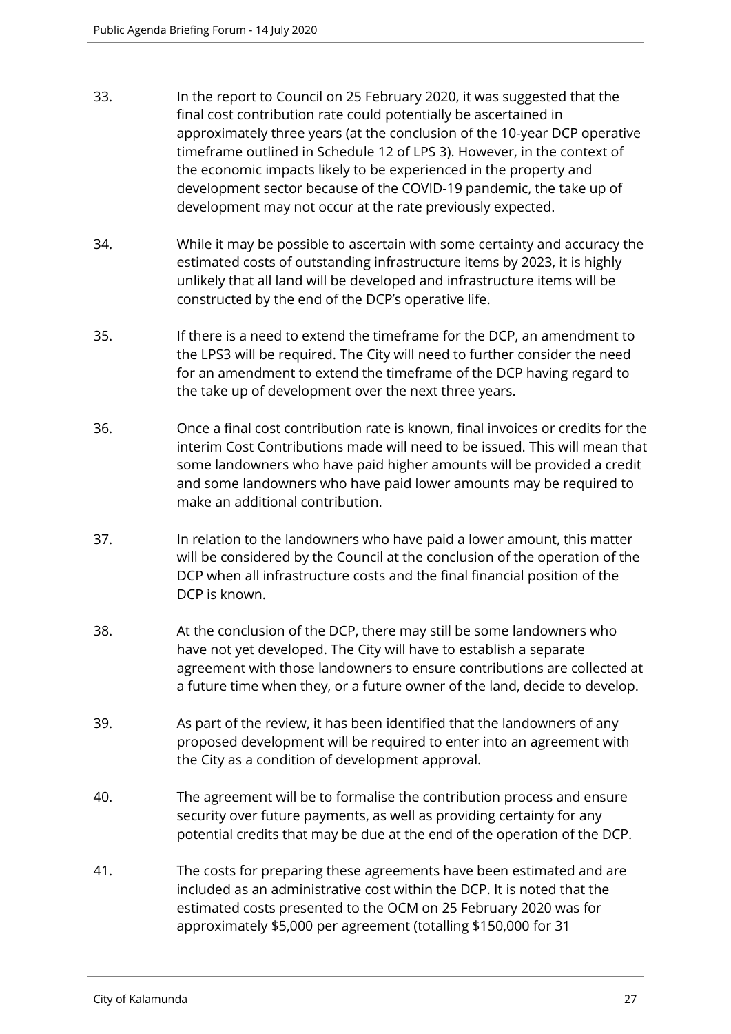33. In the report to Council on 25 February 2020, it was suggested that the final cost contribution rate could potentially be ascertained in approximately three years (at the conclusion of the 10-year DCP operative timeframe outlined in Schedule 12 of LPS 3). However, in the context of the economic impacts likely to be experienced in the property and development sector because of the COVID-19 pandemic, the take up of development may not occur at the rate previously expected.

34. While it may be possible to ascertain with some certainty and accuracy the estimated costs of outstanding infrastructure items by 2023, it is highly unlikely that all land will be developed and infrastructure items will be constructed by the end of the DCP's operative life.

35. If there is a need to extend the timeframe for the DCP, an amendment to the LPS3 will be required. The City will need to further consider the need for an amendment to extend the timeframe of the DCP having regard to the take up of development over the next three years.

36. Once a final cost contribution rate is known, final invoices or credits for the interim Cost Contributions made will need to be issued. This will mean that some landowners who have paid higher amounts will be provided a credit and some landowners who have paid lower amounts may be required to make an additional contribution.

37. In relation to the landowners who have paid a lower amount, this matter will be considered by the Council at the conclusion of the operation of the DCP when all infrastructure costs and the final financial position of the DCP is known.

38. At the conclusion of the DCP, there may still be some landowners who have not yet developed. The City will have to establish a separate agreement with those landowners to ensure contributions are collected at a future time when they, or a future owner of the land, decide to develop.

39. As part of the review, it has been identified that the landowners of any proposed development will be required to enter into an agreement with the City as a condition of development approval.

40. The agreement will be to formalise the contribution process and ensure security over future payments, as well as providing certainty for any potential credits that may be due at the end of the operation of the DCP.

41. The costs for preparing these agreements have been estimated and are included as an administrative cost within the DCP. It is noted that the estimated costs presented to the OCM on 25 February 2020 was for approximately $5,000 per agreement (totalling $150,000 for 31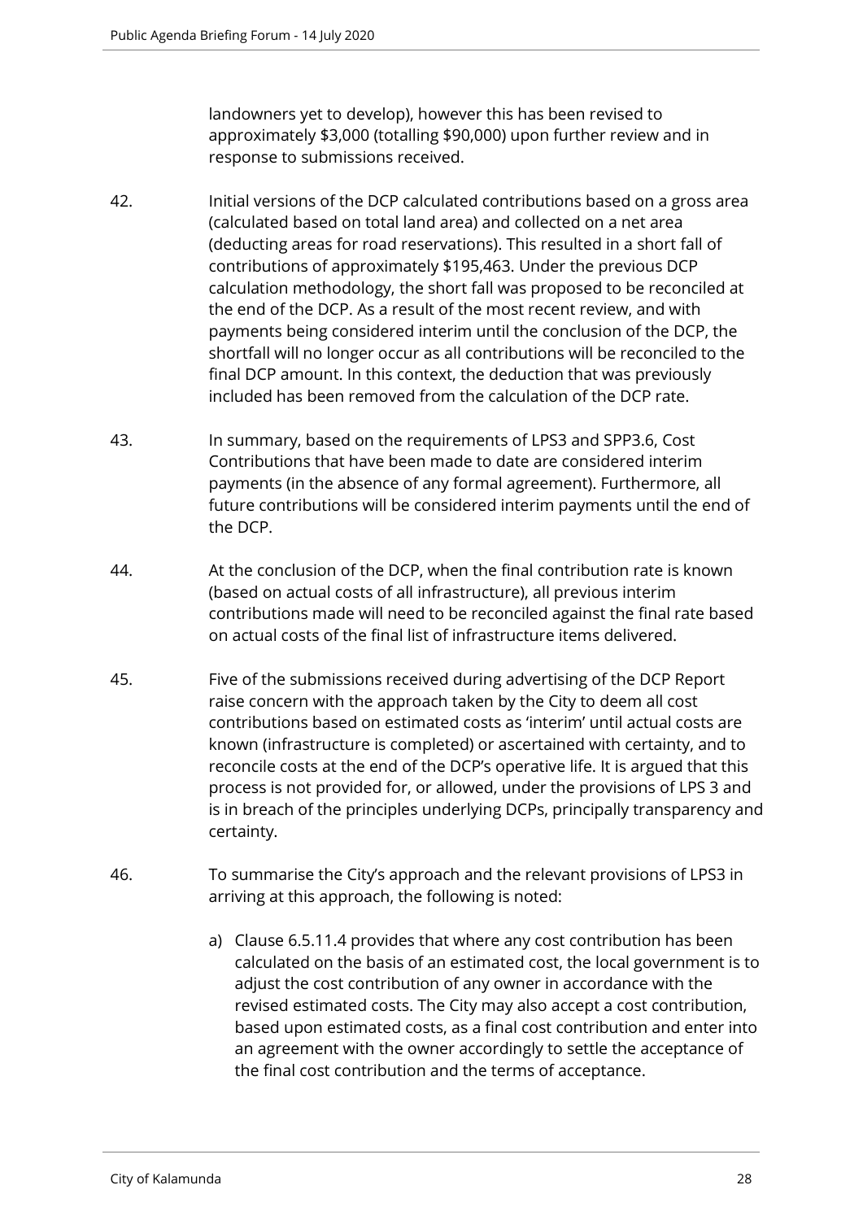landowners yet to develop), however this has been revised to approximately $3,000 (totalling $90,000) upon further review and in response to submissions received.

42. Initial versions of the DCP calculated contributions based on a gross area (calculated based on total land area) and collected on a net area (deducting areas for road reservations). This resulted in a short fall of contributions of approximately $195,463. Under the previous DCP calculation methodology, the short fall was proposed to be reconciled at the end of the DCP. As a result of the most recent review, and with payments being considered interim until the conclusion of the DCP, the shortfall will no longer occur as all contributions will be reconciled to the final DCP amount. In this context, the deduction that was previously included has been removed from the calculation of the DCP rate.

43. In summary, based on the requirements of LPS3 and SPP3.6, Cost Contributions that have been made to date are considered interim payments (in the absence of any formal agreement). Furthermore, all future contributions will be considered interim payments until the end of the DCP.

44. At the conclusion of the DCP, when the final contribution rate is known (based on actual costs of all infrastructure), all previous interim contributions made will need to be reconciled against the final rate based on actual costs of the final list of infrastructure items delivered.

45. Five of the submissions received during advertising of the DCP Report raise concern with the approach taken by the City to deem all cost contributions based on estimated costs as 'interim' until actual costs are known (infrastructure is completed) or ascertained with certainty, and to reconcile costs at the end of the DCP's operative life. It is argued that this process is not provided for, or allowed, under the provisions of LPS 3 and is in breach of the principles underlying DCPs, principally transparency and certainty.

46. To summarise the City's approach and the relevant provisions of LPS3 in arriving at this approach, the following is noted:

    a) Clause 6.5.11.4 provides that where any cost contribution has been calculated on the basis of an estimated cost, the local government is to adjust the cost contribution of any owner in accordance with the revised estimated costs. The City may also accept a cost contribution, based upon estimated costs, as a final cost contribution and enter into an agreement with the owner accordingly to settle the acceptance of the final cost contribution and the terms of acceptance.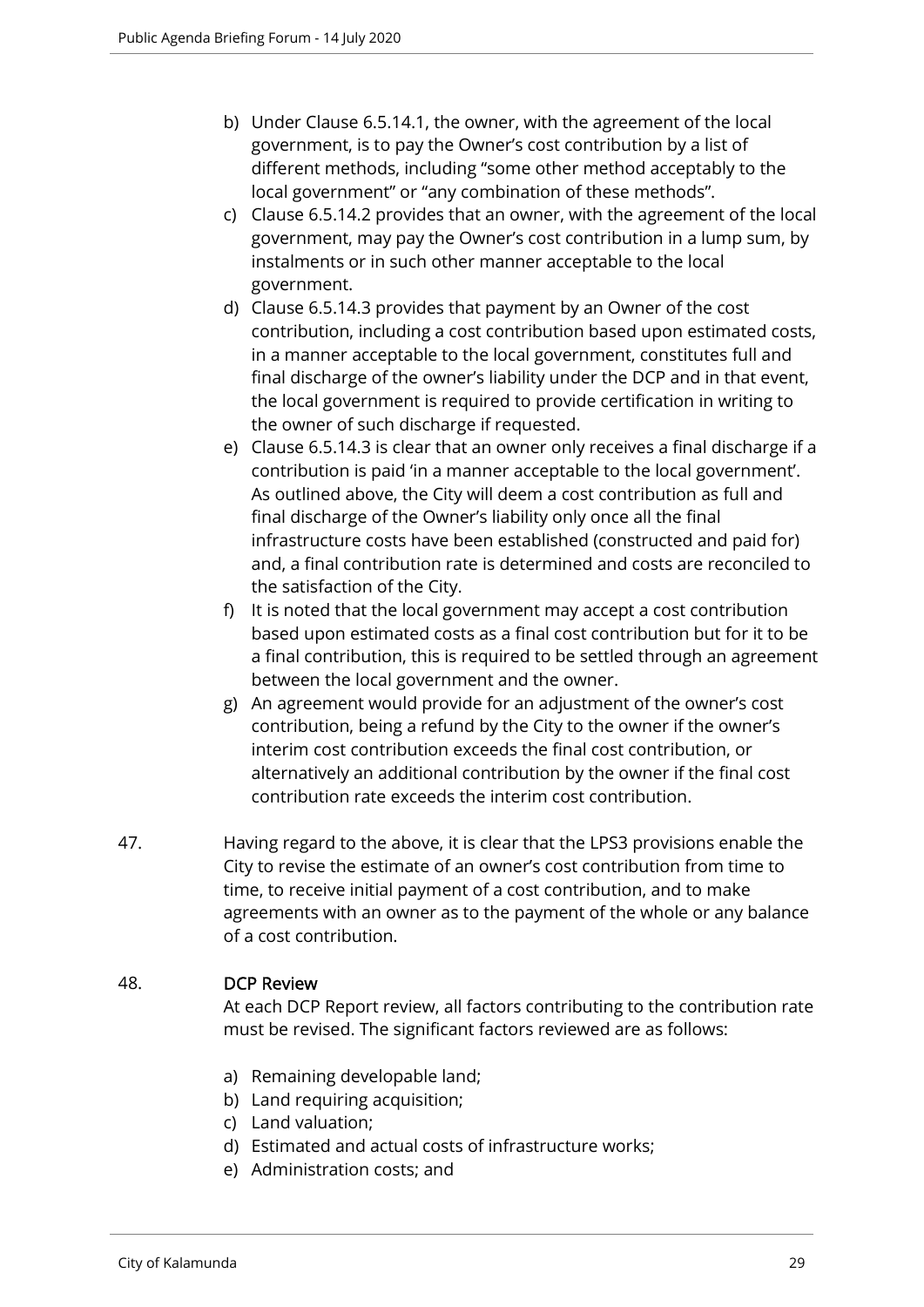b) Under Clause 6.5.14.1, the owner, with the agreement of the local government, is to pay the Owner's cost contribution by a list of different methods, including "some other method acceptably to the local government" or "any combination of these methods".

c) Clause 6.5.14.2 provides that an owner, with the agreement of the local government, may pay the Owner's cost contribution in a lump sum, by instalments or in such other manner acceptable to the local government.

d) Clause 6.5.14.3 provides that payment by an Owner of the cost contribution, including a cost contribution based upon estimated costs, in a manner acceptable to the local government, constitutes full and final discharge of the owner's liability under the DCP and in that event, the local government is required to provide certification in writing to the owner of such discharge if requested.

e) Clause 6.5.14.3 is clear that an owner only receives a final discharge if a contribution is paid 'in a manner acceptable to the local government'. As outlined above, the City will deem a cost contribution as full and final discharge of the Owner's liability only once all the final infrastructure costs have been established (constructed and paid for) and, a final contribution rate is determined and costs are reconciled to the satisfaction of the City.

f) It is noted that the local government may accept a cost contribution based upon estimated costs as a final cost contribution but for it to be a final contribution, this is required to be settled through an agreement between the local government and the owner.

g) An agreement would provide for an adjustment of the owner's cost contribution, being a refund by the City to the owner if the owner's interim cost contribution exceeds the final cost contribution, or alternatively an additional contribution by the owner if the final cost contribution rate exceeds the interim cost contribution.

47. Having regard to the above, it is clear that the LPS3 provisions enable the City to revise the estimate of an owner's cost contribution from time to time, to receive initial payment of a cost contribution, and to make agreements with an owner as to the payment of the whole or any balance of a cost contribution.

48. **DCP Review**

At each DCP Report review, all factors contributing to the contribution rate must be revised. The significant factors reviewed are as follows:

a) Remaining developable land;
b) Land requiring acquisition;
c) Land valuation;
d) Estimated and actual costs of infrastructure works;
e) Administration costs; and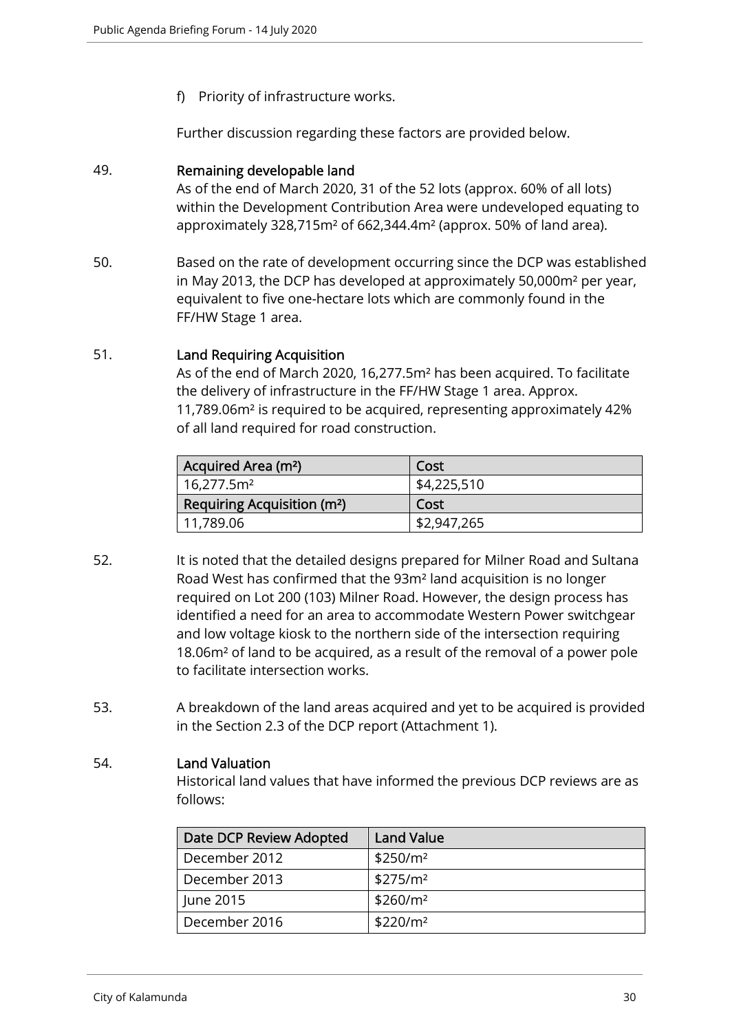f) Priority of infrastructure works.

Further discussion regarding these factors are provided below.

49. **Remaining developable land**
As of the end of March 2020, 31 of the 52 lots (approx. 60% of all lots) within the Development Contribution Area were undeveloped equating to approximately 328,715m² of 662,344.4m² (approx. 50% of land area).

50. Based on the rate of development occurring since the DCP was established in May 2013, the DCP has developed at approximately 50,000m² per year, equivalent to five one-hectare lots which are commonly found in the FF/HW Stage 1 area.

51. **Land Requiring Acquisition**
As of the end of March 2020, 16,277.5m² has been acquired. To facilitate the delivery of infrastructure in the FF/HW Stage 1 area. Approx. 11,789.06m² is required to be acquired, representing approximately 42% of all land required for road construction.

| Acquired Area (m²) | Cost |
|---|---|
| 16,277.5m² | $4,225,510 |
| **Requiring Acquisition (m²)** | **Cost** |
| 11,789.06 | $2,947,265 |

52. It is noted that the detailed designs prepared for Milner Road and Sultana Road West has confirmed that the 93m² land acquisition is no longer required on Lot 200 (103) Milner Road. However, the design process has identified a need for an area to accommodate Western Power switchgear and low voltage kiosk to the northern side of the intersection requiring 18.06m² of land to be acquired, as a result of the removal of a power pole to facilitate intersection works.

53. A breakdown of the land areas acquired and yet to be acquired is provided in the Section 2.3 of the DCP report (Attachment 1).

54. **Land Valuation**
Historical land values that have informed the previous DCP reviews are as follows:

| Date DCP Review Adopted | Land Value |
|---|---|
| December 2012 | $250/m² |
| December 2013 | $275/m² |
| June 2015 | $260/m² |
| December 2016 | $220/m² |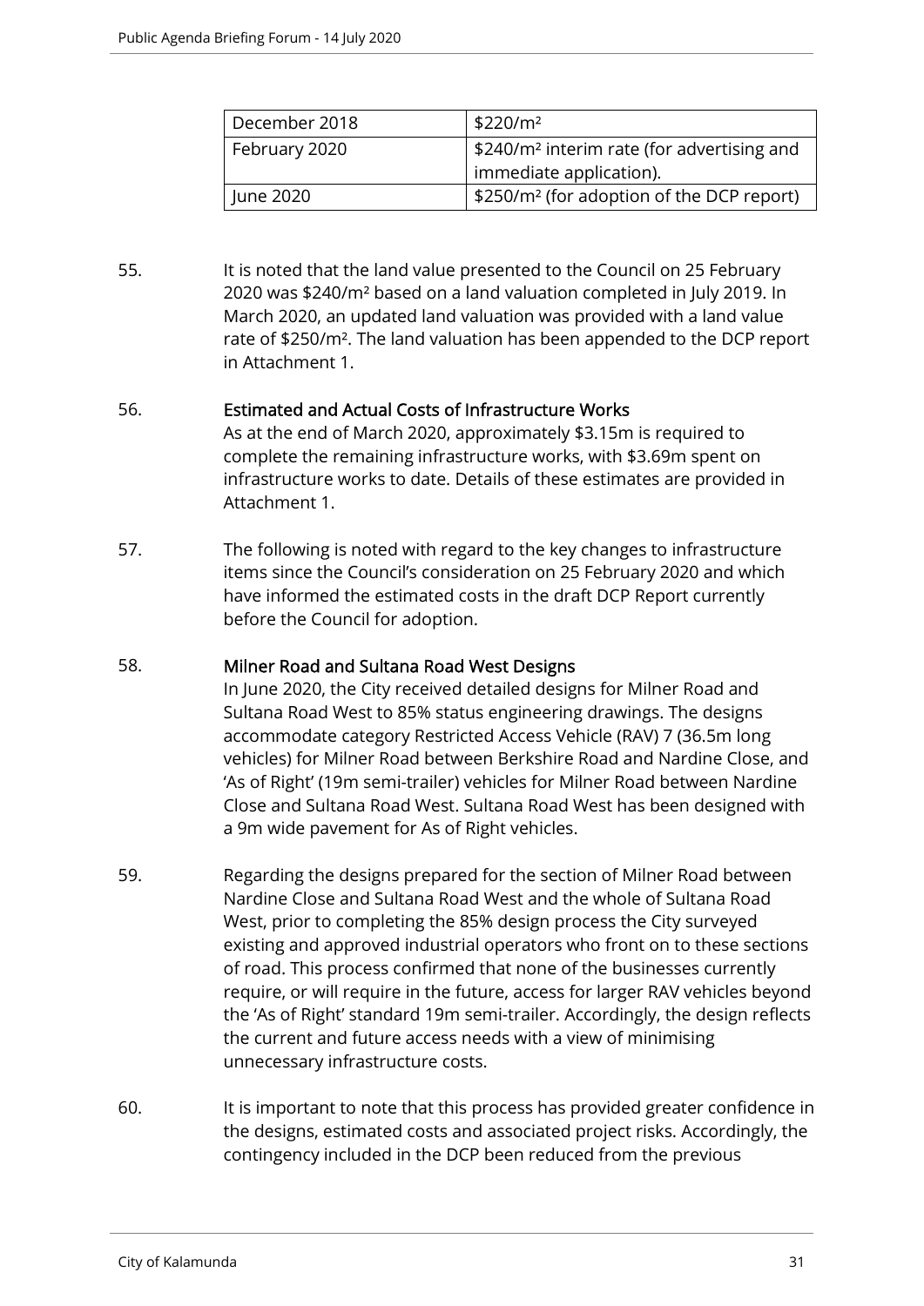| December 2018 | \$220/m² |
| --- | --- |
| February 2020 | \$240/m² interim rate (for advertising and immediate application). |
| June 2020 | \$250/m² (for adoption of the DCP report) |

55. It is noted that the land value presented to the Council on 25 February 2020 was \$240/m² based on a land valuation completed in July 2019. In March 2020, an updated land valuation was provided with a land value rate of \$250/m². The land valuation has been appended to the DCP report in Attachment 1.

56. **Estimated and Actual Costs of Infrastructure Works**
    As at the end of March 2020, approximately \$3.15m is required to complete the remaining infrastructure works, with \$3.69m spent on infrastructure works to date. Details of these estimates are provided in Attachment 1.

57. The following is noted with regard to the key changes to infrastructure items since the Council's consideration on 25 February 2020 and which have informed the estimated costs in the draft DCP Report currently before the Council for adoption.

58. **Milner Road and Sultana Road West Designs**
    In June 2020, the City received detailed designs for Milner Road and Sultana Road West to 85% status engineering drawings. The designs accommodate category Restricted Access Vehicle (RAV) 7 (36.5m long vehicles) for Milner Road between Berkshire Road and Nardine Close, and 'As of Right' (19m semi-trailer) vehicles for Milner Road between Nardine Close and Sultana Road West. Sultana Road West has been designed with a 9m wide pavement for As of Right vehicles.

59. Regarding the designs prepared for the section of Milner Road between Nardine Close and Sultana Road West and the whole of Sultana Road West, prior to completing the 85% design process the City surveyed existing and approved industrial operators who front on to these sections of road. This process confirmed that none of the businesses currently require, or will require in the future, access for larger RAV vehicles beyond the 'As of Right' standard 19m semi-trailer. Accordingly, the design reflects the current and future access needs with a view of minimising unnecessary infrastructure costs.

60. It is important to note that this process has provided greater confidence in the designs, estimated costs and associated project risks. Accordingly, the contingency included in the DCP been reduced from the previous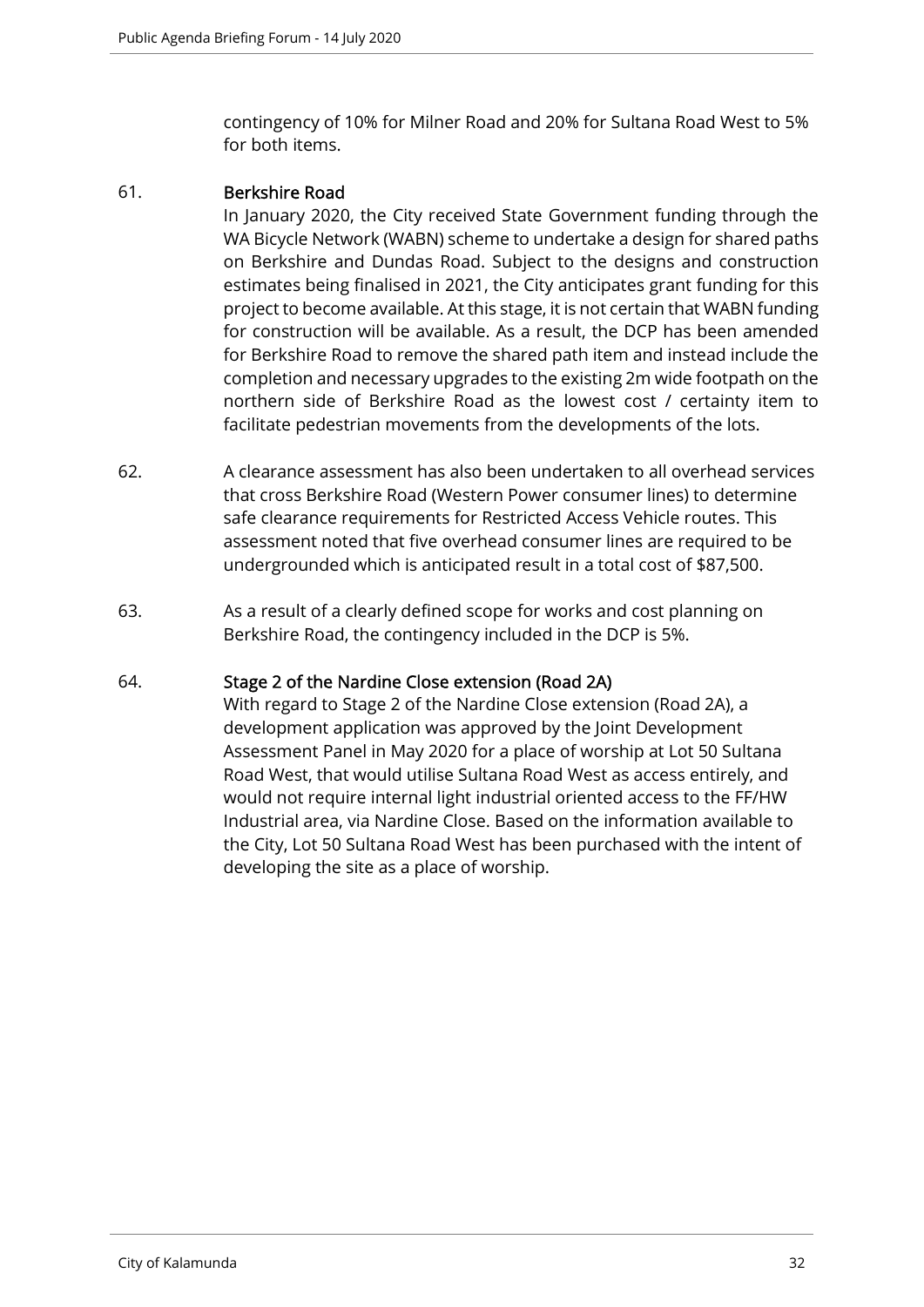contingency of 10% for Milner Road and 20% for Sultana Road West to 5% for both items.

61. **Berkshire Road**
In January 2020, the City received State Government funding through the WA Bicycle Network (WABN) scheme to undertake a design for shared paths on Berkshire and Dundas Road. Subject to the designs and construction estimates being finalised in 2021, the City anticipates grant funding for this project to become available. At this stage, it is not certain that WABN funding for construction will be available. As a result, the DCP has been amended for Berkshire Road to remove the shared path item and instead include the completion and necessary upgrades to the existing 2m wide footpath on the northern side of Berkshire Road as the lowest cost / certainty item to facilitate pedestrian movements from the developments of the lots.

62. A clearance assessment has also been undertaken to all overhead services that cross Berkshire Road (Western Power consumer lines) to determine safe clearance requirements for Restricted Access Vehicle routes. This assessment noted that five overhead consumer lines are required to be undergrounded which is anticipated result in a total cost of $87,500.

63. As a result of a clearly defined scope for works and cost planning on Berkshire Road, the contingency included in the DCP is 5%.

64. **Stage 2 of the Nardine Close extension (Road 2A)**
With regard to Stage 2 of the Nardine Close extension (Road 2A), a development application was approved by the Joint Development Assessment Panel in May 2020 for a place of worship at Lot 50 Sultana Road West, that would utilise Sultana Road West as access entirely, and would not require internal light industrial oriented access to the FF/HW Industrial area, via Nardine Close. Based on the information available to the City, Lot 50 Sultana Road West has been purchased with the intent of developing the site as a place of worship.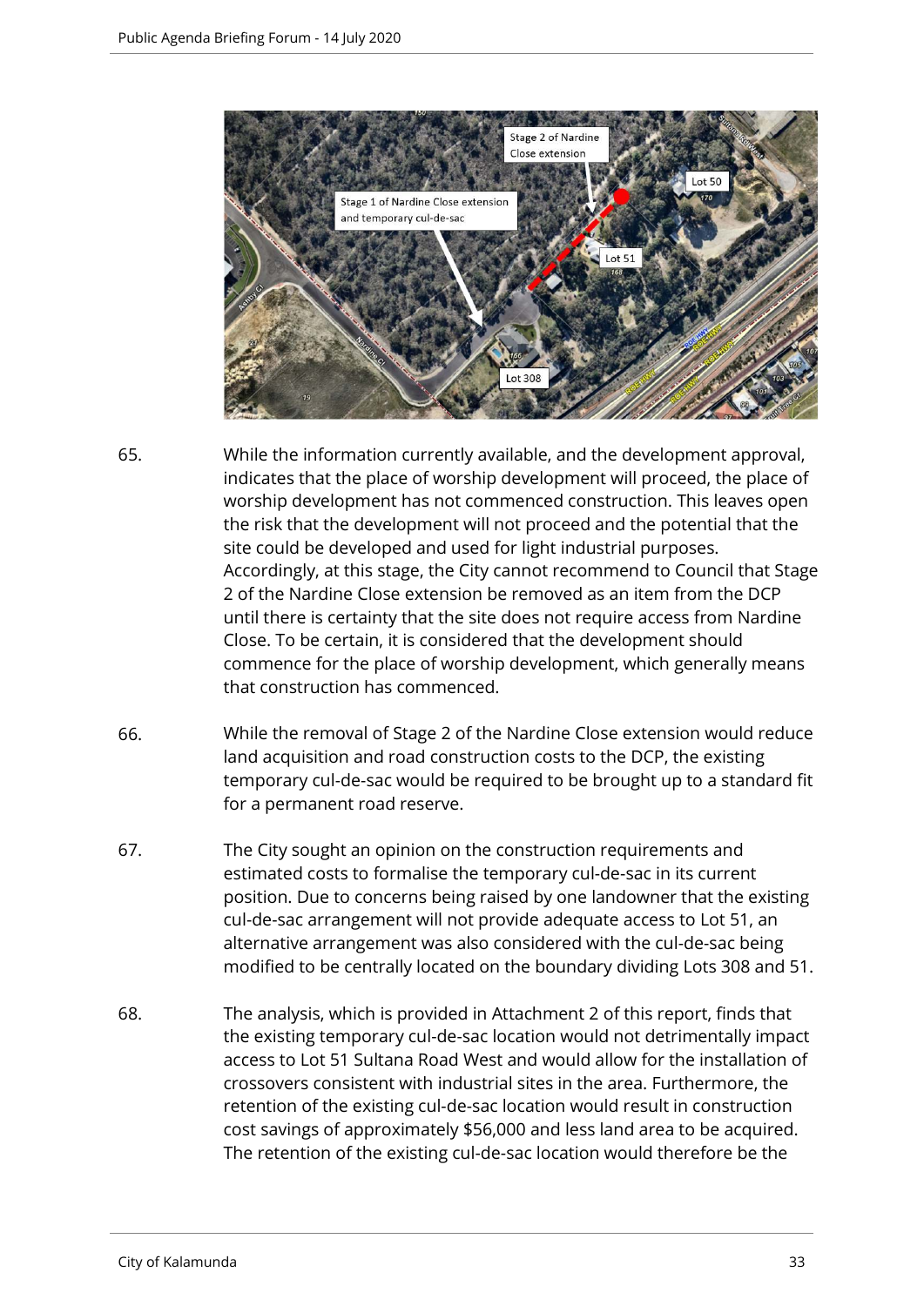65. While the information currently available, and the development approval, indicates that the place of worship development will proceed, the place of worship development has not commenced construction. This leaves open the risk that the development will not proceed and the potential that the site could be developed and used for light industrial purposes. Accordingly, at this stage, the City cannot recommend to Council that Stage 2 of the Nardine Close extension be removed as an item from the DCP until there is certainty that the site does not require access from Nardine Close. To be certain, it is considered that the development should commence for the place of worship development, which generally means that construction has commenced.

66. While the removal of Stage 2 of the Nardine Close extension would reduce land acquisition and road construction costs to the DCP, the existing temporary cul-de-sac would be required to be brought up to a standard fit for a permanent road reserve.

67. The City sought an opinion on the construction requirements and estimated costs to formalise the temporary cul-de-sac in its current position. Due to concerns being raised by one landowner that the existing cul-de-sac arrangement will not provide adequate access to Lot 51, an alternative arrangement was also considered with the cul-de-sac being modified to be centrally located on the boundary dividing Lots 308 and 51.

68. The analysis, which is provided in Attachment 2 of this report, finds that the existing temporary cul-de-sac location would not detrimentally impact access to Lot 51 Sultana Road West and would allow for the installation of crossovers consistent with industrial sites in the area. Furthermore, the retention of the existing cul-de-sac location would result in construction cost savings of approximately $56,000 and less land area to be acquired. The retention of the existing cul-de-sac location would therefore be the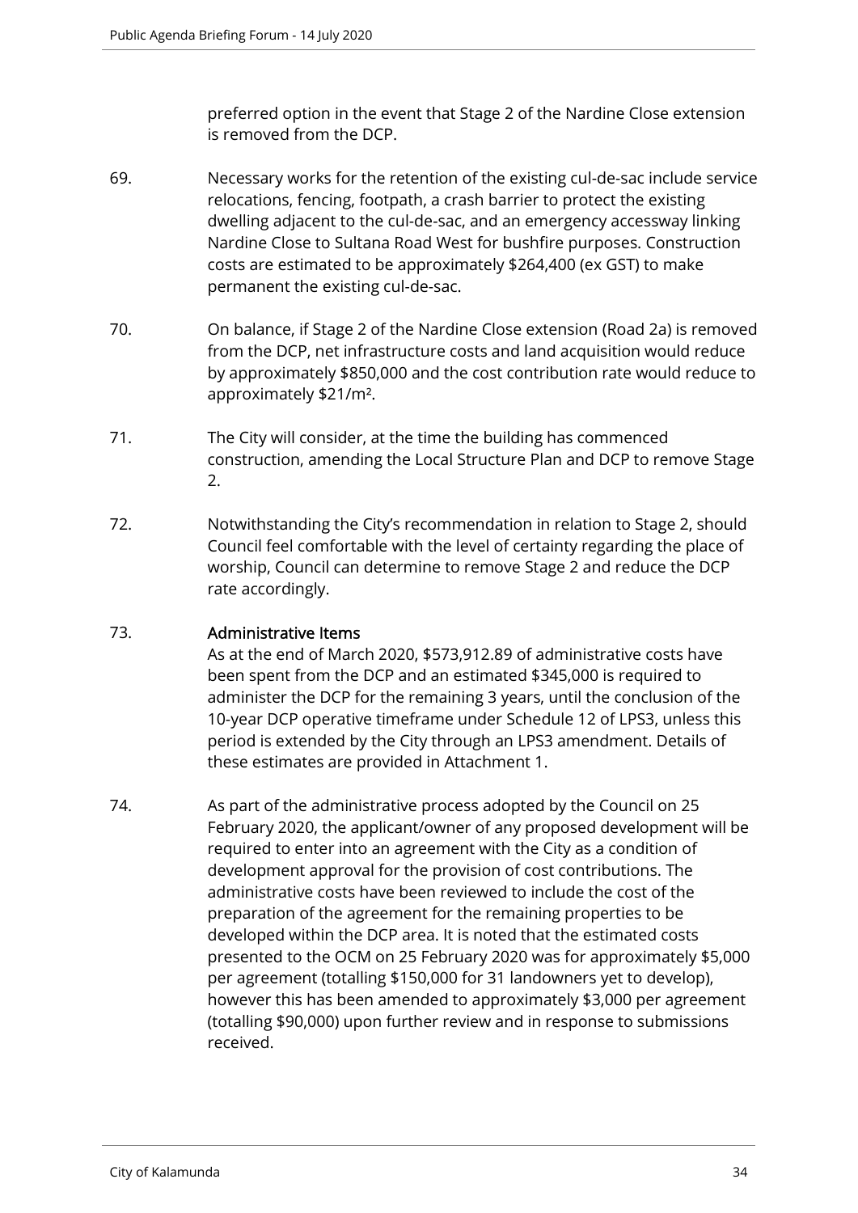preferred option in the event that Stage 2 of the Nardine Close extension is removed from the DCP.

69. Necessary works for the retention of the existing cul-de-sac include service relocations, fencing, footpath, a crash barrier to protect the existing dwelling adjacent to the cul-de-sac, and an emergency accessway linking Nardine Close to Sultana Road West for bushfire purposes. Construction costs are estimated to be approximately $264,400 (ex GST) to make permanent the existing cul-de-sac.

70. On balance, if Stage 2 of the Nardine Close extension (Road 2a) is removed from the DCP, net infrastructure costs and land acquisition would reduce by approximately $850,000 and the cost contribution rate would reduce to approximately $21/m².

71. The City will consider, at the time the building has commenced construction, amending the Local Structure Plan and DCP to remove Stage 2.

72. Notwithstanding the City's recommendation in relation to Stage 2, should Council feel comfortable with the level of certainty regarding the place of worship, Council can determine to remove Stage 2 and reduce the DCP rate accordingly.

73. **Administrative Items**

As at the end of March 2020, $573,912.89 of administrative costs have been spent from the DCP and an estimated $345,000 is required to administer the DCP for the remaining 3 years, until the conclusion of the 10-year DCP operative timeframe under Schedule 12 of LPS3, unless this period is extended by the City through an LPS3 amendment. Details of these estimates are provided in Attachment 1.

74. As part of the administrative process adopted by the Council on 25 February 2020, the applicant/owner of any proposed development will be required to enter into an agreement with the City as a condition of development approval for the provision of cost contributions. The administrative costs have been reviewed to include the cost of the preparation of the agreement for the remaining properties to be developed within the DCP area. It is noted that the estimated costs presented to the OCM on 25 February 2020 was for approximately $5,000 per agreement (totalling $150,000 for 31 landowners yet to develop), however this has been amended to approximately $3,000 per agreement (totalling $90,000) upon further review and in response to submissions received.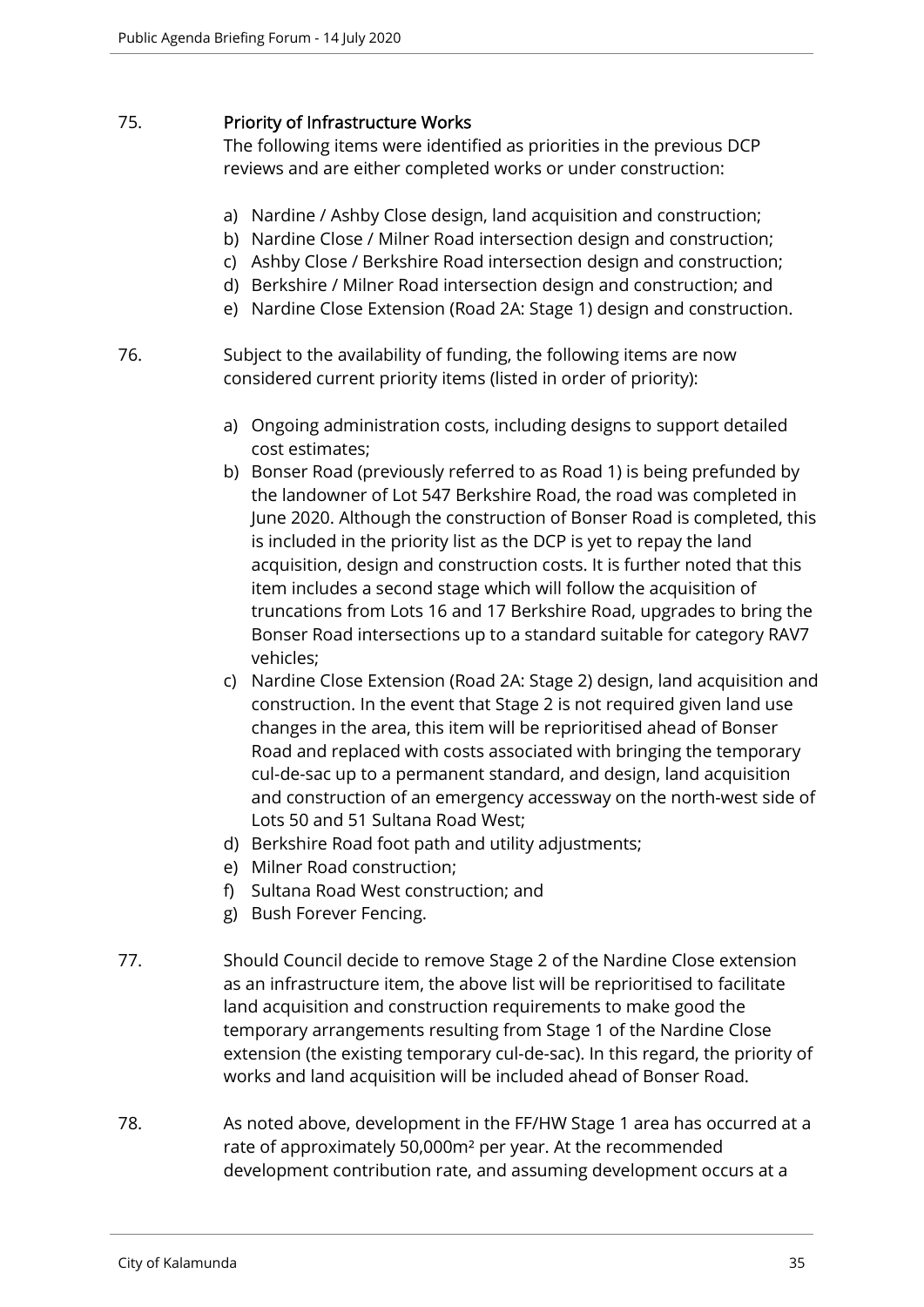75. **Priority of Infrastructure Works**

The following items were identified as priorities in the previous DCP reviews and are either completed works or under construction:

a) Nardine / Ashby Close design, land acquisition and construction;
b) Nardine Close / Milner Road intersection design and construction;
c) Ashby Close / Berkshire Road intersection design and construction;
d) Berkshire / Milner Road intersection design and construction; and
e) Nardine Close Extension (Road 2A: Stage 1) design and construction.

76. Subject to the availability of funding, the following items are now considered current priority items (listed in order of priority):

a) Ongoing administration costs, including designs to support detailed cost estimates;
b) Bonser Road (previously referred to as Road 1) is being prefunded by the landowner of Lot 547 Berkshire Road, the road was completed in June 2020. Although the construction of Bonser Road is completed, this is included in the priority list as the DCP is yet to repay the land acquisition, design and construction costs. It is further noted that this item includes a second stage which will follow the acquisition of truncations from Lots 16 and 17 Berkshire Road, upgrades to bring the Bonser Road intersections up to a standard suitable for category RAV7 vehicles;
c) Nardine Close Extension (Road 2A: Stage 2) design, land acquisition and construction. In the event that Stage 2 is not required given land use changes in the area, this item will be reprioritised ahead of Bonser Road and replaced with costs associated with bringing the temporary cul-de-sac up to a permanent standard, and design, land acquisition and construction of an emergency accessway on the north-west side of Lots 50 and 51 Sultana Road West;
d) Berkshire Road foot path and utility adjustments;
e) Milner Road construction;
f) Sultana Road West construction; and
g) Bush Forever Fencing.

77. Should Council decide to remove Stage 2 of the Nardine Close extension as an infrastructure item, the above list will be reprioritised to facilitate land acquisition and construction requirements to make good the temporary arrangements resulting from Stage 1 of the Nardine Close extension (the existing temporary cul-de-sac). In this regard, the priority of works and land acquisition will be included ahead of Bonser Road.

78. As noted above, development in the FF/HW Stage 1 area has occurred at a rate of approximately 50,000m² per year. At the recommended development contribution rate, and assuming development occurs at a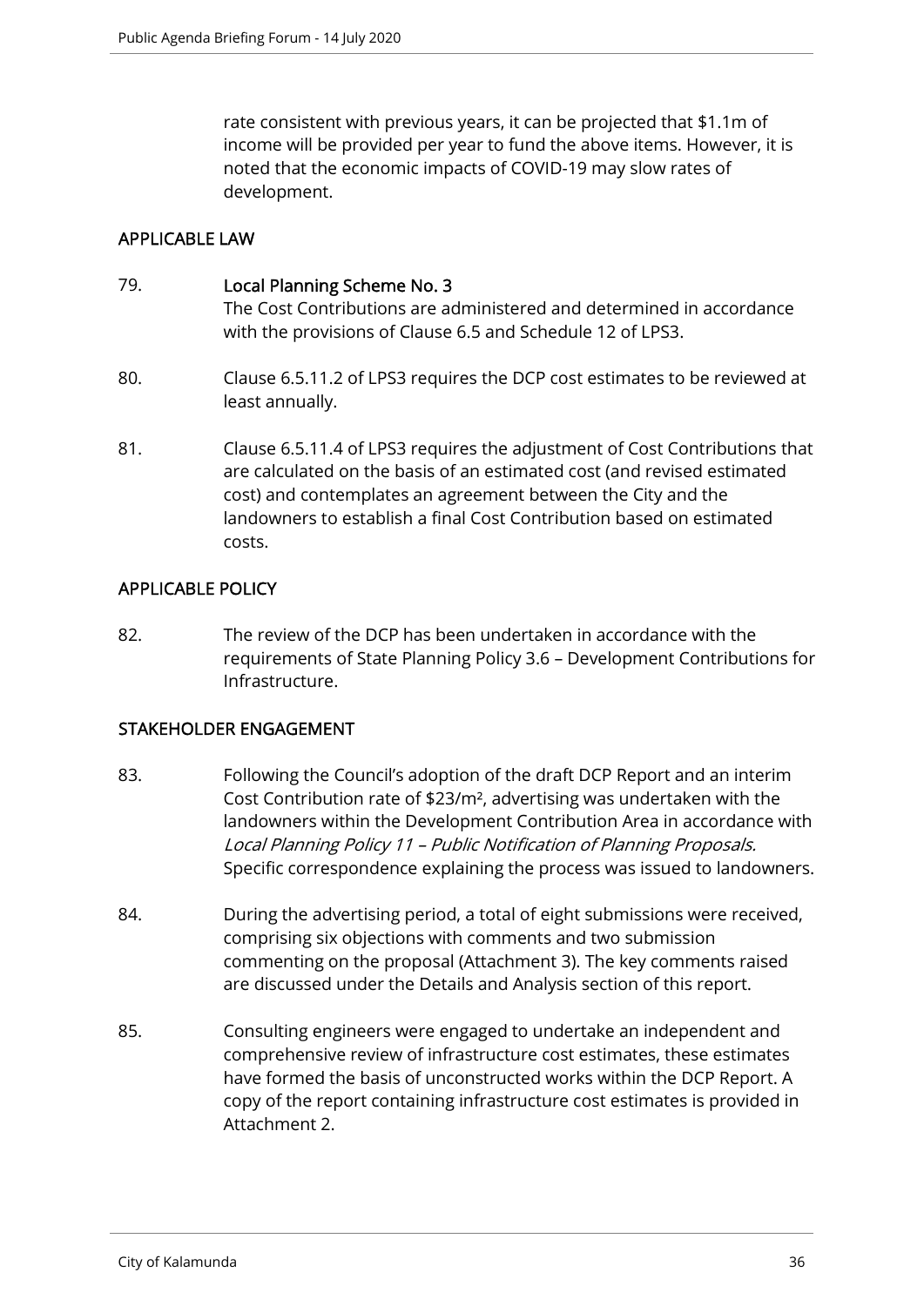rate consistent with previous years, it can be projected that $1.1m of income will be provided per year to fund the above items. However, it is noted that the economic impacts of COVID-19 may slow rates of development.

## APPLICABLE LAW

79. **Local Planning Scheme No. 3**
    The Cost Contributions are administered and determined in accordance with the provisions of Clause 6.5 and Schedule 12 of LPS3.

80. Clause 6.5.11.2 of LPS3 requires the DCP cost estimates to be reviewed at least annually.

81. Clause 6.5.11.4 of LPS3 requires the adjustment of Cost Contributions that are calculated on the basis of an estimated cost (and revised estimated cost) and contemplates an agreement between the City and the landowners to establish a final Cost Contribution based on estimated costs.

## APPLICABLE POLICY

82. The review of the DCP has been undertaken in accordance with the requirements of State Planning Policy 3.6 – Development Contributions for Infrastructure.

## STAKEHOLDER ENGAGEMENT

83. Following the Council's adoption of the draft DCP Report and an interim Cost Contribution rate of $23/m², advertising was undertaken with the landowners within the Development Contribution Area in accordance with *Local Planning Policy 11 – Public Notification of Planning Proposals*. Specific correspondence explaining the process was issued to landowners.

84. During the advertising period, a total of eight submissions were received, comprising six objections with comments and two submission commenting on the proposal (Attachment 3). The key comments raised are discussed under the Details and Analysis section of this report.

85. Consulting engineers were engaged to undertake an independent and comprehensive review of infrastructure cost estimates, these estimates have formed the basis of unconstructed works within the DCP Report. A copy of the report containing infrastructure cost estimates is provided in Attachment 2.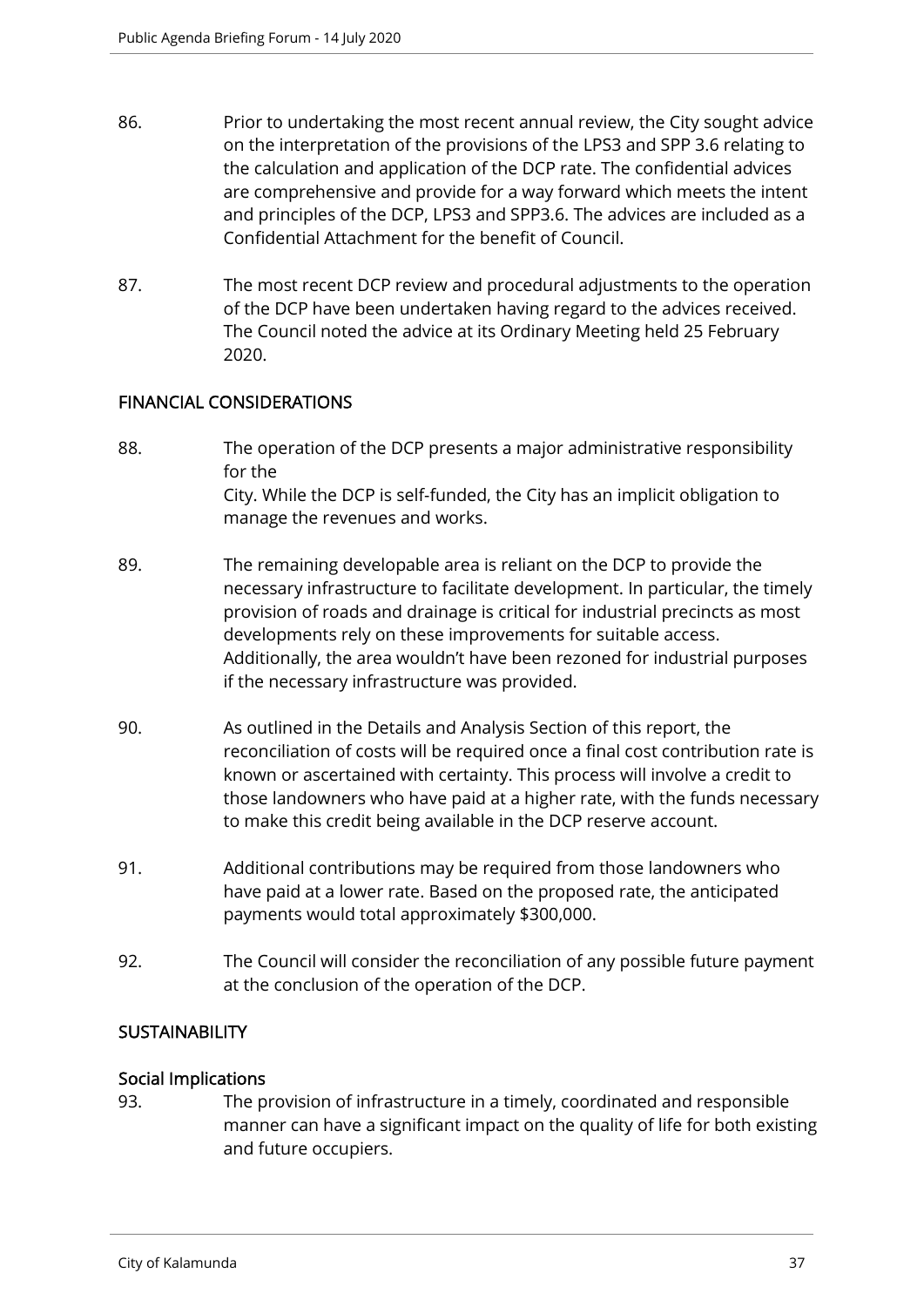86. Prior to undertaking the most recent annual review, the City sought advice on the interpretation of the provisions of the LPS3 and SPP 3.6 relating to the calculation and application of the DCP rate. The confidential advices are comprehensive and provide for a way forward which meets the intent and principles of the DCP, LPS3 and SPP3.6. The advices are included as a Confidential Attachment for the benefit of Council.

87. The most recent DCP review and procedural adjustments to the operation of the DCP have been undertaken having regard to the advices received. The Council noted the advice at its Ordinary Meeting held 25 February 2020.

## FINANCIAL CONSIDERATIONS

88. The operation of the DCP presents a major administrative responsibility for the City. While the DCP is self-funded, the City has an implicit obligation to manage the revenues and works.

89. The remaining developable area is reliant on the DCP to provide the necessary infrastructure to facilitate development. In particular, the timely provision of roads and drainage is critical for industrial precincts as most developments rely on these improvements for suitable access. Additionally, the area wouldn't have been rezoned for industrial purposes if the necessary infrastructure was provided.

90. As outlined in the Details and Analysis Section of this report, the reconciliation of costs will be required once a final cost contribution rate is known or ascertained with certainty. This process will involve a credit to those landowners who have paid at a higher rate, with the funds necessary to make this credit being available in the DCP reserve account.

91. Additional contributions may be required from those landowners who have paid at a lower rate. Based on the proposed rate, the anticipated payments would total approximately $300,000.

92. The Council will consider the reconciliation of any possible future payment at the conclusion of the operation of the DCP.

## SUSTAINABILITY

### Social Implications

93. The provision of infrastructure in a timely, coordinated and responsible manner can have a significant impact on the quality of life for both existing and future occupiers.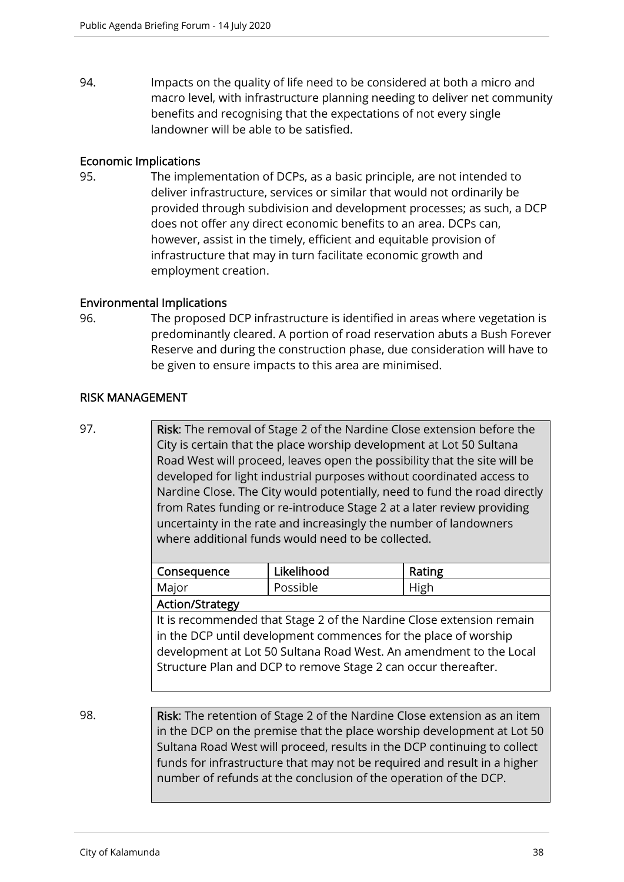94. Impacts on the quality of life need to be considered at both a micro and macro level, with infrastructure planning needing to deliver net community benefits and recognising that the expectations of not every single landowner will be able to be satisfied.

**Economic Implications**

95. The implementation of DCPs, as a basic principle, are not intended to deliver infrastructure, services or similar that would not ordinarily be provided through subdivision and development processes; as such, a DCP does not offer any direct economic benefits to an area. DCPs can, however, assist in the timely, efficient and equitable provision of infrastructure that may in turn facilitate economic growth and employment creation.

**Environmental Implications**

96. The proposed DCP infrastructure is identified in areas where vegetation is predominantly cleared. A portion of road reservation abuts a Bush Forever Reserve and during the construction phase, due consideration will have to be given to ensure impacts to this area are minimised.

## RISK MANAGEMENT

97. **Risk**: The removal of Stage 2 of the Nardine Close extension before the City is certain that the place worship development at Lot 50 Sultana Road West will proceed, leaves open the possibility that the site will be developed for light industrial purposes without coordinated access to Nardine Close. The City would potentially, need to fund the road directly from Rates funding or re-introduce Stage 2 at a later review providing uncertainty in the rate and increasingly the number of landowners where additional funds would need to be collected.

| Consequence | Likelihood | Rating |
|---|---|---|
| Major | Possible | High |

**Action/Strategy**

It is recommended that Stage 2 of the Nardine Close extension remain in the DCP until development commences for the place of worship development at Lot 50 Sultana Road West. An amendment to the Local Structure Plan and DCP to remove Stage 2 can occur thereafter.

98. **Risk**: The retention of Stage 2 of the Nardine Close extension as an item in the DCP on the premise that the place worship development at Lot 50 Sultana Road West will proceed, results in the DCP continuing to collect funds for infrastructure that may not be required and result in a higher number of refunds at the conclusion of the operation of the DCP.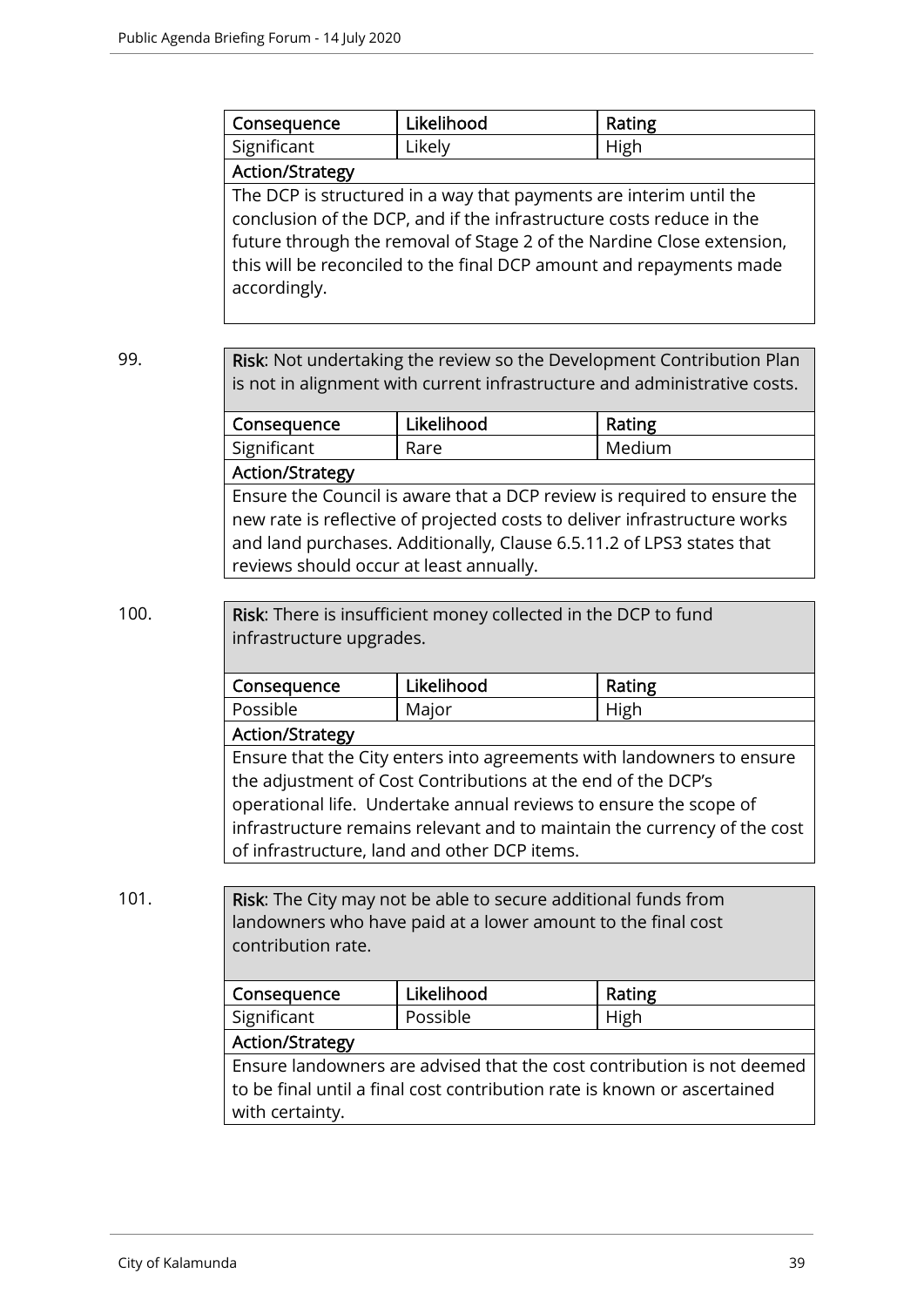| Consequence | Likelihood | Rating |
|---|---|---|
| Significant | Likely | High |
| **Action/Strategy** | | |
| The DCP is structured in a way that payments are interim until the conclusion of the DCP, and if the infrastructure costs reduce in the future through the removal of Stage 2 of the Nardine Close extension, this will be reconciled to the final DCP amount and repayments made accordingly. | | |

99. **Risk**: Not undertaking the review so the Development Contribution Plan is not in alignment with current infrastructure and administrative costs.

| Consequence | Likelihood | Rating |
|---|---|---|
| Significant | Rare | Medium |
| **Action/Strategy** | | |
| Ensure the Council is aware that a DCP review is required to ensure the new rate is reflective of projected costs to deliver infrastructure works and land purchases. Additionally, Clause 6.5.11.2 of LPS3 states that reviews should occur at least annually. | | |

100. **Risk**: There is insufficient money collected in the DCP to fund infrastructure upgrades.

| Consequence | Likelihood | Rating |
|---|---|---|
| Possible | Major | High |
| **Action/Strategy** | | |
| Ensure that the City enters into agreements with landowners to ensure the adjustment of Cost Contributions at the end of the DCP's operational life. Undertake annual reviews to ensure the scope of infrastructure remains relevant and to maintain the currency of the cost of infrastructure, land and other DCP items. | | |

101. **Risk**: The City may not be able to secure additional funds from landowners who have paid at a lower amount to the final cost contribution rate.

| Consequence | Likelihood | Rating |
|---|---|---|
| Significant | Possible | High |
| **Action/Strategy** | | |
| Ensure landowners are advised that the cost contribution is not deemed to be final until a final cost contribution rate is known or ascertained with certainty. | | |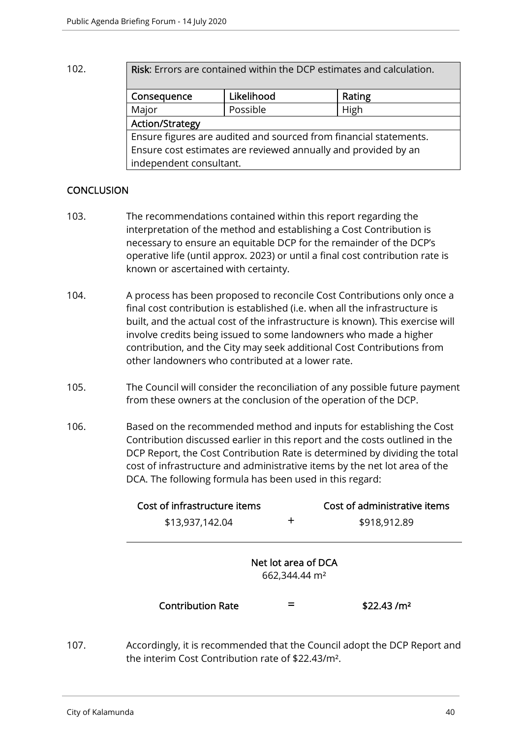102.

| **Risk**: Errors are contained within the DCP estimates and calculation. | | |
|---|---|---|
| **Consequence** | **Likelihood** | **Rating** |
| Major | Possible | High |
| **Action/Strategy** | | |
| Ensure figures are audited and sourced from financial statements. Ensure cost estimates are reviewed annually and provided by an independent consultant. | | |

## CONCLUSION

103. The recommendations contained within this report regarding the interpretation of the method and establishing a Cost Contribution is necessary to ensure an equitable DCP for the remainder of the DCP's operative life (until approx. 2023) or until a final cost contribution rate is known or ascertained with certainty.

104. A process has been proposed to reconcile Cost Contributions only once a final cost contribution is established (i.e. when all the infrastructure is built, and the actual cost of the infrastructure is known). This exercise will involve credits being issued to some landowners who made a higher contribution, and the City may seek additional Cost Contributions from other landowners who contributed at a lower rate.

105. The Council will consider the reconciliation of any possible future payment from these owners at the conclusion of the operation of the DCP.

106. Based on the recommended method and inputs for establishing the Cost Contribution discussed earlier in this report and the costs outlined in the DCP Report, the Cost Contribution Rate is determined by dividing the total cost of infrastructure and administrative items by the net lot area of the DCA. The following formula has been used in this regard:

$$\frac{\underset{\$13{,}937{,}142.04}{\textbf{Cost of infrastructure items}} + \underset{\$918{,}912.89}{\textbf{Cost of administrative items}}}{\underset{662{,}344.44\ m^2}{\textbf{Net lot area of DCA}}}$$

$$\textbf{Contribution Rate} = \textbf{\$22.43 /m}^2$$

107. Accordingly, it is recommended that the Council adopt the DCP Report and the interim Cost Contribution rate of $22.43/m².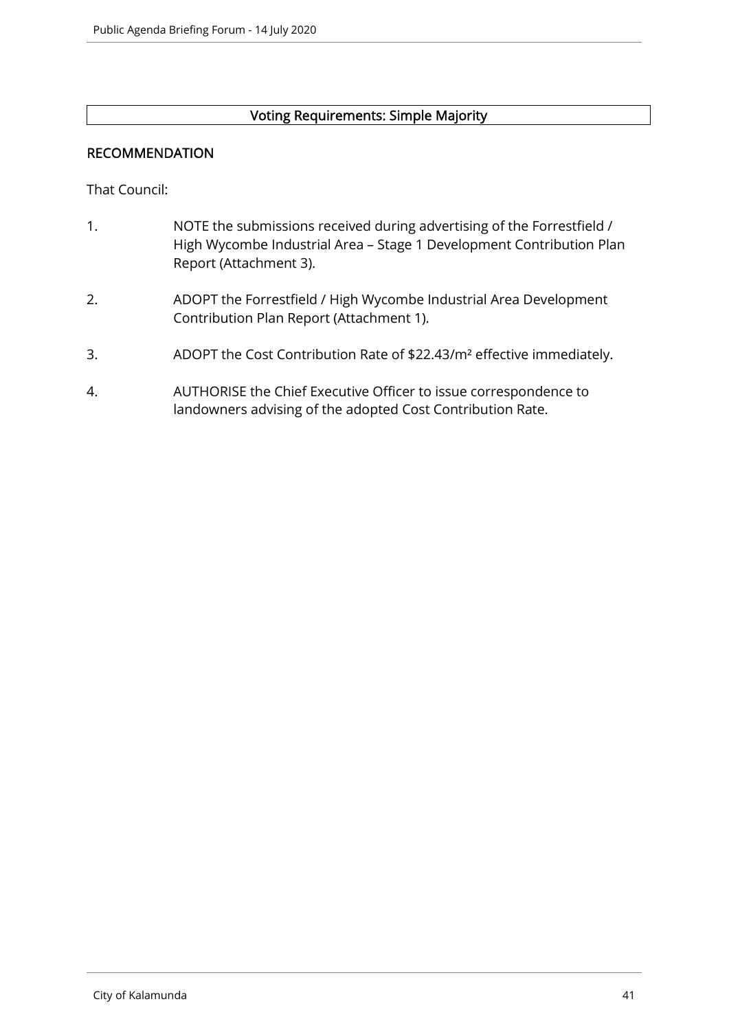**Voting Requirements: Simple Majority**

## RECOMMENDATION

That Council:

1. NOTE the submissions received during advertising of the Forrestfield / High Wycombe Industrial Area – Stage 1 Development Contribution Plan Report (Attachment 3).

2. ADOPT the Forrestfield / High Wycombe Industrial Area Development Contribution Plan Report (Attachment 1).

3. ADOPT the Cost Contribution Rate of $22.43/m² effective immediately.

4. AUTHORISE the Chief Executive Officer to issue correspondence to landowners advising of the adopted Cost Contribution Rate.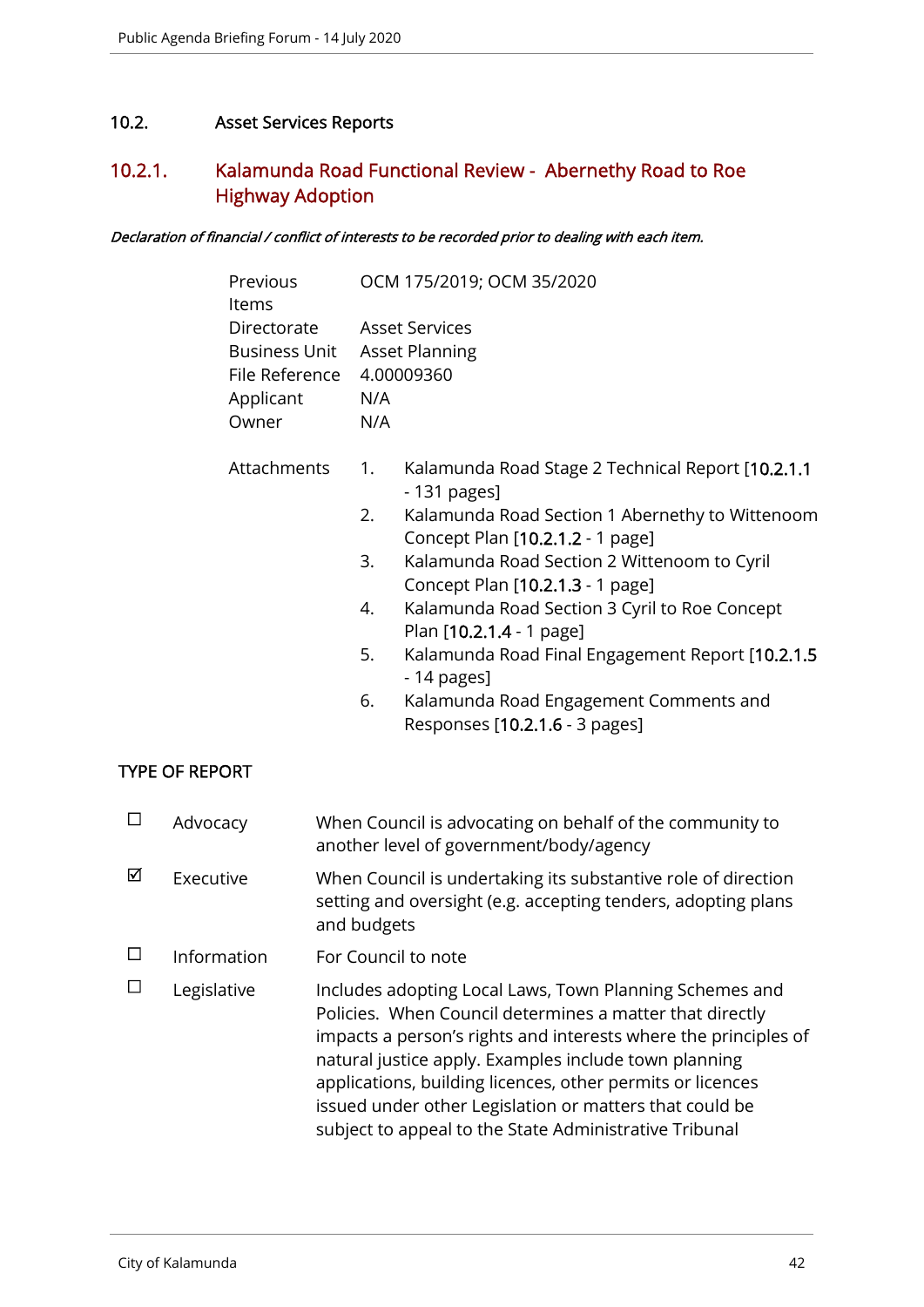## 10.2. Asset Services Reports

### 10.2.1. Kalamunda Road Functional Review - Abernethy Road to Roe Highway Adoption

***Declaration of financial / conflict of interests to be recorded prior to dealing with each item.***

| | |
|---|---|
| Previous Items | OCM 175/2019; OCM 35/2020 |
| Directorate | Asset Services |
| Business Unit | Asset Planning |
| File Reference | 4.00009360 |
| Applicant | N/A |
| Owner | N/A |

Attachments

1. Kalamunda Road Stage 2 Technical Report [10.2.1.1 - 131 pages]
2. Kalamunda Road Section 1 Abernethy to Wittenoom Concept Plan [10.2.1.2 - 1 page]
3. Kalamunda Road Section 2 Wittenoom to Cyril Concept Plan [10.2.1.3 - 1 page]
4. Kalamunda Road Section 3 Cyril to Roe Concept Plan [10.2.1.4 - 1 page]
5. Kalamunda Road Final Engagement Report [10.2.1.5 - 14 pages]
6. Kalamunda Road Engagement Comments and Responses [10.2.1.6 - 3 pages]

TYPE OF REPORT

| | | |
|---|---|---|
| ☐ | Advocacy | When Council is advocating on behalf of the community to another level of government/body/agency |
| ☑ | Executive | When Council is undertaking its substantive role of direction setting and oversight (e.g. accepting tenders, adopting plans and budgets |
| ☐ | Information | For Council to note |
| ☐ | Legislative | Includes adopting Local Laws, Town Planning Schemes and Policies. When Council determines a matter that directly impacts a person's rights and interests where the principles of natural justice apply. Examples include town planning applications, building licences, other permits or licences issued under other Legislation or matters that could be subject to appeal to the State Administrative Tribunal |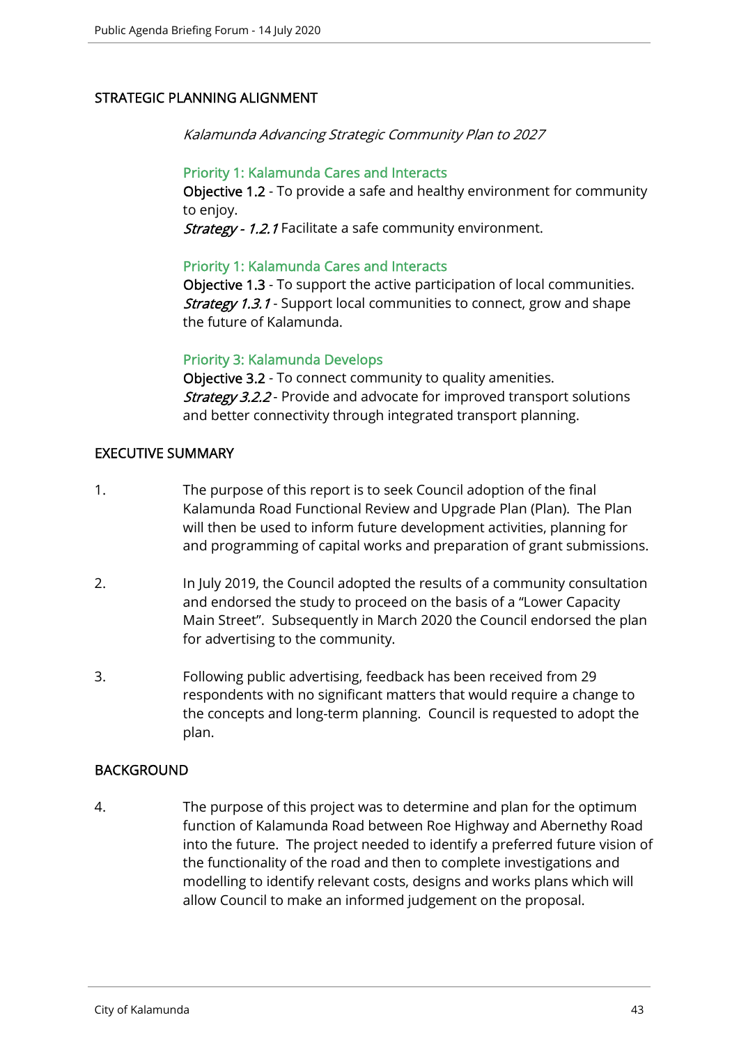## STRATEGIC PLANNING ALIGNMENT

*Kalamunda Advancing Strategic Community Plan to 2027*

**Priority 1: Kalamunda Cares and Interacts**
**Objective 1.2** - To provide a safe and healthy environment for community to enjoy.
***Strategy - 1.2.1*** Facilitate a safe community environment.

**Priority 1: Kalamunda Cares and Interacts**
**Objective 1.3** - To support the active participation of local communities.
***Strategy 1.3.1*** - Support local communities to connect, grow and shape the future of Kalamunda.

**Priority 3: Kalamunda Develops**
**Objective 3.2** - To connect community to quality amenities.
***Strategy 3.2.2*** - Provide and advocate for improved transport solutions and better connectivity through integrated transport planning.

## EXECUTIVE SUMMARY

1. The purpose of this report is to seek Council adoption of the final Kalamunda Road Functional Review and Upgrade Plan (Plan). The Plan will then be used to inform future development activities, planning for and programming of capital works and preparation of grant submissions.

2. In July 2019, the Council adopted the results of a community consultation and endorsed the study to proceed on the basis of a "Lower Capacity Main Street". Subsequently in March 2020 the Council endorsed the plan for advertising to the community.

3. Following public advertising, feedback has been received from 29 respondents with no significant matters that would require a change to the concepts and long-term planning. Council is requested to adopt the plan.

## BACKGROUND

4. The purpose of this project was to determine and plan for the optimum function of Kalamunda Road between Roe Highway and Abernethy Road into the future. The project needed to identify a preferred future vision of the functionality of the road and then to complete investigations and modelling to identify relevant costs, designs and works plans which will allow Council to make an informed judgement on the proposal.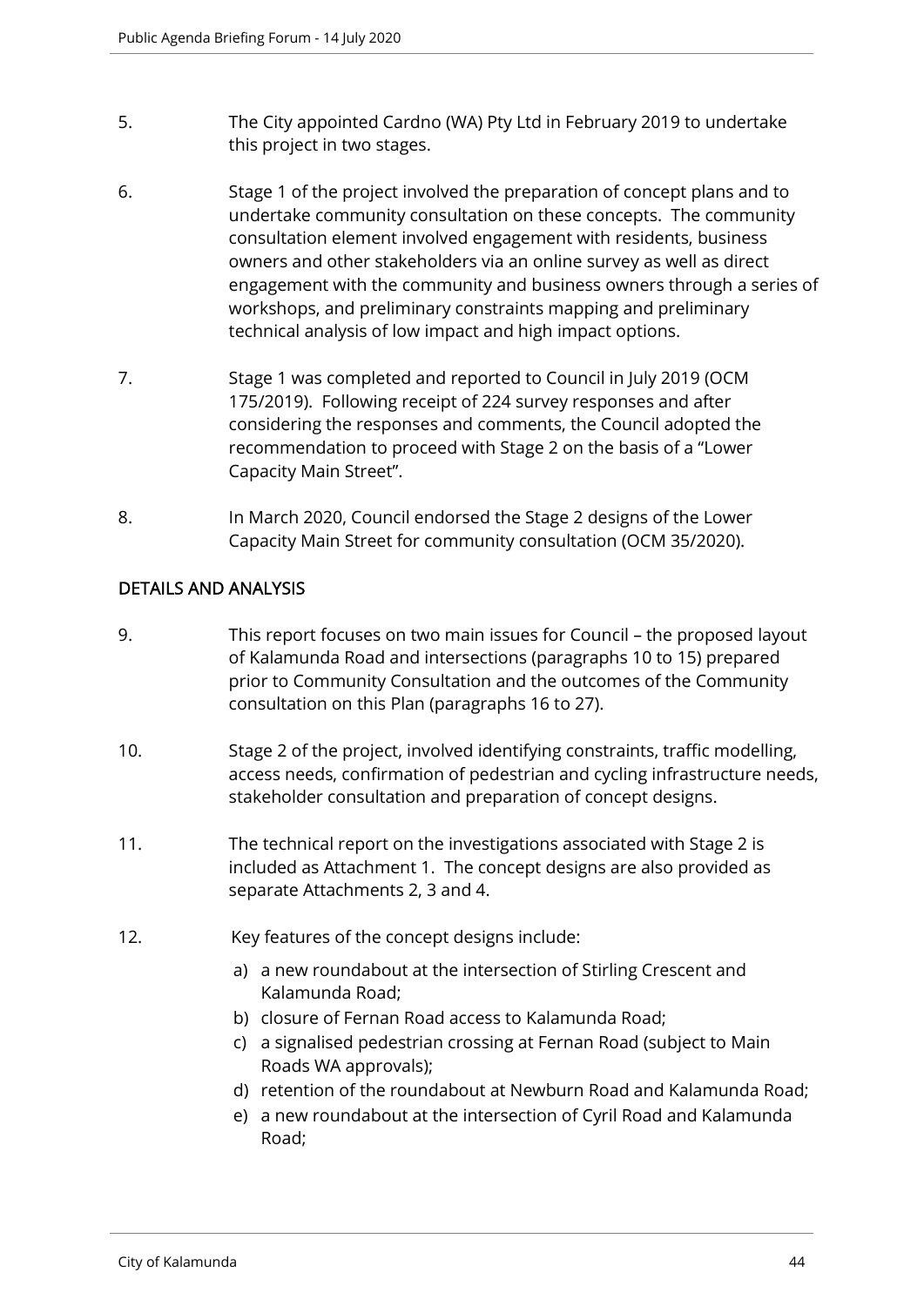5. The City appointed Cardno (WA) Pty Ltd in February 2019 to undertake this project in two stages.

6. Stage 1 of the project involved the preparation of concept plans and to undertake community consultation on these concepts. The community consultation element involved engagement with residents, business owners and other stakeholders via an online survey as well as direct engagement with the community and business owners through a series of workshops, and preliminary constraints mapping and preliminary technical analysis of low impact and high impact options.

7. Stage 1 was completed and reported to Council in July 2019 (OCM 175/2019). Following receipt of 224 survey responses and after considering the responses and comments, the Council adopted the recommendation to proceed with Stage 2 on the basis of a "Lower Capacity Main Street".

8. In March 2020, Council endorsed the Stage 2 designs of the Lower Capacity Main Street for community consultation (OCM 35/2020).

## DETAILS AND ANALYSIS

9. This report focuses on two main issues for Council – the proposed layout of Kalamunda Road and intersections (paragraphs 10 to 15) prepared prior to Community Consultation and the outcomes of the Community consultation on this Plan (paragraphs 16 to 27).

10. Stage 2 of the project, involved identifying constraints, traffic modelling, access needs, confirmation of pedestrian and cycling infrastructure needs, stakeholder consultation and preparation of concept designs.

11. The technical report on the investigations associated with Stage 2 is included as Attachment 1. The concept designs are also provided as separate Attachments 2, 3 and 4.

12. Key features of the concept designs include:

    a) a new roundabout at the intersection of Stirling Crescent and Kalamunda Road;
    b) closure of Fernan Road access to Kalamunda Road;
    c) a signalised pedestrian crossing at Fernan Road (subject to Main Roads WA approvals);
    d) retention of the roundabout at Newburn Road and Kalamunda Road;
    e) a new roundabout at the intersection of Cyril Road and Kalamunda Road;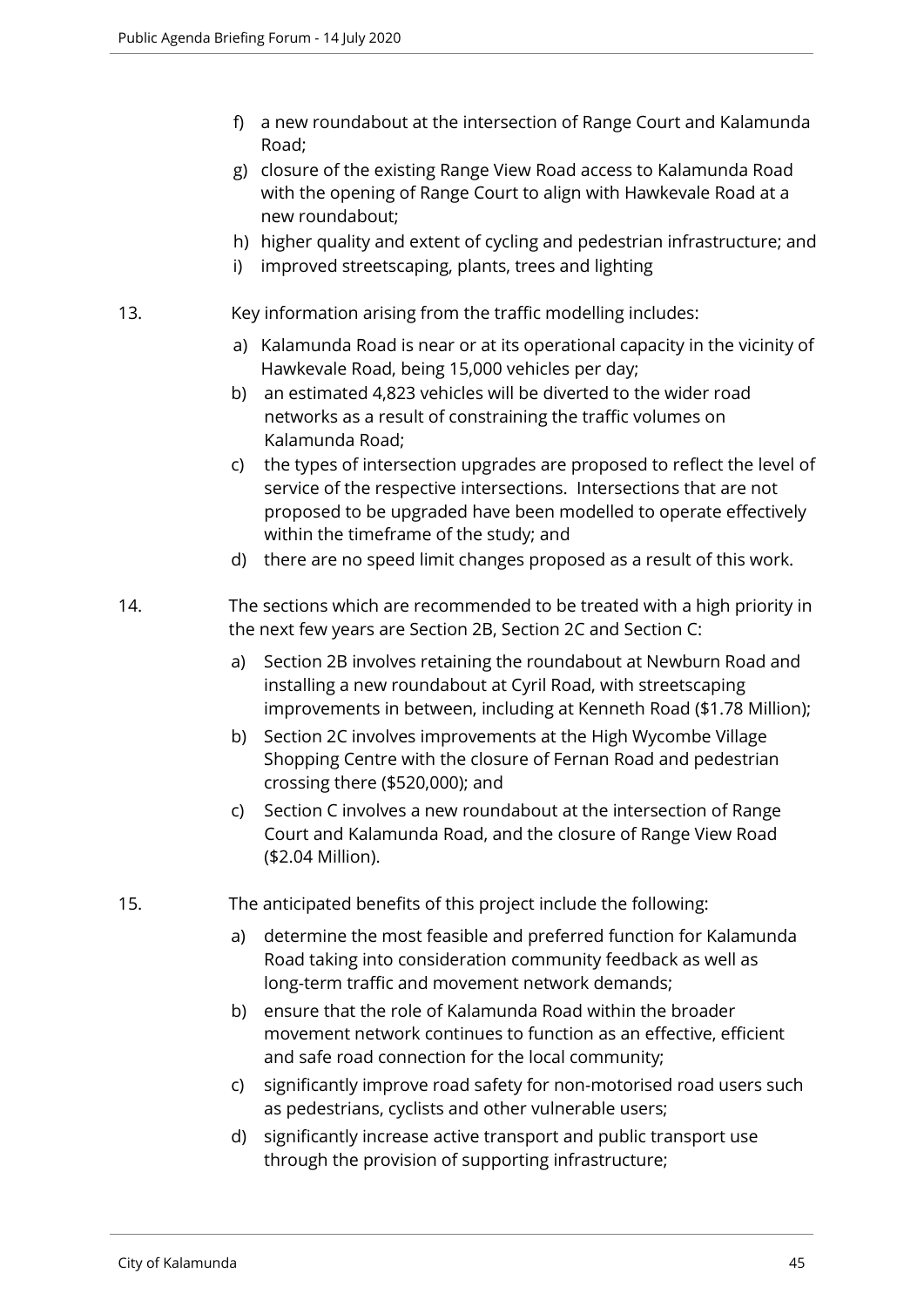f) a new roundabout at the intersection of Range Court and Kalamunda Road;

g) closure of the existing Range View Road access to Kalamunda Road with the opening of Range Court to align with Hawkevale Road at a new roundabout;

h) higher quality and extent of cycling and pedestrian infrastructure; and

i) improved streetscaping, plants, trees and lighting

13. Key information arising from the traffic modelling includes:

    a) Kalamunda Road is near or at its operational capacity in the vicinity of Hawkevale Road, being 15,000 vehicles per day;

    b) an estimated 4,823 vehicles will be diverted to the wider road networks as a result of constraining the traffic volumes on Kalamunda Road;

    c) the types of intersection upgrades are proposed to reflect the level of service of the respective intersections. Intersections that are not proposed to be upgraded have been modelled to operate effectively within the timeframe of the study; and

    d) there are no speed limit changes proposed as a result of this work.

14. The sections which are recommended to be treated with a high priority in the next few years are Section 2B, Section 2C and Section C:

    a) Section 2B involves retaining the roundabout at Newburn Road and installing a new roundabout at Cyril Road, with streetscaping improvements in between, including at Kenneth Road ($1.78 Million);

    b) Section 2C involves improvements at the High Wycombe Village Shopping Centre with the closure of Fernan Road and pedestrian crossing there ($520,000); and

    c) Section C involves a new roundabout at the intersection of Range Court and Kalamunda Road, and the closure of Range View Road ($2.04 Million).

15. The anticipated benefits of this project include the following:

    a) determine the most feasible and preferred function for Kalamunda Road taking into consideration community feedback as well as long-term traffic and movement network demands;

    b) ensure that the role of Kalamunda Road within the broader movement network continues to function as an effective, efficient and safe road connection for the local community;

    c) significantly improve road safety for non-motorised road users such as pedestrians, cyclists and other vulnerable users;

    d) significantly increase active transport and public transport use through the provision of supporting infrastructure;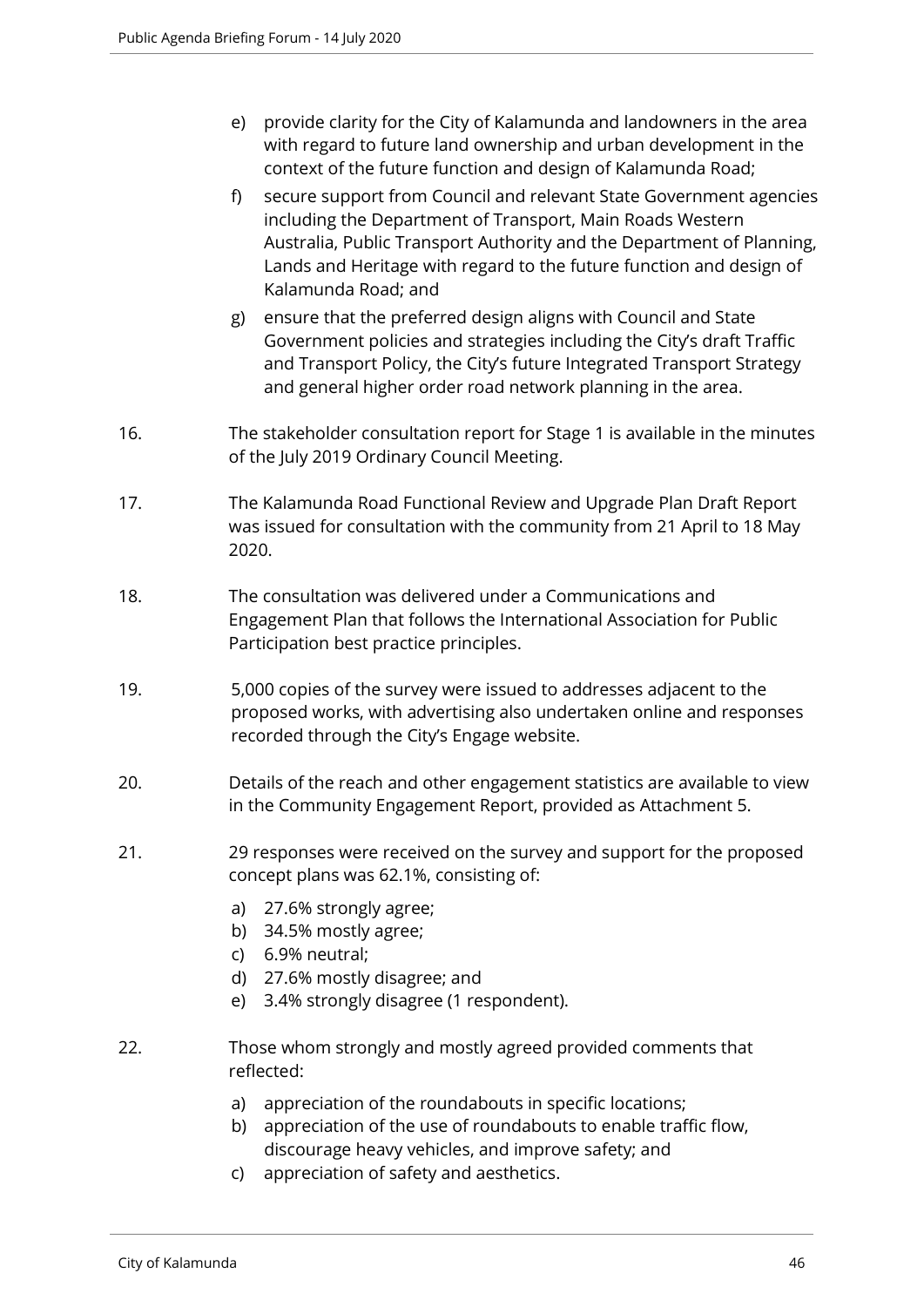e) provide clarity for the City of Kalamunda and landowners in the area with regard to future land ownership and urban development in the context of the future function and design of Kalamunda Road;

f) secure support from Council and relevant State Government agencies including the Department of Transport, Main Roads Western Australia, Public Transport Authority and the Department of Planning, Lands and Heritage with regard to the future function and design of Kalamunda Road; and

g) ensure that the preferred design aligns with Council and State Government policies and strategies including the City's draft Traffic and Transport Policy, the City's future Integrated Transport Strategy and general higher order road network planning in the area.

16. The stakeholder consultation report for Stage 1 is available in the minutes of the July 2019 Ordinary Council Meeting.

17. The Kalamunda Road Functional Review and Upgrade Plan Draft Report was issued for consultation with the community from 21 April to 18 May 2020.

18. The consultation was delivered under a Communications and Engagement Plan that follows the International Association for Public Participation best practice principles.

19. 5,000 copies of the survey were issued to addresses adjacent to the proposed works, with advertising also undertaken online and responses recorded through the City's Engage website.

20. Details of the reach and other engagement statistics are available to view in the Community Engagement Report, provided as Attachment 5.

21. 29 responses were received on the survey and support for the proposed concept plans was 62.1%, consisting of:

a) 27.6% strongly agree;
b) 34.5% mostly agree;
c) 6.9% neutral;
d) 27.6% mostly disagree; and
e) 3.4% strongly disagree (1 respondent).

22. Those whom strongly and mostly agreed provided comments that reflected:

a) appreciation of the roundabouts in specific locations;
b) appreciation of the use of roundabouts to enable traffic flow, discourage heavy vehicles, and improve safety; and
c) appreciation of safety and aesthetics.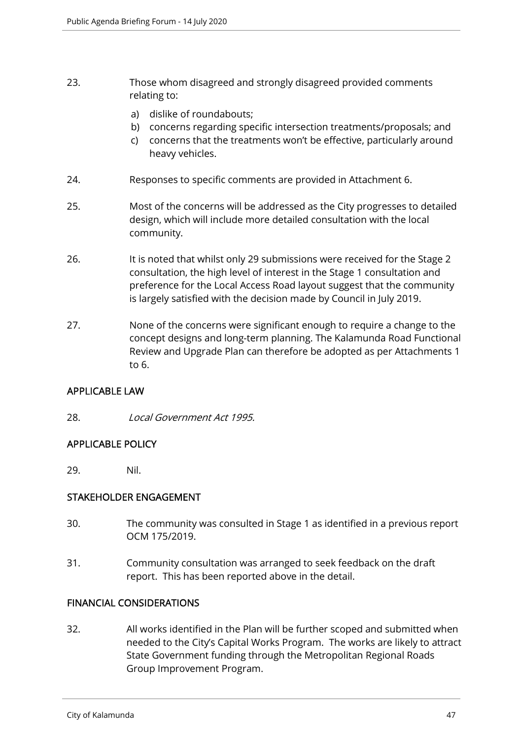23. Those whom disagreed and strongly disagreed provided comments relating to:

    a) dislike of roundabouts;
    b) concerns regarding specific intersection treatments/proposals; and
    c) concerns that the treatments won't be effective, particularly around heavy vehicles.

24. Responses to specific comments are provided in Attachment 6.

25. Most of the concerns will be addressed as the City progresses to detailed design, which will include more detailed consultation with the local community.

26. It is noted that whilst only 29 submissions were received for the Stage 2 consultation, the high level of interest in the Stage 1 consultation and preference for the Local Access Road layout suggest that the community is largely satisfied with the decision made by Council in July 2019.

27. None of the concerns were significant enough to require a change to the concept designs and long-term planning. The Kalamunda Road Functional Review and Upgrade Plan can therefore be adopted as per Attachments 1 to 6.

## APPLICABLE LAW

28. *Local Government Act 1995.*

## APPLICABLE POLICY

29. Nil.

## STAKEHOLDER ENGAGEMENT

30. The community was consulted in Stage 1 as identified in a previous report OCM 175/2019.

31. Community consultation was arranged to seek feedback on the draft report. This has been reported above in the detail.

## FINANCIAL CONSIDERATIONS

32. All works identified in the Plan will be further scoped and submitted when needed to the City's Capital Works Program. The works are likely to attract State Government funding through the Metropolitan Regional Roads Group Improvement Program.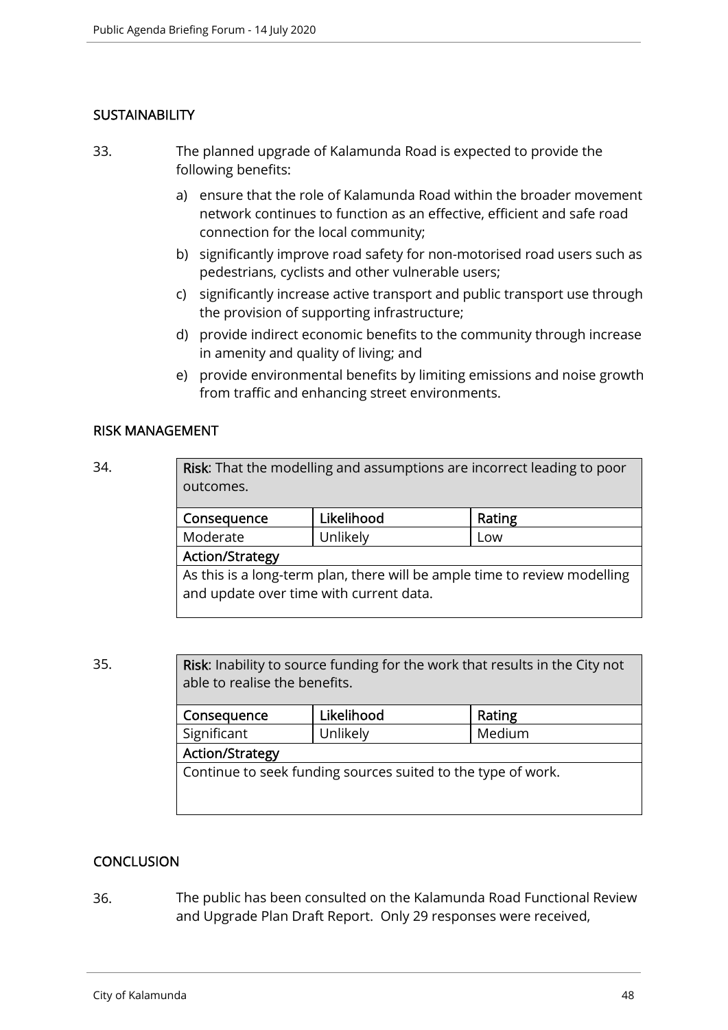## SUSTAINABILITY

33. The planned upgrade of Kalamunda Road is expected to provide the following benefits:

   a) ensure that the role of Kalamunda Road within the broader movement network continues to function as an effective, efficient and safe road connection for the local community;

   b) significantly improve road safety for non-motorised road users such as pedestrians, cyclists and other vulnerable users;

   c) significantly increase active transport and public transport use through the provision of supporting infrastructure;

   d) provide indirect economic benefits to the community through increase in amenity and quality of living; and

   e) provide environmental benefits by limiting emissions and noise growth from traffic and enhancing street environments.

## RISK MANAGEMENT

34.

| **Risk**: That the modelling and assumptions are incorrect leading to poor outcomes. | | |
|---|---|---|
| **Consequence** | **Likelihood** | **Rating** |
| Moderate | Unlikely | Low |
| **Action/Strategy** | | |
| As this is a long-term plan, there will be ample time to review modelling and update over time with current data. | | |

35.

| **Risk**: Inability to source funding for the work that results in the City not able to realise the benefits. | | |
|---|---|---|
| **Consequence** | **Likelihood** | **Rating** |
| Significant | Unlikely | Medium |
| **Action/Strategy** | | |
| Continue to seek funding sources suited to the type of work. | | |

## CONCLUSION

36. The public has been consulted on the Kalamunda Road Functional Review and Upgrade Plan Draft Report. Only 29 responses were received,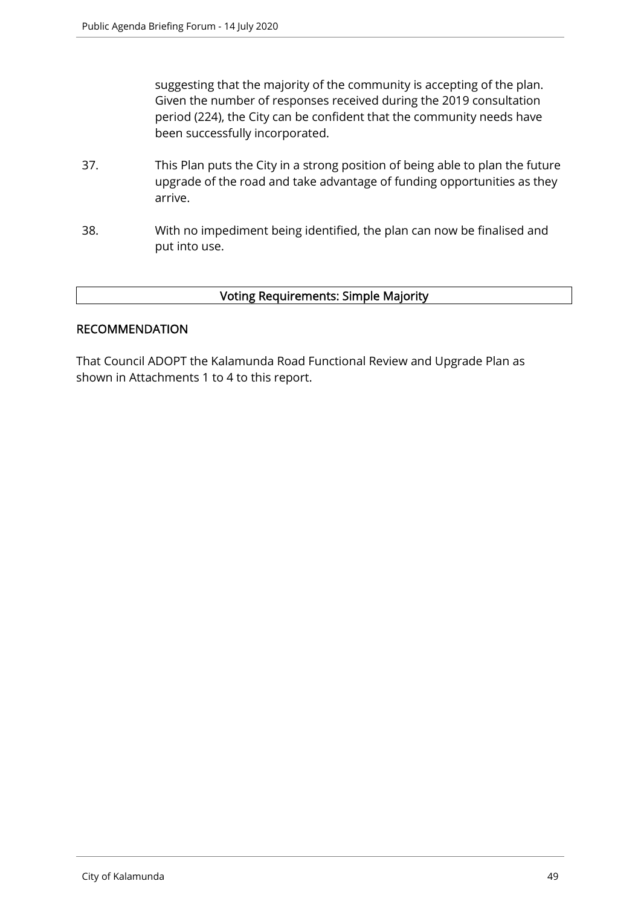suggesting that the majority of the community is accepting of the plan. Given the number of responses received during the 2019 consultation period (224), the City can be confident that the community needs have been successfully incorporated.

37. This Plan puts the City in a strong position of being able to plan the future upgrade of the road and take advantage of funding opportunities as they arrive.

38. With no impediment being identified, the plan can now be finalised and put into use.

| Voting Requirements: Simple Majority |
| --- |

## RECOMMENDATION

That Council ADOPT the Kalamunda Road Functional Review and Upgrade Plan as shown in Attachments 1 to 4 to this report.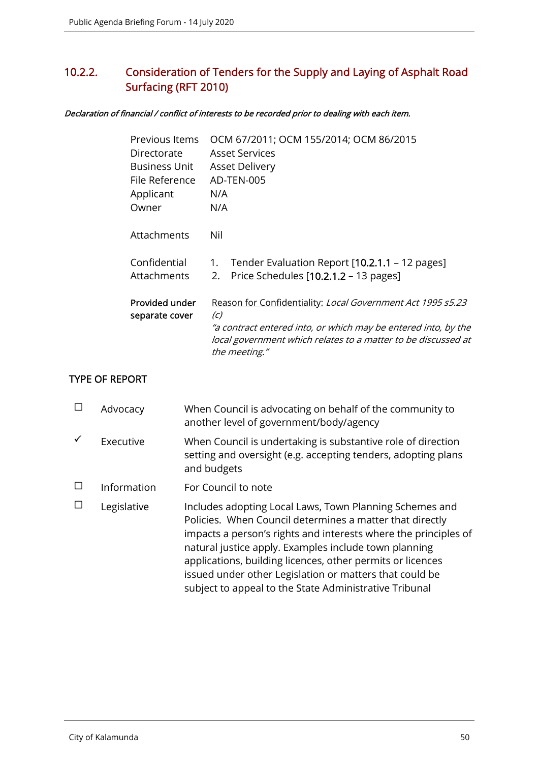## 10.2.2. Consideration of Tenders for the Supply and Laying of Asphalt Road Surfacing (RFT 2010)

***Declaration of financial / conflict of interests to be recorded prior to dealing with each item.***

| | |
|---|---|
| Previous Items | OCM 67/2011; OCM 155/2014; OCM 86/2015 |
| Directorate | Asset Services |
| Business Unit | Asset Delivery |
| File Reference | AD-TEN-005 |
| Applicant | N/A |
| Owner | N/A |
| Attachments | Nil |
| Confidential Attachments | 1. Tender Evaluation Report [10.2.1.1 – 12 pages]<br>2. Price Schedules [10.2.1.2 – 13 pages] |
| **Provided under separate cover** | Reason for Confidentiality: *Local Government Act 1995 s5.23 (c)*<br>*"a contract entered into, or which may be entered into, by the local government which relates to a matter to be discussed at the meeting."* |

### TYPE OF REPORT

| | | |
|---|---|---|
| ☐ | Advocacy | When Council is advocating on behalf of the community to another level of government/body/agency |
| ✓ | Executive | When Council is undertaking is substantive role of direction setting and oversight (e.g. accepting tenders, adopting plans and budgets |
| ☐ | Information | For Council to note |
| ☐ | Legislative | Includes adopting Local Laws, Town Planning Schemes and Policies. When Council determines a matter that directly impacts a person's rights and interests where the principles of natural justice apply. Examples include town planning applications, building licences, other permits or licences issued under other Legislation or matters that could be subject to appeal to the State Administrative Tribunal |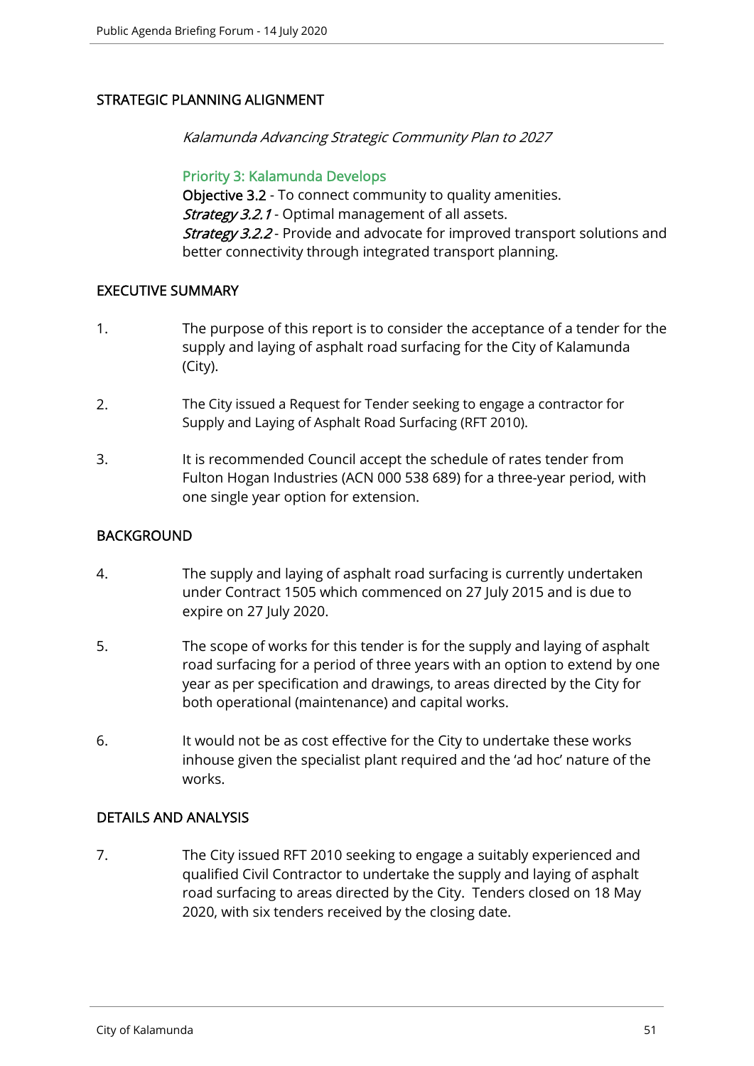## STRATEGIC PLANNING ALIGNMENT

*Kalamunda Advancing Strategic Community Plan to 2027*

### Priority 3: Kalamunda Develops

**Objective 3.2** - To connect community to quality amenities.
***Strategy 3.2.1*** - Optimal management of all assets.
***Strategy 3.2.2*** - Provide and advocate for improved transport solutions and better connectivity through integrated transport planning.

## EXECUTIVE SUMMARY

1. The purpose of this report is to consider the acceptance of a tender for the supply and laying of asphalt road surfacing for the City of Kalamunda (City).

2. The City issued a Request for Tender seeking to engage a contractor for Supply and Laying of Asphalt Road Surfacing (RFT 2010).

3. It is recommended Council accept the schedule of rates tender from Fulton Hogan Industries (ACN 000 538 689) for a three-year period, with one single year option for extension.

## BACKGROUND

4. The supply and laying of asphalt road surfacing is currently undertaken under Contract 1505 which commenced on 27 July 2015 and is due to expire on 27 July 2020.

5. The scope of works for this tender is for the supply and laying of asphalt road surfacing for a period of three years with an option to extend by one year as per specification and drawings, to areas directed by the City for both operational (maintenance) and capital works.

6. It would not be as cost effective for the City to undertake these works inhouse given the specialist plant required and the 'ad hoc' nature of the works.

## DETAILS AND ANALYSIS

7. The City issued RFT 2010 seeking to engage a suitably experienced and qualified Civil Contractor to undertake the supply and laying of asphalt road surfacing to areas directed by the City. Tenders closed on 18 May 2020, with six tenders received by the closing date.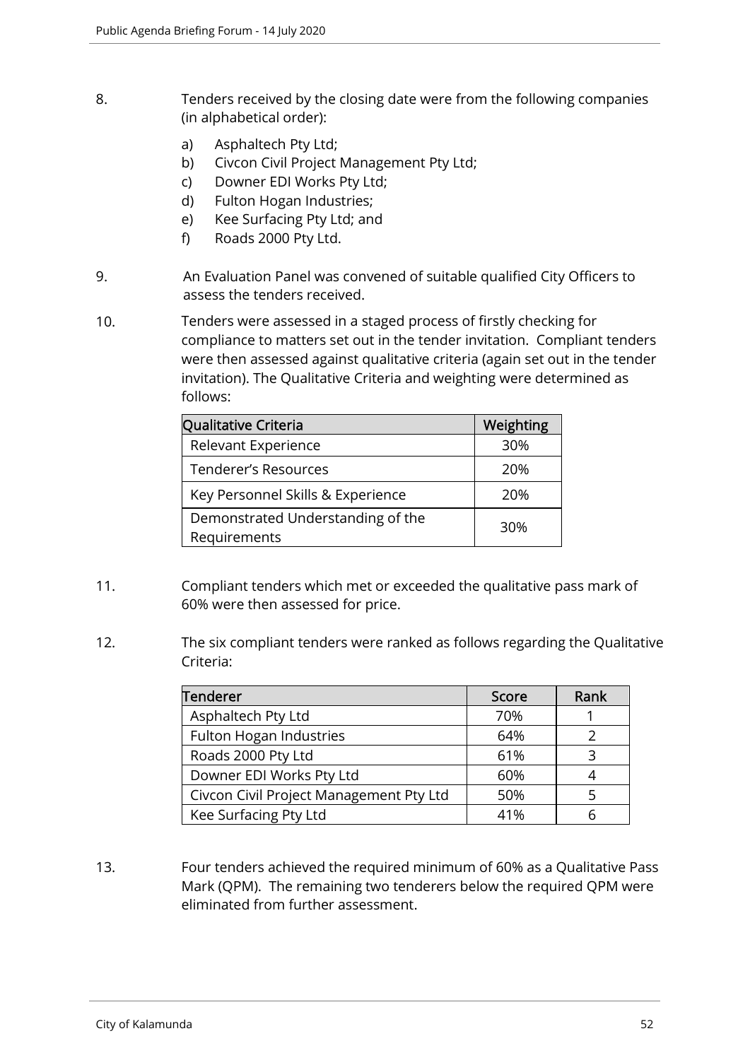8. Tenders received by the closing date were from the following companies (in alphabetical order):

   a) Asphaltech Pty Ltd;
   b) Civcon Civil Project Management Pty Ltd;
   c) Downer EDI Works Pty Ltd;
   d) Fulton Hogan Industries;
   e) Kee Surfacing Pty Ltd; and
   f) Roads 2000 Pty Ltd.

9. An Evaluation Panel was convened of suitable qualified City Officers to assess the tenders received.

10. Tenders were assessed in a staged process of firstly checking for compliance to matters set out in the tender invitation. Compliant tenders were then assessed against qualitative criteria (again set out in the tender invitation). The Qualitative Criteria and weighting were determined as follows:

| Qualitative Criteria | Weighting |
|---|---|
| Relevant Experience | 30% |
| Tenderer's Resources | 20% |
| Key Personnel Skills & Experience | 20% |
| Demonstrated Understanding of the Requirements | 30% |

11. Compliant tenders which met or exceeded the qualitative pass mark of 60% were then assessed for price.

12. The six compliant tenders were ranked as follows regarding the Qualitative Criteria:

| Tenderer | Score | Rank |
|---|---|---|
| Asphaltech Pty Ltd | 70% | 1 |
| Fulton Hogan Industries | 64% | 2 |
| Roads 2000 Pty Ltd | 61% | 3 |
| Downer EDI Works Pty Ltd | 60% | 4 |
| Civcon Civil Project Management Pty Ltd | 50% | 5 |
| Kee Surfacing Pty Ltd | 41% | 6 |

13. Four tenders achieved the required minimum of 60% as a Qualitative Pass Mark (QPM). The remaining two tenderers below the required QPM were eliminated from further assessment.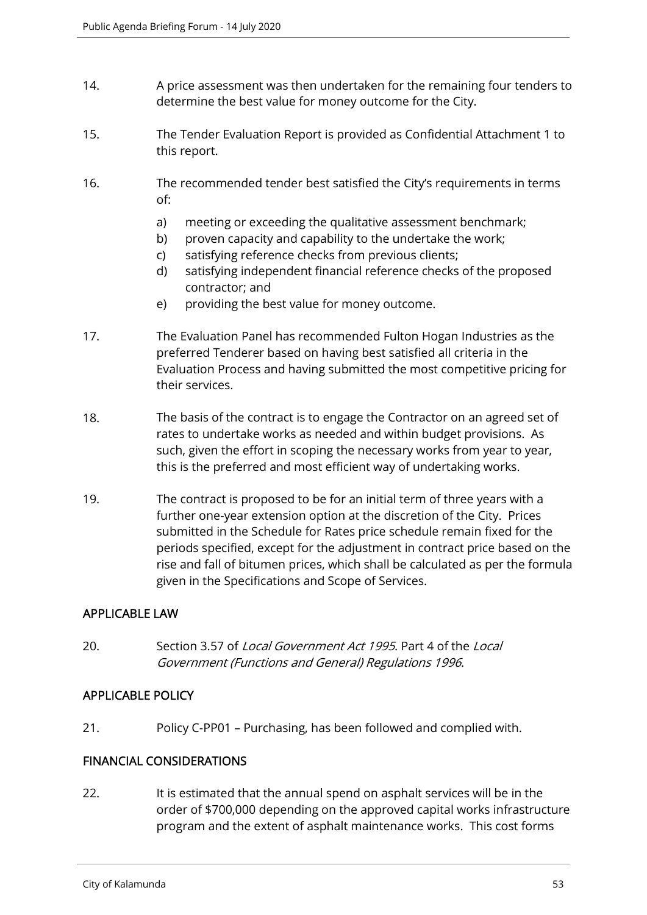14. A price assessment was then undertaken for the remaining four tenders to determine the best value for money outcome for the City.

15. The Tender Evaluation Report is provided as Confidential Attachment 1 to this report.

16. The recommended tender best satisfied the City's requirements in terms of:

    a) meeting or exceeding the qualitative assessment benchmark;
    b) proven capacity and capability to the undertake the work;
    c) satisfying reference checks from previous clients;
    d) satisfying independent financial reference checks of the proposed contractor; and
    e) providing the best value for money outcome.

17. The Evaluation Panel has recommended Fulton Hogan Industries as the preferred Tenderer based on having best satisfied all criteria in the Evaluation Process and having submitted the most competitive pricing for their services.

18. The basis of the contract is to engage the Contractor on an agreed set of rates to undertake works as needed and within budget provisions. As such, given the effort in scoping the necessary works from year to year, this is the preferred and most efficient way of undertaking works.

19. The contract is proposed to be for an initial term of three years with a further one-year extension option at the discretion of the City. Prices submitted in the Schedule for Rates price schedule remain fixed for the periods specified, except for the adjustment in contract price based on the rise and fall of bitumen prices, which shall be calculated as per the formula given in the Specifications and Scope of Services.

## APPLICABLE LAW

20. Section 3.57 of *Local Government Act 1995*. Part 4 of the *Local Government (Functions and General) Regulations 1996*.

## APPLICABLE POLICY

21. Policy C-PP01 – Purchasing, has been followed and complied with.

## FINANCIAL CONSIDERATIONS

22. It is estimated that the annual spend on asphalt services will be in the order of $700,000 depending on the approved capital works infrastructure program and the extent of asphalt maintenance works. This cost forms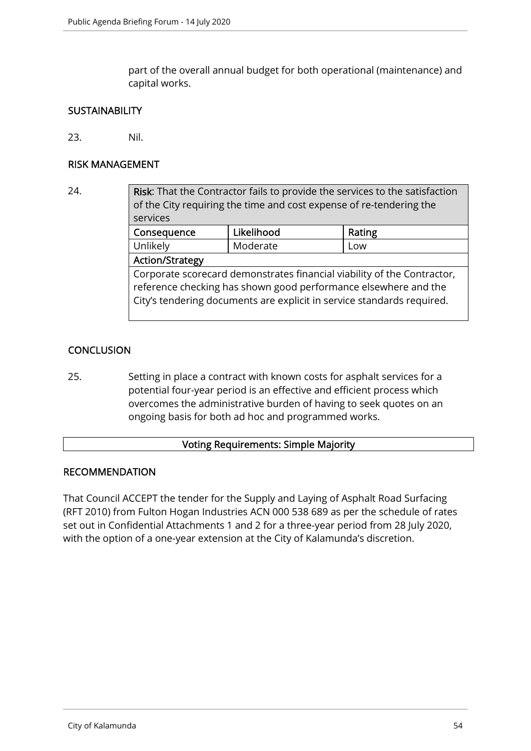part of the overall annual budget for both operational (maintenance) and capital works.

## SUSTAINABILITY

23. Nil.

## RISK MANAGEMENT

24.

| **Risk**: That the Contractor fails to provide the services to the satisfaction of the City requiring the time and cost expense of re-tendering the services | | |
|---|---|---|
| **Consequence** | **Likelihood** | **Rating** |
| Unlikely | Moderate | Low |
| **Action/Strategy** | | |
| Corporate scorecard demonstrates financial viability of the Contractor, reference checking has shown good performance elsewhere and the City's tendering documents are explicit in service standards required. | | |

## CONCLUSION

25. Setting in place a contract with known costs for asphalt services for a potential four-year period is an effective and efficient process which overcomes the administrative burden of having to seek quotes on an ongoing basis for both ad hoc and programmed works.

**Voting Requirements: Simple Majority**

## RECOMMENDATION

That Council ACCEPT the tender for the Supply and Laying of Asphalt Road Surfacing (RFT 2010) from Fulton Hogan Industries ACN 000 538 689 as per the schedule of rates set out in Confidential Attachments 1 and 2 for a three-year period from 28 July 2020, with the option of a one-year extension at the City of Kalamunda's discretion.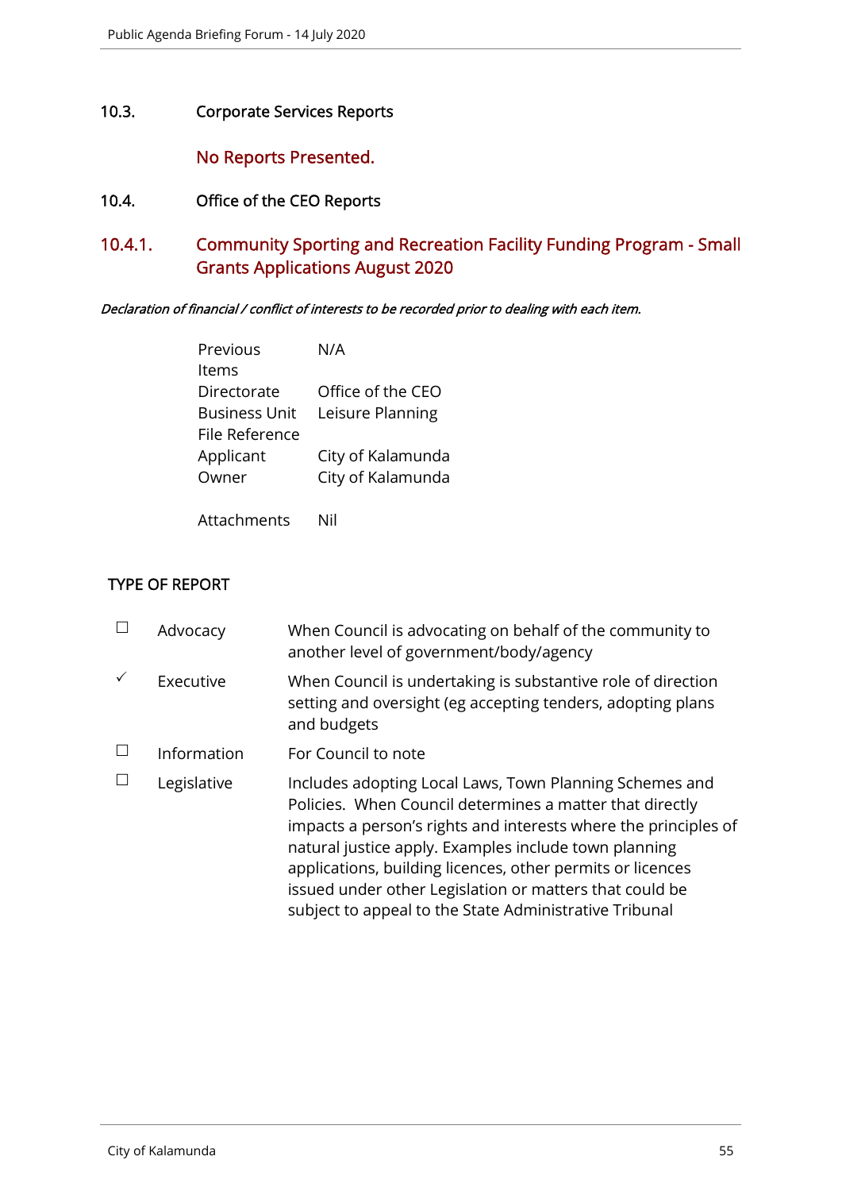## 10.3. Corporate Services Reports

No Reports Presented.

## 10.4. Office of the CEO Reports

### 10.4.1. Community Sporting and Recreation Facility Funding Program - Small Grants Applications August 2020

***Declaration of financial / conflict of interests to be recorded prior to dealing with each item.***

| | |
|---|---|
| Previous Items | N/A |
| Directorate | Office of the CEO |
| Business Unit | Leisure Planning |
| File Reference | |
| Applicant | City of Kalamunda |
| Owner | City of Kalamunda |
| Attachments | Nil |

**TYPE OF REPORT**

| | | |
|---|---|---|
| ☐ | Advocacy | When Council is advocating on behalf of the community to another level of government/body/agency |
| ✓ | Executive | When Council is undertaking is substantive role of direction setting and oversight (eg accepting tenders, adopting plans and budgets |
| ☐ | Information | For Council to note |
| ☐ | Legislative | Includes adopting Local Laws, Town Planning Schemes and Policies. When Council determines a matter that directly impacts a person's rights and interests where the principles of natural justice apply. Examples include town planning applications, building licences, other permits or licences issued under other Legislation or matters that could be subject to appeal to the State Administrative Tribunal |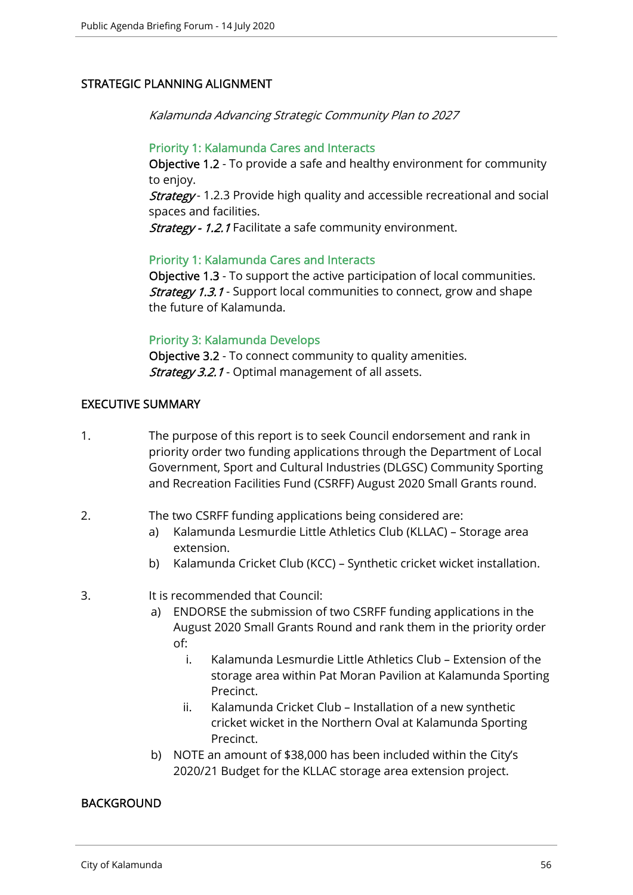## STRATEGIC PLANNING ALIGNMENT

*Kalamunda Advancing Strategic Community Plan to 2027*

**Priority 1: Kalamunda Cares and Interacts**
**Objective 1.2** - To provide a safe and healthy environment for community to enjoy.
*Strategy* - 1.2.3 Provide high quality and accessible recreational and social spaces and facilities.
*Strategy - 1.2.1* Facilitate a safe community environment.

**Priority 1: Kalamunda Cares and Interacts**
**Objective 1.3** - To support the active participation of local communities.
*Strategy 1.3.1* - Support local communities to connect, grow and shape the future of Kalamunda.

**Priority 3: Kalamunda Develops**
**Objective 3.2** - To connect community to quality amenities.
*Strategy 3.2.1* - Optimal management of all assets.

## EXECUTIVE SUMMARY

1. The purpose of this report is to seek Council endorsement and rank in priority order two funding applications through the Department of Local Government, Sport and Cultural Industries (DLGSC) Community Sporting and Recreation Facilities Fund (CSRFF) August 2020 Small Grants round.

2. The two CSRFF funding applications being considered are:
   a) Kalamunda Lesmurdie Little Athletics Club (KLLAC) – Storage area extension.
   b) Kalamunda Cricket Club (KCC) – Synthetic cricket wicket installation.

3. It is recommended that Council:
   a) ENDORSE the submission of two CSRFF funding applications in the August 2020 Small Grants Round and rank them in the priority order of:
      i. Kalamunda Lesmurdie Little Athletics Club – Extension of the storage area within Pat Moran Pavilion at Kalamunda Sporting Precinct.
      ii. Kalamunda Cricket Club – Installation of a new synthetic cricket wicket in the Northern Oval at Kalamunda Sporting Precinct.
   b) NOTE an amount of $38,000 has been included within the City's 2020/21 Budget for the KLLAC storage area extension project.

## BACKGROUND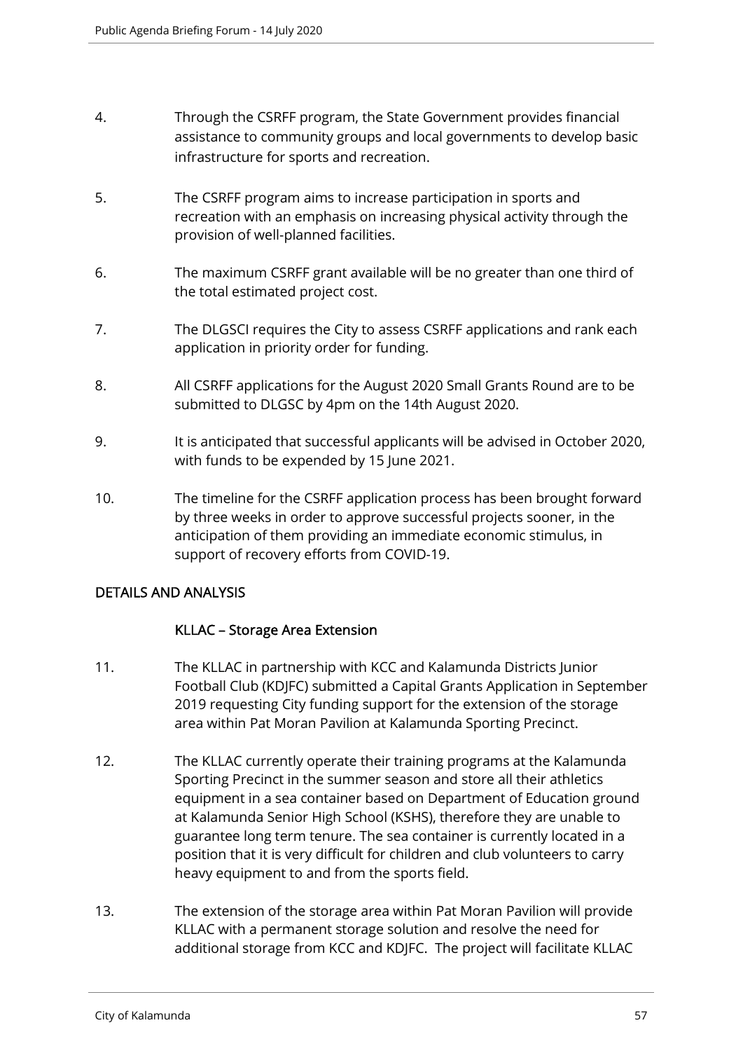4. Through the CSRFF program, the State Government provides financial assistance to community groups and local governments to develop basic infrastructure for sports and recreation.

5. The CSRFF program aims to increase participation in sports and recreation with an emphasis on increasing physical activity through the provision of well-planned facilities.

6. The maximum CSRFF grant available will be no greater than one third of the total estimated project cost.

7. The DLGSCI requires the City to assess CSRFF applications and rank each application in priority order for funding.

8. All CSRFF applications for the August 2020 Small Grants Round are to be submitted to DLGSC by 4pm on the 14th August 2020.

9. It is anticipated that successful applicants will be advised in October 2020, with funds to be expended by 15 June 2021.

10. The timeline for the CSRFF application process has been brought forward by three weeks in order to approve successful projects sooner, in the anticipation of them providing an immediate economic stimulus, in support of recovery efforts from COVID-19.

## DETAILS AND ANALYSIS

### KLLAC – Storage Area Extension

11. The KLLAC in partnership with KCC and Kalamunda Districts Junior Football Club (KDJFC) submitted a Capital Grants Application in September 2019 requesting City funding support for the extension of the storage area within Pat Moran Pavilion at Kalamunda Sporting Precinct.

12. The KLLAC currently operate their training programs at the Kalamunda Sporting Precinct in the summer season and store all their athletics equipment in a sea container based on Department of Education ground at Kalamunda Senior High School (KSHS), therefore they are unable to guarantee long term tenure. The sea container is currently located in a position that it is very difficult for children and club volunteers to carry heavy equipment to and from the sports field.

13. The extension of the storage area within Pat Moran Pavilion will provide KLLAC with a permanent storage solution and resolve the need for additional storage from KCC and KDJFC. The project will facilitate KLLAC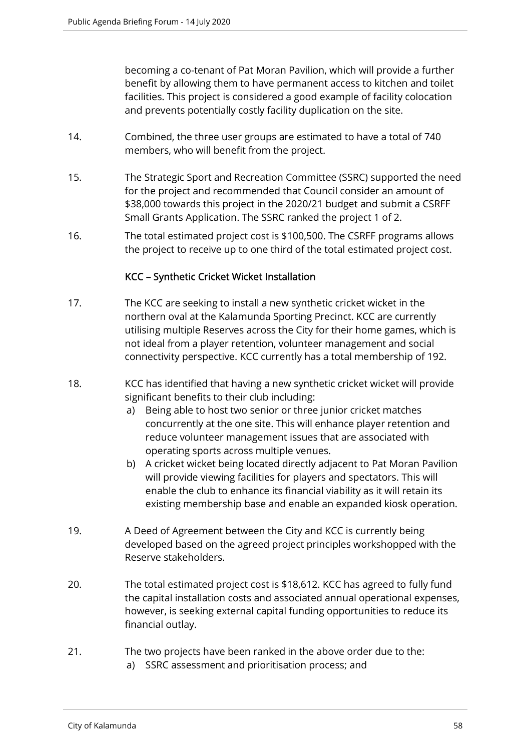becoming a co-tenant of Pat Moran Pavilion, which will provide a further benefit by allowing them to have permanent access to kitchen and toilet facilities. This project is considered a good example of facility colocation and prevents potentially costly facility duplication on the site.

14. Combined, the three user groups are estimated to have a total of 740 members, who will benefit from the project.

15. The Strategic Sport and Recreation Committee (SSRC) supported the need for the project and recommended that Council consider an amount of $38,000 towards this project in the 2020/21 budget and submit a CSRFF Small Grants Application. The SSRC ranked the project 1 of 2.

16. The total estimated project cost is $100,500. The CSRFF programs allows the project to receive up to one third of the total estimated project cost.

**KCC – Synthetic Cricket Wicket Installation**

17. The KCC are seeking to install a new synthetic cricket wicket in the northern oval at the Kalamunda Sporting Precinct. KCC are currently utilising multiple Reserves across the City for their home games, which is not ideal from a player retention, volunteer management and social connectivity perspective. KCC currently has a total membership of 192.

18. KCC has identified that having a new synthetic cricket wicket will provide significant benefits to their club including:
    a) Being able to host two senior or three junior cricket matches concurrently at the one site. This will enhance player retention and reduce volunteer management issues that are associated with operating sports across multiple venues.
    b) A cricket wicket being located directly adjacent to Pat Moran Pavilion will provide viewing facilities for players and spectators. This will enable the club to enhance its financial viability as it will retain its existing membership base and enable an expanded kiosk operation.

19. A Deed of Agreement between the City and KCC is currently being developed based on the agreed project principles workshopped with the Reserve stakeholders.

20. The total estimated project cost is $18,612. KCC has agreed to fully fund the capital installation costs and associated annual operational expenses, however, is seeking external capital funding opportunities to reduce its financial outlay.

21. The two projects have been ranked in the above order due to the:
    a) SSRC assessment and prioritisation process; and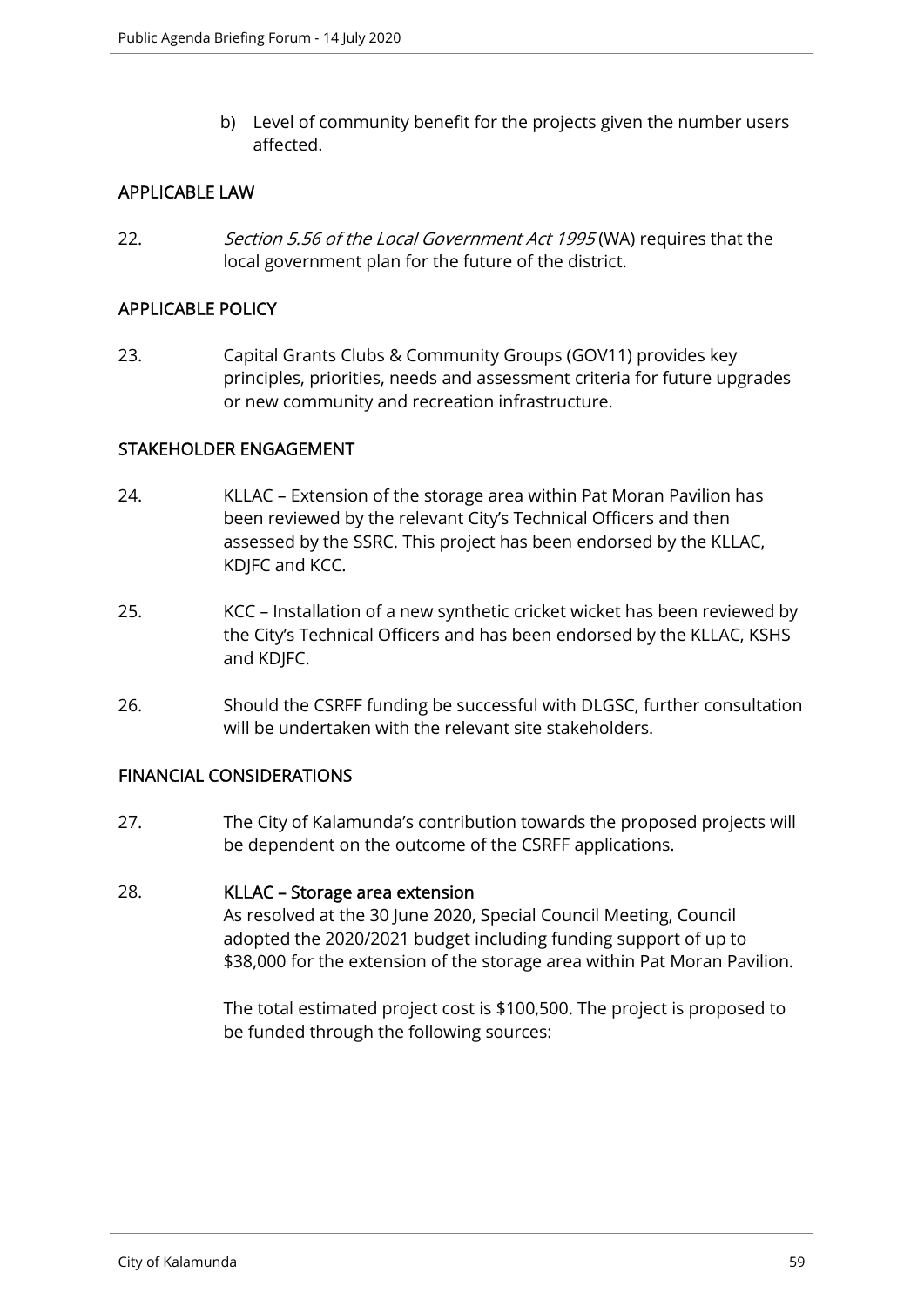b) Level of community benefit for the projects given the number users affected.

## APPLICABLE LAW

22. *Section 5.56 of the Local Government Act 1995* (WA) requires that the local government plan for the future of the district.

## APPLICABLE POLICY

23. Capital Grants Clubs & Community Groups (GOV11) provides key principles, priorities, needs and assessment criteria for future upgrades or new community and recreation infrastructure.

## STAKEHOLDER ENGAGEMENT

24. KLLAC – Extension of the storage area within Pat Moran Pavilion has been reviewed by the relevant City's Technical Officers and then assessed by the SSRC. This project has been endorsed by the KLLAC, KDJFC and KCC.

25. KCC – Installation of a new synthetic cricket wicket has been reviewed by the City's Technical Officers and has been endorsed by the KLLAC, KSHS and KDJFC.

26. Should the CSRFF funding be successful with DLGSC, further consultation will be undertaken with the relevant site stakeholders.

## FINANCIAL CONSIDERATIONS

27. The City of Kalamunda's contribution towards the proposed projects will be dependent on the outcome of the CSRFF applications.

28. **KLLAC – Storage area extension**

    As resolved at the 30 June 2020, Special Council Meeting, Council adopted the 2020/2021 budget including funding support of up to $38,000 for the extension of the storage area within Pat Moran Pavilion.

    The total estimated project cost is $100,500. The project is proposed to be funded through the following sources: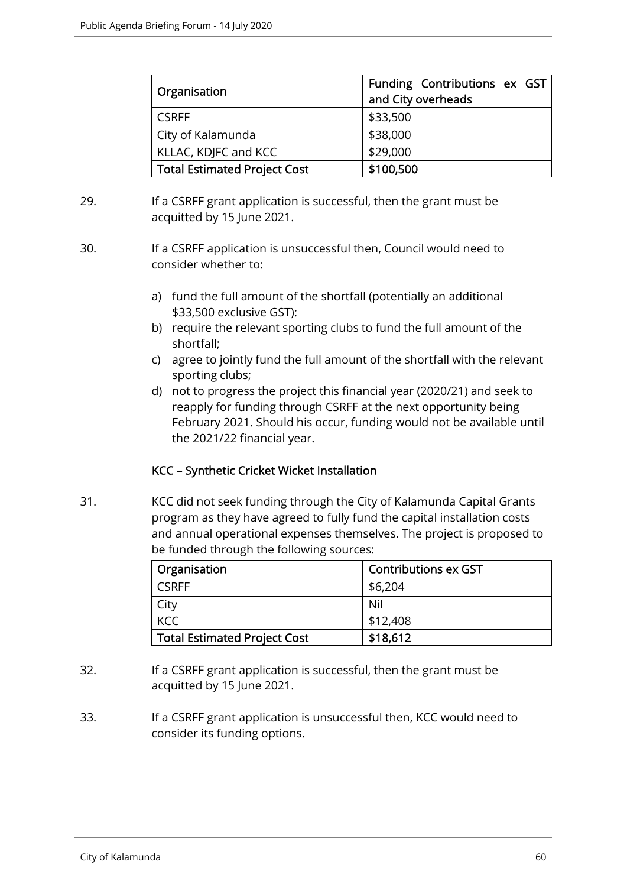| Organisation | Funding Contributions ex GST and City overheads |
|---|---|
| CSRFF | $33,500 |
| City of Kalamunda | $38,000 |
| KLLAC, KDJFC and KCC | $29,000 |
| **Total Estimated Project Cost** | **$100,500** |

29. If a CSRFF grant application is successful, then the grant must be acquitted by 15 June 2021.

30. If a CSRFF application is unsuccessful then, Council would need to consider whether to:

    a) fund the full amount of the shortfall (potentially an additional $33,500 exclusive GST):
    b) require the relevant sporting clubs to fund the full amount of the shortfall;
    c) agree to jointly fund the full amount of the shortfall with the relevant sporting clubs;
    d) not to progress the project this financial year (2020/21) and seek to reapply for funding through CSRFF at the next opportunity being February 2021. Should his occur, funding would not be available until the 2021/22 financial year.

### KCC – Synthetic Cricket Wicket Installation

31. KCC did not seek funding through the City of Kalamunda Capital Grants program as they have agreed to fully fund the capital installation costs and annual operational expenses themselves. The project is proposed to be funded through the following sources:

| Organisation | Contributions ex GST |
|---|---|
| CSRFF | $6,204 |
| City | Nil |
| KCC | $12,408 |
| **Total Estimated Project Cost** | **$18,612** |

32. If a CSRFF grant application is successful, then the grant must be acquitted by 15 June 2021.

33. If a CSRFF grant application is unsuccessful then, KCC would need to consider its funding options.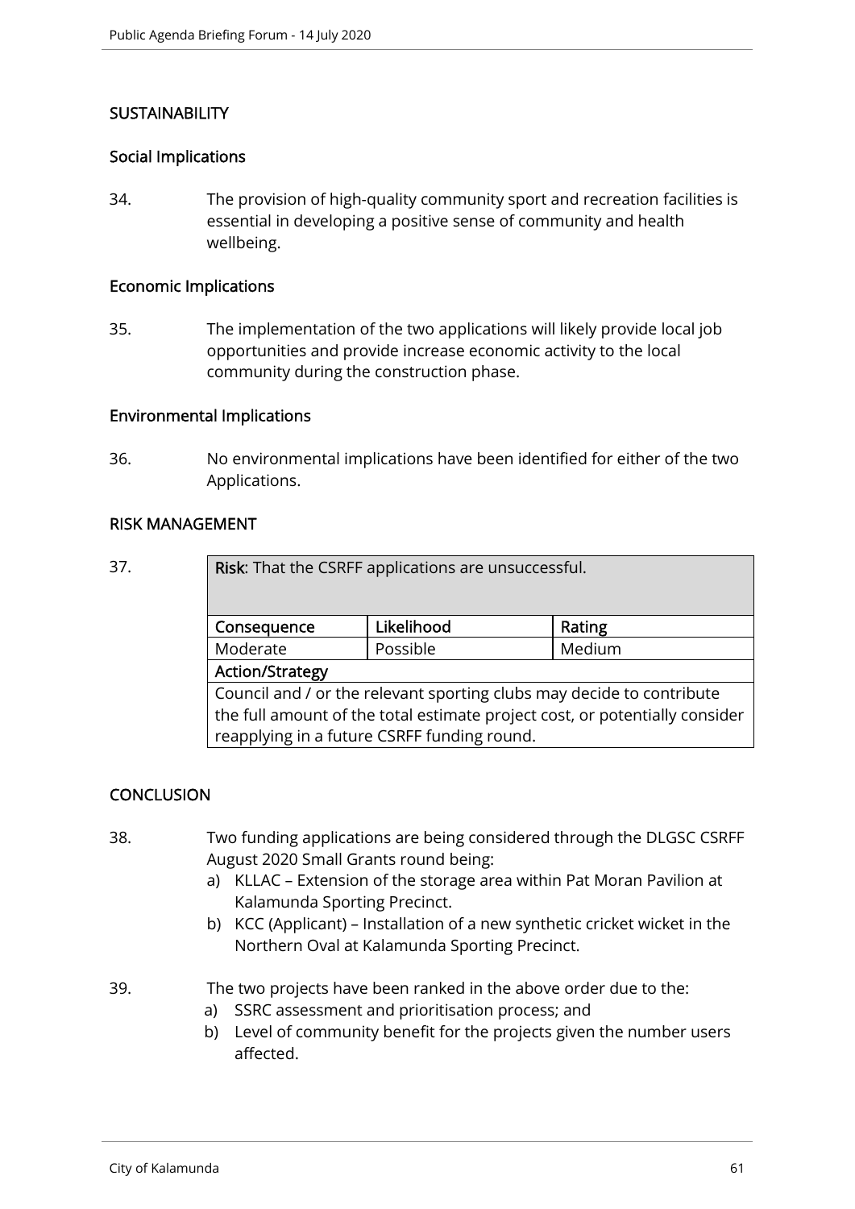## SUSTAINABILITY

### Social Implications

34. The provision of high-quality community sport and recreation facilities is essential in developing a positive sense of community and health wellbeing.

### Economic Implications

35. The implementation of the two applications will likely provide local job opportunities and provide increase economic activity to the local community during the construction phase.

### Environmental Implications

36. No environmental implications have been identified for either of the two Applications.

## RISK MANAGEMENT

37.

| **Risk**: That the CSRFF applications are unsuccessful. | | |
|---|---|---|
| **Consequence** | **Likelihood** | **Rating** |
| Moderate | Possible | Medium |
| **Action/Strategy** | | |
| Council and / or the relevant sporting clubs may decide to contribute the full amount of the total estimate project cost, or potentially consider reapplying in a future CSRFF funding round. | | |

## CONCLUSION

38. Two funding applications are being considered through the DLGSC CSRFF August 2020 Small Grants round being:
    a) KLLAC – Extension of the storage area within Pat Moran Pavilion at Kalamunda Sporting Precinct.
    b) KCC (Applicant) – Installation of a new synthetic cricket wicket in the Northern Oval at Kalamunda Sporting Precinct.

39. The two projects have been ranked in the above order due to the:
    a) SSRC assessment and prioritisation process; and
    b) Level of community benefit for the projects given the number users affected.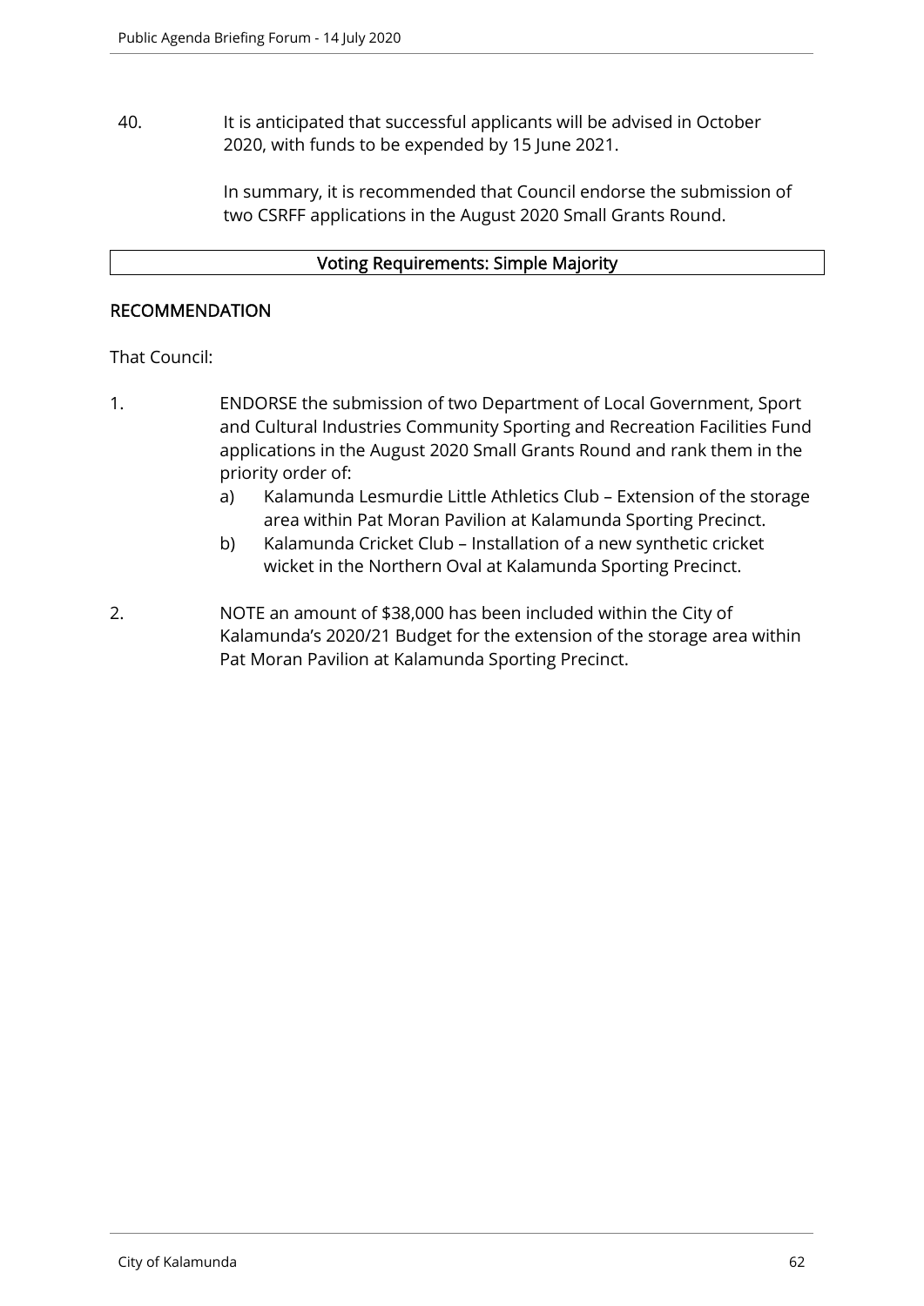40. It is anticipated that successful applicants will be advised in October 2020, with funds to be expended by 15 June 2021.

    In summary, it is recommended that Council endorse the submission of two CSRFF applications in the August 2020 Small Grants Round.

| Voting Requirements: Simple Majority |
| --- |

## RECOMMENDATION

That Council:

1. ENDORSE the submission of two Department of Local Government, Sport and Cultural Industries Community Sporting and Recreation Facilities Fund applications in the August 2020 Small Grants Round and rank them in the priority order of:
   a) Kalamunda Lesmurdie Little Athletics Club – Extension of the storage area within Pat Moran Pavilion at Kalamunda Sporting Precinct.
   b) Kalamunda Cricket Club – Installation of a new synthetic cricket wicket in the Northern Oval at Kalamunda Sporting Precinct.

2. NOTE an amount of $38,000 has been included within the City of Kalamunda's 2020/21 Budget for the extension of the storage area within Pat Moran Pavilion at Kalamunda Sporting Precinct.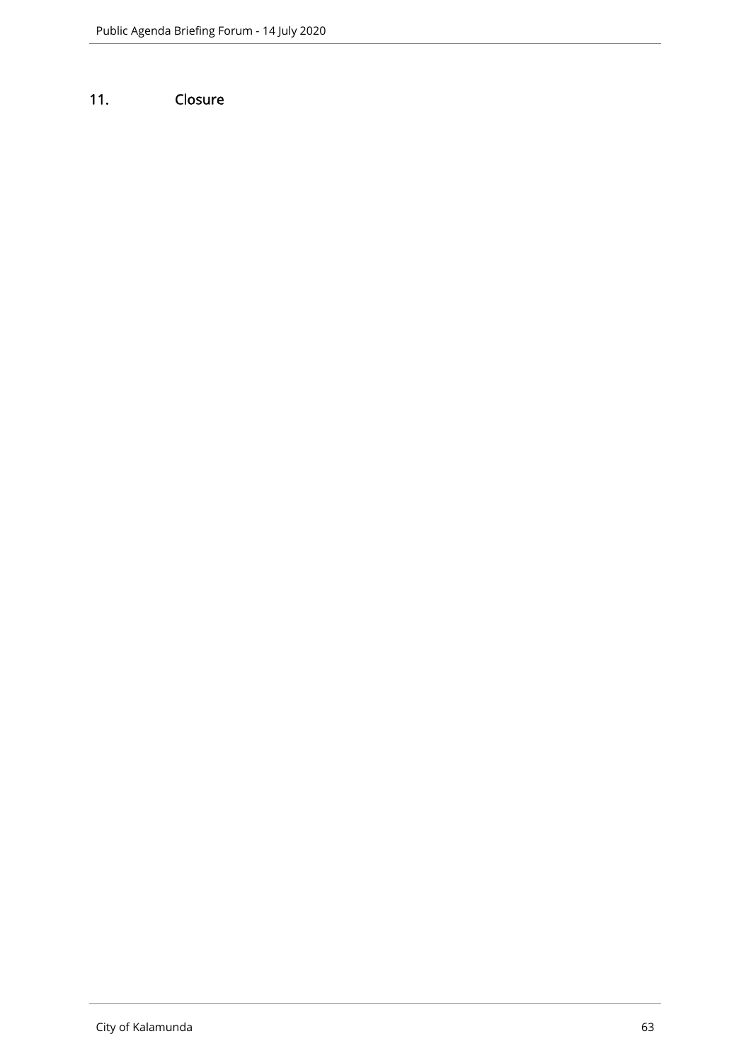## 11. Closure